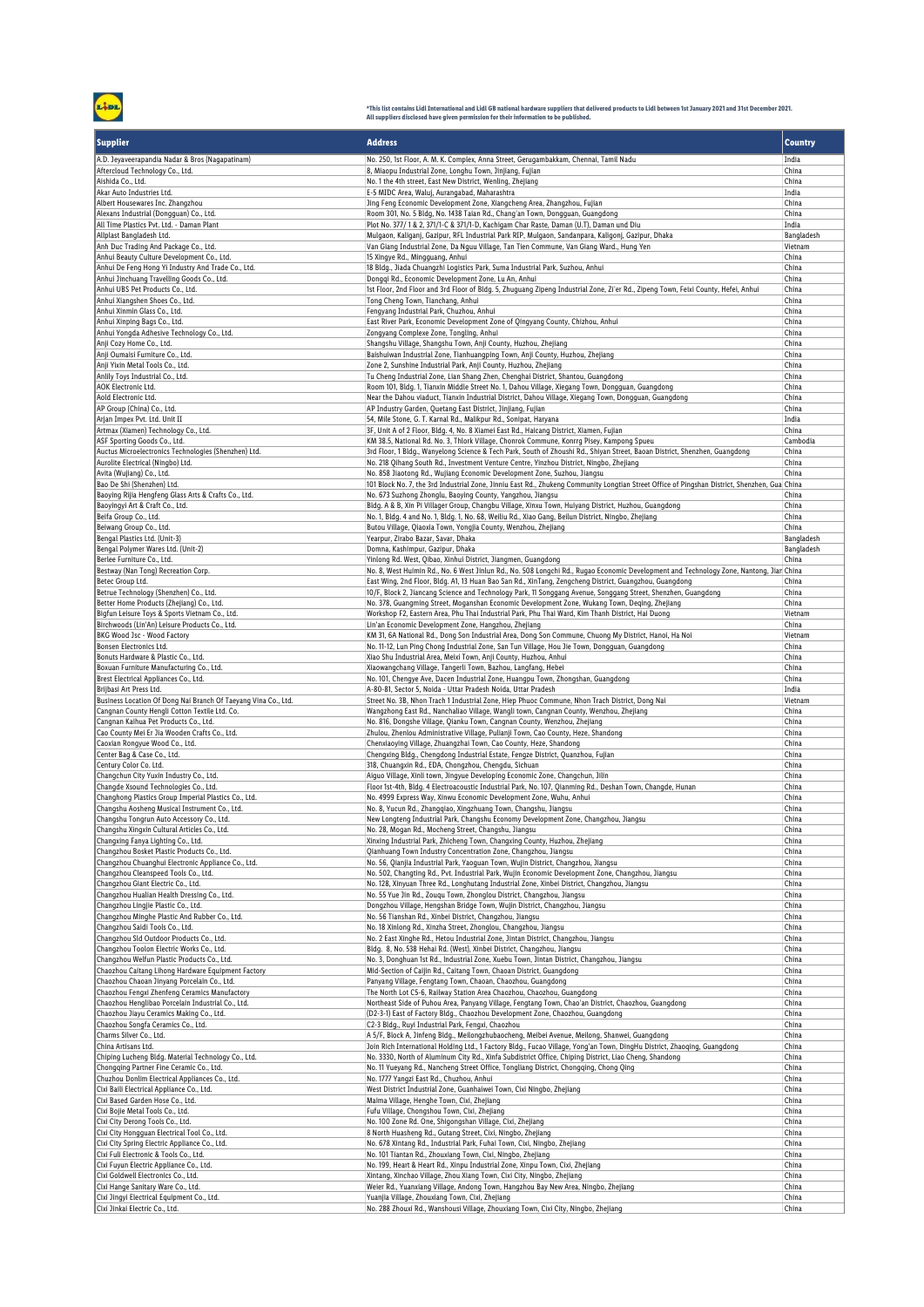*This list contains Lidl International and Lidl GB national hardware suppliers that delivered products to Lidl between 1st January 2021 and 31st December 2021.
All suppliers disclosed have given permission for their information to be published.

| Supplier | Address | Country |
|---|---|---|
| A.D. Jeyaveerapandia Nadar & Bros (Nagapatinam) | No. 250, 1st Floor, A. M. K. Complex, Anna Street, Gerugambakkam, Chennai, Tamil Nadu | India |
| Aftercloud Technology Co., Ltd. | 8, Miaopu Industrial Zone, Longhu Town, Jinjiang, Fujian | China |
| Aishida Co., Ltd. | No. 1 the 4th street, East New District, Wenling, Zhejiang | China |
| Akar Auto Industries Ltd. | E-5 MIDC Area, Waluj, Aurangabad, Maharashtra | India |
| Albert Housewares Inc. Zhangzhou | Jing Feng Economic Development Zone, Xiangcheng Area, Zhangzhou, Fujian | China |
| Alexans Industrial (Dongguan) Co., Ltd. | Room 301, No. 5 Bldg, No. 1438 Taian Rd., Chang'an Town, Dongguan, Guangdong | China |
| All Time Plastics Pvt. Ltd. - Daman Plant | Plot No. 377/ 1 & 2, 371/1-C & 371/1-D, Kachigam Char Raste, Daman (U.T), Daman und Diu | India |
| Allplast Bangladesh Ltd. | Mulgaon, Kaliganj, Gazipur, RFL Industrial Park RIP, Mulgaon, Sandanpara, Kaligonj, Gazipur, Dhaka | Bangladesh |
| Anh Duc Trading And Package Co., Ltd. | Van Giang Industrial Zone, Da Nguu Village, Tan Tien Commune, Van Giang Ward., Hung Yen | Vietnam |
| Anhui Beauty Culture Development Co., Ltd. | 15 Xingye Rd., Mingguang, Anhui | China |
| Anhui De Feng Hong Yi Industry And Trade Co., Ltd. | 18 Bldg., Jiada Chuangzhi Logistics Park, Suma Industrial Park, Suzhou, Anhui | China |
| Anhui Jinchuang Travelling Goods Co., Ltd. | Dongqi Rd., Economic Development Zone, Lu An, Anhui | China |
| Anhui UBS Pet Products Co., Ltd. | 1st Floor, 2nd Floor and 3rd Floor of Bldg. 5, Zhuguang Zipeng Industrial Zone, Zi'er Rd., Zipeng Town, Feixi County, Hefei, Anhui | China |
| Anhui Xiangshen Shoes Co., Ltd. | Tong Cheng Town, Tianchang, Anhui | China |
| Anhui Xinmin Glass Co., Ltd. | Fengyang Industrial Park, Chuzhou, Anhui | China |
| Anhui Xinping Bags Co., Ltd. | East River Park, Economic Development Zone of Qingyang County, Chizhou, Anhui | China |
| Anhui Yongda Adhesive Technology Co., Ltd. | Zongyang Complexe Zone, Tongling, Anhui | China |
| Anji Cozy Home Co., Ltd. | Shangshu Village, Shangshu Town, Anji County, Huzhou, Zhejiang | China |
| Anji Oumaisi Furniture Co., Ltd. | Baishuiwan Industrial Zone, Tianhuangping Town, Anji County, Huzhou, Zhejiang | China |
| Anji Yixin Metal Tools Co., Ltd. | Zone 2, Sunshine Industrial Park, Anji County, Huzhou, Zhejiang | China |
| Anlily Toys Industrial Co., Ltd. | Tu Cheng Industrial Zone, Lian Shang Zhen, Chenghai District, Shantou, Guangdong | China |
| AOK Electronic Ltd. | Room 101, Bldg. 1, Tianxin Middle Street No. 1, Dahou Village, Xiegang Town, Dongguan, Guangdong | China |
| Aold Electronic Ltd. | Near the Dahou viaduct, Tianxin Industrial District, Dahou Village, Xiegang Town, Dongguan, Guangdong | China |
| AP Group (China) Co., Ltd. | AP Industry Garden, Quetang East District, Jinjiang, Fujian | China |
| Arjan Impex Pvt. Ltd. Unit II | 54, Mile Stone, G. T. Karnal Rd., Malikpur Rd., Sonipat, Haryana | India |
| Artmax (Xiamen) Technology Co., Ltd. | 3F, Unit A of 2 Floor, Bldg. 4, No. 8 Xiamei East Rd., Haicang District, Xiamen, Fujian | China |
| ASF Sporting Goods Co., Ltd. | KM 38.5, National Rd. No. 3, Thlork Village, Chonrok Commune, Konrrg Pisey, Kampong Spueu | Cambodia |
| Auctus Microelectronics Technologies (Shenzhen) Ltd. | 3rd Floor, 1 Bldg., Wanyelong Science & Tech Park, South of Zhoushi Rd., Shiyan Street, Baoan District, Shenzhen, Guangdong | China |
| Aurolite Electrical (Ningbo) Ltd. | No. 218 Qihang South Rd., Investment Venture Centre, Yinzhou District, Ningbo, Zhejiang | China |
| Avita (Wujiang) Co., Ltd. | No. 858 Jiaotong Rd., Wujiang Economic Development Zone, Suzhou, Jiangsu | China |
| Bao De Shi (Shenzhen) Ltd. | 101 Block No. 7, the 3rd Industrial Zone, Jinniu East Rd., Zhukeng Community Longtian Street Office of Pingshan District, Shenzhen, Gua | China |
| Baoying Rijia Hengfeng Glass Arts & Crafts Co., Ltd. | No. 673 Suzhong Zhonglu, Baoying County, Yangzhou, Jiangsu | China |
| Baoyingyi Art & Craft Co., Ltd. | Bldg. A & B, Xin Pi Villager Group, Changbu Village, Xinxu Town, Huiyang District, Huzhou, Guangdong | China |
| Beifa Group Co., Ltd. | No. 1, Bldg. 4 and No. 1, Bldg. 1, No. 68, Weiliu Rd., Xiao Gang, Beilun District, Ningbo, Zhejiang | China |
| Beiwang Group Co., Ltd. | Butou Village, Qiaoxia Town, Yongjia County, Wenzhou, Zhejiang | China |
| Bengal Plastics Ltd. (Unit-3) | Yearpur, Zirabo Bazar, Savar, Dhaka | Bangladesh |
| Bengal Polymer Wares Ltd. (Unit-2) | Domna, Kashimpur, Gazipur, Dhaka | Bangladesh |
| Berlee Furniture Co., Ltd. | Yinlong Rd. West, Qibao, Xinhui District, Jiangmen, Guangdong | China |
| Bestway (Nan Tong) Recreation Corp. | No. 8, West Huimin Rd., No. 6 West Jinlun Rd., No. 508 Longchi Rd., Rugao Economic Development and Technology Zone, Nantong, Jiar | China |
| Betec Group Ltd. | East Wing, 2nd Floor, Bldg. A1, 13 Huan Bao San Rd., XinTang, Zengcheng District, Guangzhou, Guangdong | China |
| Betrue Technology (Shenzhen) Co., Ltd. | 10/F, Block 2, Jiancang Science and Technology Park, 11 Songgang Avenue, Songgang Street, Shenzhen, Guangdong | China |
| Better Home Products (Zhejiang) Co., Ltd. | No. 378, Guangming Street, Moganshan Economic Development Zone, Wukang Town, Deqing, Zhejiang | China |
| Bigfun Leisure Toys & Sports Vietnam Co., Ltd. | Workshop F2, Eastern Area, Phu Thai Industrial Park, Phu Thai Ward, Kim Thanh District, Hai Duong | Vietnam |
| Birchwoods (Lin'An) Leisure Products Co., Ltd. | Lin'an Economic Development Zone, Hangzhou, Zhejiang | China |
| BKG Wood Jsc - Wood Factory | KM 31, 6A National Rd., Dong Son Industrial Area, Dong Son Commune, Chuong My District, Hanoi, Ha Noi | Vietnam |
| Bonsen Electronics Ltd. | No. 11-12, Lun Ping Chong Industrial Zone, San Tun Village, Hou Jie Town, Dongguan, Guangdong | China |
| Bonuts Hardware & Plastic Co., Ltd. | Xiao Shu Industrial Area, Meixi Town, Anji County, Huzhou, Anhui | China |
| Boxuan Furniture Manufacturing Co., Ltd. | Xiaowangchang Village, Tangerli Town, Bazhou, Langfang, Hebei | China |
| Brest Electrical Appliances Co., Ltd. | No. 101, Chengye Ave, Dacen Industrial Zone, Huangpu Town, Zhongshan, Guangdong | China |
| Brijbasi Art Press Ltd. | A-80-81, Sector 5, Noida - Uttar Pradesh Noida, Uttar Pradesh | India |
| Business Location Of Dong Nai Branch Of Taeyang Vina Co., Ltd. | Street No. 3B, Nhon Trach 1 Industrial Zone, Hiep Phuoc Commune, Nhon Trach District, Dong Nai | Vietnam |
| Cangnan County Hengli Cotton Textile Ltd. Co. | Wangzhong East Rd., Nanchaliao Village, Wangli town, Cangnan County, Wenzhou, Zhejiang | China |
| Cangnan Kaihua Pet Products Co., Ltd. | No. 816, Dongshe Village, Qianku Town, Cangnan County, Wenzhou, Zhejiang | China |
| Cao County Mei Er Jia Wooden Crafts Co., Ltd. | Zhulou, Zhenlou Administrative Village, Pulianji Town, Cao County, Heze, Shandong | China |
| Caoxian Rongyue Wood Co., Ltd. | Chenxiaoying Village, Zhuangzhai Town, Cao County, Heze, Shandong | China |
| Center Bag & Case Co., Ltd. | Chengxing Bldg., Chengdong Industrial Estate, Fengze District, Quanzhou, Fujian | China |
| Century Color Co. Ltd. | 318, Chuangxin Rd., EDA, Chongzhou, Chengdu, Sichuan | China |
| Changchun City Yuxin Industry Co., Ltd. | Aiguo Village, Xinli town, Jingyue Developing Economic Zone, Changchun, Jilin | China |
| Changde Xsound Technologies Co., Ltd. | Floor 1st-4th, Bldg. 4 Electroacoustic Industrial Park, No. 107, Qianming Rd., Deshan Town, Changde, Hunan | China |
| Changhong Plastics Group Imperial Plastics Co., Ltd. | No. 4999 Express Way, Xinwu Economic Development Zone, Wuhu, Anhui | China |
| Changshu Aosheng Musical Instrument Co., Ltd. | No. 8, Yucun Rd., Zhangqiao, Xingzhuang Town, Changshu, Jiangsu | China |
| Changshu Tongrun Auto Accessory Co., Ltd. | New Longteng Industrial Park, Changshu Economy Development Zone, Changzhou, Jiangsu | China |
| Changshu Xingxin Cultural Articles Co., Ltd. | No. 28, Mogan Rd., Mocheng Street, Changshu, Jiangsu | China |
| Changxing Fanya Lighting Co., Ltd. | Xinxing Industrial Park, Zhicheng Town, Changxing County, Huzhou, Zhejiang | China |
| Changzhou Bosket Plastic Products Co., Ltd. | Qianhuang Town Industry Concentration Zone, Changzhou, Jiangsu | China |
| Changzhou Chuanghui Electronic Appliance Co., Ltd. | No. 56, Qianjia Industrial Park, Yaoguan Town, Wujin District, Changzhou, Jiangsu | China |
| Changzhou Cleanspeed Tools Co., Ltd. | No. 502, Changting Rd., Pvt. Industrial Park, Wujin Economic Development Zone, Changzhou, Jiangsu | China |
| Changzhou Giant Electric Co., Ltd. | No. 128, Xinyuan Three Rd., Longhutang Industrial Zone, Xinbei District, Changzhou, Jiangsu | China |
| Changzhou Hualian Health Dressing Co., Ltd. | No. 55 Yue Jin Rd., Zouqu Town, Zhonglou District, Changzhou, Jiangsu | China |
| Changzhou Lingjie Plastic Co., Ltd. | Dongzhou Village, Hengshan Bridge Town, Wujin District, Changzhou, Jiangsu | China |
| Changzhou Minghe Plastic And Rubber Co., Ltd. | No. 56 Tianshan Rd., Xinbei District, Changzhou, Jiangsu | China |
| Changzhou Saidi Tools Co., Ltd. | No. 18 Xinlong Rd., Xinzha Street, Zhonglou, Changzhou, Jiangsu | China |
| Changzhou Sld Outdoor Products Co., Ltd. | No. 2 East Xinghe Rd., Hetou Industrial Zone, Jintan District, Changzhou, Jiangsu | China |
| Changzhou Toolon Electric Works Co., Ltd. | Bldg. 8, No. 538 Hehai Rd. (West), Xinbei District, Changzhou, Jiangsu | China |
| Changzhou Welfun Plastic Products Co., Ltd. | No. 3, Donghuan 1st Rd., Industrial Zone, Xuebu Town, Jintan District, Changzhou, Jiangsu | China |
| Chaozhou Caitang Lihong Hardware Equipment Factory | Mid-Section of Caijin Rd., Caitang Town, Chaoan District, Guangdong | China |
| Chaozhou Chaoan Jinyang Porcelain Co., Ltd. | Panyang Village, Fengtang Town, Chaoan, Chaozhou, Guangdong | China |
| Chaozhou Fengxi Zhenfeng Ceramics Manufactory | The North Lot C5-6, Railway Station Area Chaozhou, Chaozhou, Guangdong | China |
| Chaozhou Henglibao Porcelain Industrial Co., Ltd. | Northeast Side of Puhou Area, Panyang Village, Fengtang Town, Chao'an District, Chaozhou, Guangdong | China |
| Chaozhou Jiayu Ceramics Making Co., Ltd. | (D2-3-1) East of Factory Bldg., Chaozhou Development Zone, Chaozhou, Guangdong | China |
| Chaozhou Songfa Ceramics Co., Ltd. | C2-3 Bldg., Ruyi Industrial Park, Fengxi, Chaozhou | China |
| Charms Silver Co., Ltd. | A 5/F, Block A, Jinfeng Bldg., Meilongzhubaocheng, Meibei Avenue, Meilong, Shanwei, Guangdong | China |
| China Artisans Ltd. | Join Rich International Holding Ltd., 1 Factory Bldg., Fucao Village, Yong'an Town, DingHu District, Zhaoqing, Guangdong | China |
| Chiping Lucheng Bldg. Material Technology Co., Ltd. | No. 3330, North of Aluminum City Rd., Xinfa Subdistrict Office, Chiping District, Liao Cheng, Shandong | China |
| Chongqing Partner Fine Ceramic Co., Ltd. | No. 11 Yueyang Rd., Nancheng Street Office, Tongliang District, Chongqing, Chong Qing | China |
| Chuzhou Donlim Electrical Appliances Co., Ltd. | No. 1777 Yangzi East Rd., Chuzhou, Anhui | China |
| Cixi Baili Electrical Appliance Co., Ltd. | West District Industrial Zone, Guanhaiwei Town, Cixi Ningbo, Zhejiang | China |
| Cixi Based Garden Hose Co., Ltd. | Maima Village, Henghe Town, Cixi, Zhejiang | China |
| Cixi Bojie Metal Tools Co., Ltd. | Fufu Village, Chongshou Town, Cixi, Zhejiang | China |
| Cixi City Derong Tools Co., Ltd. | No. 100 Zone Rd. One, Shigongshan Village, Cixi, Zhejiang | China |
| Cixi City Hongguan Electrical Tool Co., Ltd. | 8 North Huasheng Rd., Gutang Street, Cixi, Ningbo, Zhejiang | China |
| Cixi City Spring Electric Appliance Co., Ltd. | No. 678 Xintang Rd., Industrial Park, Fuhai Town, Cixi, Ningbo, Zhejiang | China |
| Cixi Full Electronic & Tools Co., Ltd. | No. 101 Tiantan Rd., Zhouxiang Town, Cixi, Ningbo, Zhejiang | China |
| Cixi Fuyun Electric Appliance Co., Ltd. | No. 199, Heart & Heart Rd., Xinpu Industrial Zone, Xinpu Town, Cixi, Zhejiang | China |
| Cixi Goldwell Electronics Co., Ltd. | Xintang, Xinchao Village, Zhou Xiang Town, Cixi City, Ningbo, Zhejiang | China |
| Cixi Hange Sanitary Ware Co., Ltd. | Weier Rd., Yuanxiang Village, Andong Town, Hangzhou Bay New Area, Ningbo, Zhejiang | China |
| Cixi Jingyi Electrical Equipment Co., Ltd. | Yuanjia Village, Zhouxiang Town, Cixi, Zhejiang | China |
| Cixi Jinkai Electric Co., Ltd. | No. 288 Zhouxi Rd., Wanshousi Village, Zhouxiang Town, Cixi City, Ningbo, Zhejiang | China |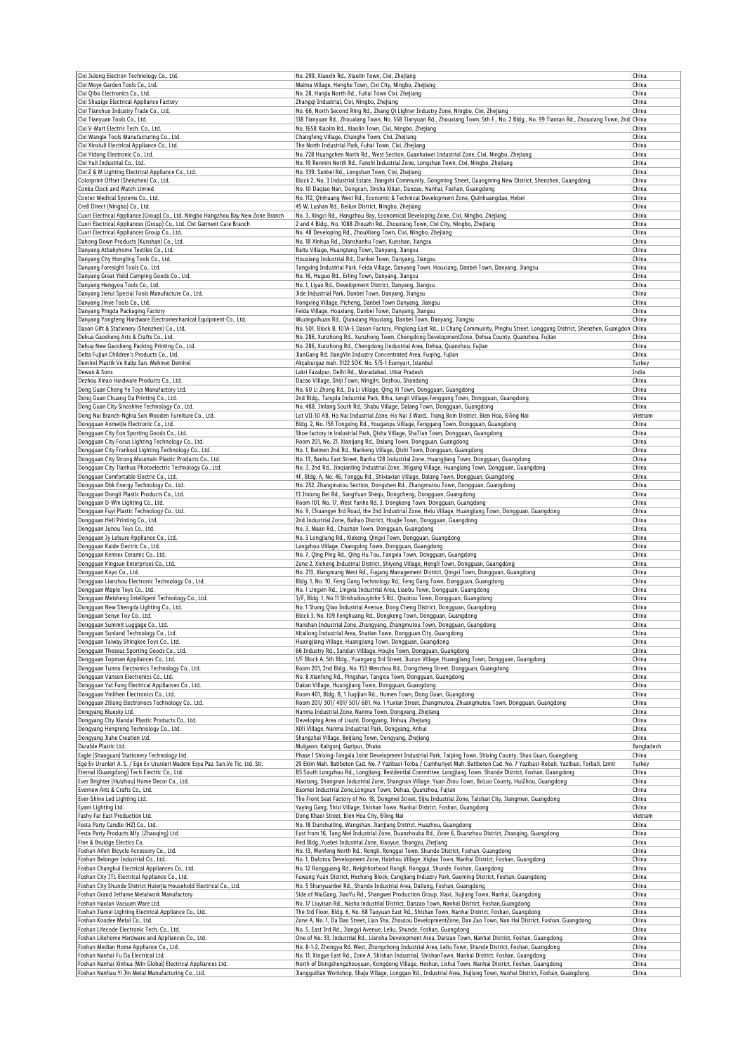| | | |
|---|---|---|
| Cixi Julong Electron Technology Co., Ltd. | No. 299, Xiaoxin Rd., Xiaolin Town, Cixi, Zhejiang | China |
| Cixi Moye Garden Tools Co., Ltd. | Maima Village, Henghe Town, Cixi City, Ningbo, Zhejiang | China |
| Cixi Qibo Electronics Co., Ltd. | No. 28, Hanjia North Rd., Fuhai Town Cixi, Zhejiang | China |
| Cixi Shuaige Electrical Appliance Factory | Zhangqi Industrial, Cixi, Ningbo, Zhejiang | China |
| Cixi Tianshuo Industry Trade Co., Ltd. | No. 66, North Second Ring Rd., Zhang Qi Lighter Industry Zone, Ningbo, Cixi, Zhejiang | China |
| Cixi Tianyuan Tools Co., Ltd. | 518 Tianyuan Rd., Zhouxiang Town, No. 558 Tianyuan Rd., Zhouxiang Town, 5th F., No. 2 Bldg., No. 99 Tiantan Rd., Zhouxiang Town, 2nd | China |
| Cixi V-Mart Electric Tech. Co., Ltd. | No. 1658 Xiaolin Rd., Xiaolin Town, Cixi, Ningbo, Zhejiang | China |
| Cixi Wangle Tools Manufacturing Co., Ltd. | Changfeng Village, Changhe Town, Cixi, Zhejiang | China |
| Cixi Xinxiuli Electrical Appliance Co., Ltd. | The North Industrial Park, Fuhai Town, Cixi, Zhejiang | China |
| Cixi Yidong Electronic Co., Ltd. | No. 728 Huangchen North Rd., West Section, Guanhaiwei Industrial Zone, Cixi, Ningbo, Zhejiang | China |
| Cixi Yuli Industrial Co., Ltd. | No. 19 Renmin North Rd., Fanshi Industrial Zone, Longshan Town, Cixi, Ningbo, Zhejiang | China |
| Cixi Z & M Lighting Electrical Appliance Co., Ltd. | No. 339, Sanbei Rd., Longshan Town, Cixi, Zhejiang | China |
| Colorprint Offset (Shenzhen) Co., Ltd. | Block 2, No. 3 Industrial Estate, Jiangshi Community, Gongming Street, Guangming New District, Shenzhen, Guangdong | China |
| Conka Clock and Watch Limied | No. 10 Daqiao Nan, Dongcun, Jinsha Xilian, Danzao, Nanhai, Foshan, Guangdong | China |
| Contec Medical Systems Co., Ltd. | No. 112, Qinhuang West Rd., Economic & Technical Development Zone, Quinhuangdao, Hebei | China |
| Cre8 Direct (Ningbo) Co., Ltd. | 45 W, Lushan Rd., Beilun District, Ningbo, Zhejiang | China |
| Cuori Electrical Appliance (Group) Co., Ltd. Ningbo Hangzhou Bay New Zone Branch | No. 3, Xingci Rd., Hangzhou Bay, Economical Developing Zone, Cixi, Ningbo, Zhejiang | China |
| Cuori Electrical Appliances (Group) Co., Ltd. Cixi Garment Care Branch | 2 and 4 Bldg., No. 1088 Zhouzhi Rd., Zhouxiang Town, Cixi City, Ningbo, Zhejiang | China |
| Cuori Electrical Appliances Group Co., Ltd. | No. 48 Developing Rd., ZhouXiang Town, Cixi, Ningbo, Zhejiang | China |
| Dahong Down Products (Kunshan) Co., Ltd. | No. 18 Xinhua Rd., Dianshanhu Town, Kunshan, Jiangsu | China |
| Danyang Atbabyhome Textiles Co., Ltd. | Baitu Village, Huangtang Town, Danyang, Jiangsu | China |
| Danyang City Hongling Tools Co., Ltd. | Houxiang Industrial Rd., Danbei Town, Danyang, Jiangsu | China |
| Danyang Foresight Tools Co., Ltd. | Tongxing Industrial Park, Feida Village, Danyang Town, Houxiang, Danbei Town, Danyang, Jiangsu | China |
| Danyang Great Yield Camping Goods Co., Ltd. | No. 16, Huguo Rd., Erling Town, Danyang, Jiangsu | China |
| Danyang Hengyou Tools Co., Ltd. | No. 1, Liyao Rd., Development District, Danyang, Jiangsu | China |
| Danyang Jierui Special Tools Manufacture Co., Ltd. | Jide Industrial Park, Danbei Town, Danyang, Jiangsu | China |
| Danyang Jinye Tools Co., Ltd. | Rongxing Village, Picheng, Danbei Town Danyang, Jiangsu | China |
| Danyang Pingda Packaging Factory | Feida Village, Houxiang, Danbei Town, Danyang, Jiangsu | China |
| Danyang Yongfeng Hardware Electromechanical Equipment Co., Ltd. | Wuxingxihuan Rd., Qianxiang Houxiang, Danbei Town, Danyang, Jiangsu | China |
| Dason Gift & Stationery (Shenzhen) Co., Ltd. | No. 501, Block B, 101A-E Dason Factory, Pinglong East Rd., Li Chang Community, Pinghu Street, Longgang District, Shenzhen, Guangdong | China |
| Dehua Gaosheng Arts & Crafts Co., Ltd. | No. 286, Xunzhong Rd., Xunzhong Town, Chengdong DevelopmentZone, Dehua County, Quanzhou, Fujian | China |
| Dehua New Gaosheng Packing Printing Co., Ltd. | No. 286, Xunzhong Rd., Chengdong Iindustrial Area, Dehua, Quanzhou, Fujian | China |
| Delta Fujian Children's Products Co., Ltd. | JianGang Rd. JiangYin Industry Concentrated Area, Fuqing, Fujian | China |
| Demirel Plastik Ve Kalip San. Mehmet Demirel | Akçaburgaz mah. 3122 SOK. No. 5/5-1 Esenyurt, Istanbul | Turkey |
| Dewan & Sons | Lakri Fazalpur, Delhi Rd., Moradabad, Uttar Pradesh | India |
| Dezhou Xinao Hardware Products Co., Ltd. | Dacao Village, Shiji Town, Ningjin, Dezhou, Shandong | China |
| Dong Guan Cheng Ye Toys Manufactory Ltd. | No. 60 Li Zhong Rd., Da Li Village, Qing Xi Town, Dongguan, Guangdong | China |
| Dong Guan Chuang Da Printing Co., Ltd. | 2nd Bldg., Tangda Industrial Park, Bihu, tangli Village,Fenggang Town, Dongguan, Guangdong | China |
| Dong Guan City Sinoshine Technology Co., Ltd. | No. 488, Jinlang South Rd., Shabu Village, Dalang Town, Dongguan, Guangdong | China |
| Dong Nai Branch-Nghia Son Wooden Furniture Co., Ltd. | Lot VII-10 AB, Ho Nai Industrial Zone, Ho Nai 3 Ward., Trang Bom District, Bien Hoa, Đồng Nai | Vietnam |
| Dongguan Aomeijia Electronic Co., Ltd. | Bldg. 2, No. 156 Tongxing Rd., Youganpu Village, Fenggang Town, Dongguan, Guangdong | China |
| Dongguan City Eon Sporting Goods Co., Ltd. | Shoe factory in Industrial Park, Qisha Village, ShaTian Town, Dongguan, Guangdong | China |
| Dongguan City Focus Lighting Technology Co., Ltd. | Room 201, No. 21, Xianjiang Rd., Dalang Town, Dongguan, Guangdong | China |
| Dongguan City Frankool Lighting Technology Co., Ltd. | No. 1, Beimen 2nd Rd., Nankeng Village, Qishi Town, Dongguan, Guangdong | China |
| Dongguan City Strong Mountain Plastic Products Co., Ltd. | No. 13, Banhu East Street, Banhu 128 Industrial Zone, Huangjiang Town, Dongguan, Guangdong | China |
| Dongguan City Tianhua Photoelectric Technology Co., Ltd. | No. 3, 2nd Rd., Jinqianling Industrial Zone, Jitigang Village, Huangjiang Town, Dongguan, Guangdong | China |
| Dongguan Comfortable Electric Co., Ltd. | 4F, Bldg. A, No. 46, Tonggu Rd., Shixiaxian Village, Dalang Town, Dongguan, Guangdong | China |
| Dongguan Dbk Energy Technology Co., Ltd. | No. 252, Zhangmutou Section, Dongshen Rd., Zhangmutou Town, Dongguan, Guangdong | China |
| Dongguan Dongli Plastic Products Co., Ltd. | 13 Jinlong Bei Rd., SangYuan Shequ, Dongcheng, Dongguan, Guangdong | China |
| Dongguan D-Win Lighting Co., Ltd. | Room 101, No. 17, West Yanhe Rd. 3, Dongkeng Town, Dongguan, Guangdong | China |
| Dongguan Fuyi Plastic Technology Co., Ltd. | No. 9, Chuangye 3rd Road, the 2nd Industrial Zone, Heiu Village, Huangjiang Town, Dongguan, Guangdong | China |
| Dongguan Heli Printing Co., Ltd. | 2nd Industrial Zone, Baihao District, Houjie Town, Dongguan, Guangdong | China |
| Dongguan Junou Toys Co., Ltd. | No. 3, Maan Rd., Chashan Town, Dongguan, Guangdong | China |
| Dongguan Jy Leisure Appliance Co., Ltd. | No. 3 Longjiang Rd., Xiekeng, Qingxi Town, Dongguan, Guangdong | China |
| Dongguan Kaide Electric Co., Ltd. | Langzhou Village, Changping Town, Dongguan, Guangdong | China |
| Dongguan Kennex Ceramic Co., Ltd. | No. 7, Qing Ping Rd., Qing Hu Tou, Tangxia Town, Dongguan, Guangdong | China |
| Dongguan Kingsun Enterprises Co., Ltd. | Zone 2, Xicheng Industrial District, Shiyong Village, Hengli Town, Dongguan, Guangdong | China |
| Dongguan Koyo Co., Ltd. | No. 213, Xiangmang West Rd., Fugang Management District, Qingxi Town, Dongguan, Guangdong | China |
| Dongguan Lianzhou Electronic Technology Co., Ltd. | Bldg. 1, No. 10, Feng Gang Technology Rd., Feng Gang Town, Dongguan, Guangdong | China |
| Dongguan Maple Toys Co., Ltd. | No. 1 Lingxin Rd., Lingxia Industrial Area, Liaobu Town, Dongguan, Guangdong | China |
| Dongguan Meisheng Intelligent Technology Co., Ltd. | 3/F, Bldg. 1, No.11 Shishuikouyinhe 5 Rd., Qiaotou Town, Dongguan, Guangdong | China |
| Dongguan New Shengda Lighting Co., Ltd. | No. 1 Shang Qiao Industrial Avenue, Dong Cheng District, Dongguan, Guangdong | China |
| Dongguan Senye Toy Co., Ltd. | Block 3, No. 109 Fenghuang Rd., Dongkeng Town, Dongguan, Guangdong | China |
| Dongguan Summit Luggage Co., Ltd. | Nanshan Industrial Zone, Zhangyang, Zhangmutou Town, Dongguan, Guangdong | China |
| Dongguan Sunland Technology Co., Ltd. | Xitailong Industrial Area, Shatian Town, Dongguan City, Guangdong | China |
| Dongguan Taiway Shingkee Toys Co., Ltd. | Huangjiang Village, Huangjiang Town, Dongguan, Guangdong | China |
| Dongguan Theseus Sporting Goods Co., Ltd. | 66 Industry Rd., Sandun Villiage, Houjie Town, Dongguan, Guangdong | China |
| Dongguan Topman Appliances Co., Ltd. | 1/F Block A, 5th Bldg., Yuangang 3rd Street, Jiucun Village, Huangjiang Town, Dongguan, Guangdong | China |
| Dongguan Tunno Electronics Technology Co., Ltd. | Room 201, 2nd Bldg., No. 153 Wenzhou Rd., Dongcheng Street, Dongguan, Guangdong | China |
| Dongguan Vanson Electronics Co., Ltd. | No. 8 Xianfeng Rd., Pingshan, Tangxia Town, Dongguan, Guangdong | China |
| Dongguan Yat Fung Electrical Appliances Co., Ltd. | Dakan Village, Huangjiang Town, Dongguan, Guangdong | China |
| Dongguan Yinlihen Electronics Co., Ltd. | Room 401, Bldg. B, 1 Juqijian Rd., Humen Town, Dong Guan, Guangdong | China |
| Dongguan Ziliang Electronocs Technology Co., Ltd. | Room 201/ 301/ 401/ 501/ 601, No. 1 Yuxian Street, Zhangmutou, Zhuangmutou Town, Dongguan, Guangdong | China |
| Dongyang Bluesky Ltd. | Nanma Industrial Zone, Nanma Town, Dongyang, Zhejiang | China |
| Dongyang City Xiandai Plastic Products Co., Ltd. | Developing Area of Liushi, Dongyang, Jinhua, Zhejiang | China |
| Dongyang Hengrong Technology Co., Ltd. | XiXi Village, Nanma Industrial Park, Dongyang, Anhui | China |
| Dongyang Jiahe Creation Ltd. | Shangzhai Village, Beijiang Town, Dongyang, Zhejiang | China |
| Durable Plastic Ltd. | Mulgaon, Kaligonj, Gazipur, Dhaka | Bangladesh |
| Eagle (Shaoguan) Stationery Technology Ltd. | Phase 1 Shixing-Tangxia Joint Development Industrial Park, Taiping Town, Shixing County, Shao Guan, Guangdong | China |
| Ege Ev Urunleri A. S. / Ege Ev Urunleri Madeni Esya Paz. San.Ve Tic. Ltd. Sti. | 29 Ekim Mah. Batibeton Cad. No. 7 Yazibasi-Torba / Cumhuriyet Mah. Batibeton Cad. No. 7 Yazibasi-Robali, Yazibasi, Torbali, Izmir | Turkey |
| Eternal (Guangdong) Tech Electric Co., Ltd. | B5 South Longzhou Rd., Longjiang, Residential Committee, Longjiang Town, Shunde District, Foshan, Guangdong | China |
| Ever Brighter (Huizhou) Home Decor Co., Ltd. | Xiaotang, Shangnan Industrial Zone, Shangnan Village, Yuan Zhou Town, BoLuo County, HuiZhou, Guangdong | China |
| Evernew Arts & Crafts Co., Ltd. | Baomei Industrial Zone,Longxun Town, Dehua, Quanzhou, Fujian | China |
| Ever-Shine Led Lighting Ltd. | The Front Seat Factory of No. 18, Dongmei Street, Sijiu Industrial Zone, Taishan City, Jiangmen, Guangdong | China |
| Eyarn Lighting Ltd. | Yaying Gang, Shixi Village, Shishan Town, Nanhai District, Foshan, Guangdong | China |
| Fashy Far East Production Ltd. | Dong Khaoi Street, Bien Hoa City, Đồng Nai | Vietnam |
| Festa Party Candle (HZ) Co., Ltd. | No. 18 Dunshuiling, Wangshan, Jianjiang District, Huazhou, Guangdong | China |
| Festa Party Products Mfy. (Zhaoqing) Ltd. | East from 16, Tang Mei Industrial Zone, Duanzhouba Rd., Zone 6, Duanzhou District, Zhaoqing, Guangdong | China |
| Fine & Bruidge Electics Co. | Red Bldg.,Yuebei Industrial Zone, Xiaoyue, Shangyu, Zhejiang | China |
| Foshan Aifeit Bicycle Accessory Co., Ltd. | No. 13, Wenfeng North Rd., Rongli, Ronggui Town, Shunde District, Foshan, Guangdong | China |
| Foshan Belonger Industrial Co., Ltd. | No. 1, Dafotou Development Zone, Haizhou Village, Xiqiao Town, Nanhai District, Foshan, Guangdong | China |
| Foshan Changhui Electrical Appliances Co., Ltd. | No. 12 Rongguang Rd., Neighborhood Rongli, Ronggui, Shunde, Foshan, Guangdong | China |
| Foshan City JTL Electrical Appliance Co., Ltd. | Fuwang Yuan District, Hecheng Block, Cangjiang Industry Park, Gaoming District, Foshan, Guangdong | China |
| Foshan City Shunde District Huierjia Household Electrical Co., Ltd. | No. 5 Shunyuanbei Rd., Shunde Industrial Area, Daliang, Foshan, Guangdong | China |
| Foshan Grand Jetfame Metalwork Manufactory | Side of NiuGang, JiaoYu Rd., Shangwei Production Group, Xiaxi, Jiujiang Town, Nanhai, Guangdong | China |
| Foshan Haolan Vacuum Ware Ltd. | No. 17 Liuyisan Rd., Nasha Industrial District, Danzao Town, Nanhai District, Foshan,Guangdong | China |
| Foshan Jiamei Lighting Electrical Appliance Co., Ltd. | The 3rd Floor, Bldg. 6, No. 68 Taoyuan East Rd., Shishan Town, Nanhai District, Foshan, Guangdong | China |
| Foshan Koodee Metal Co., Ltd. | Zone A, No. 1, Da Dao Street, Lian Sha, Zhoutou DevelopmentZone, Dan Zao Town, Nan Hai District, Foshan, Guangdong | China |
| Foshan Lifecode Electronic Tech. Co., Ltd. | No. 5, East 3rd Rd., Jiangyi Avenue, Leliu, Shunde, Foshan, Guangdong | China |
| Foshan Likehome Hardware and Appliances Co., Ltd. | One of No. 33, Industrial Rd., Liansha Development Area, Danzao Town, Nanhai District, Foshan, Guangdong | China |
| Foshan Median Home Appliance Co., Ltd. | No. 8-1-2, Zhongyu Rd. West, Zhongchong Industrial Area, Leliu Town, Shunde District, Foshan, Guangdong | China |
| Foshan Nanhai Fu Da Electrical Ltd. | No. 11, Xingye East Rd., Zone A, Shishan Industrial, ShishanTown, Nanhai District, Foshan, Guangdong | China |
| Foshan Nanhai Xinhua (Win Global) Electrical Appliances Ltd. | North of Dongshengzhouyuan, Kongdong Village, Heshun, Lishui Town, Nanhai District, Foshan, Guangdong | China |
| Foshan Nanhai Yi Jin Metal Manufacturing Co., Ltd. | Jianggulilian Workshop, Shaju Village, Longgao Rd., Industrial Area, Jiujiang Town, Nanhai District, Foshan, Guangdong | China |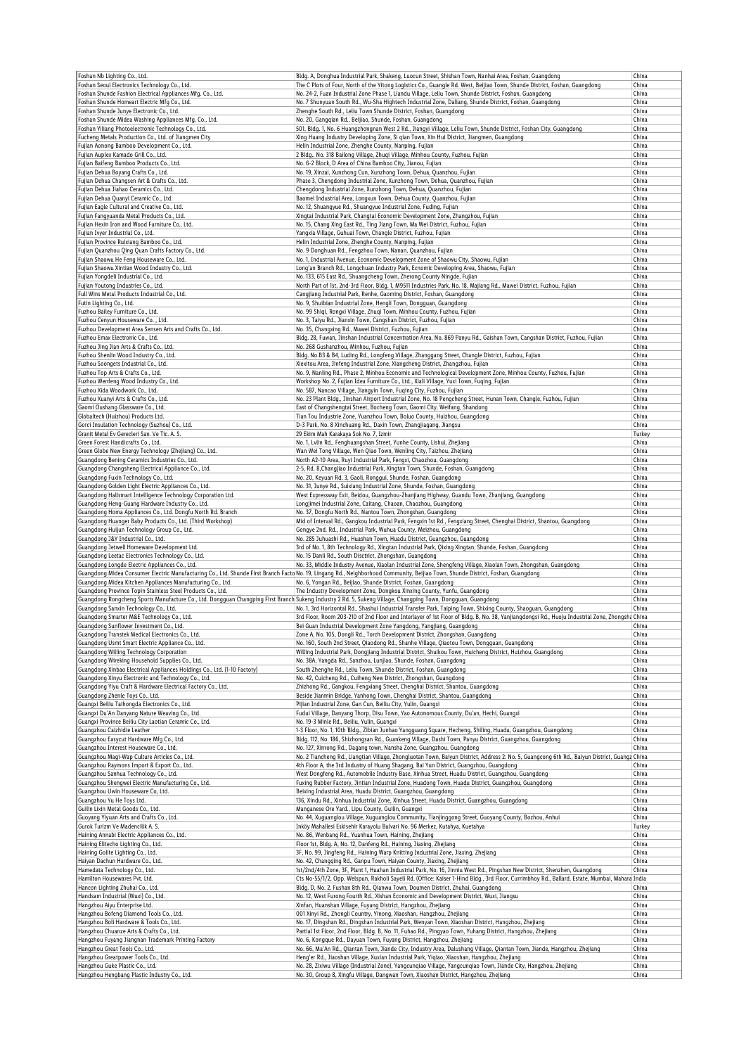| Foshan Nb Lighting Co., Ltd. | Bldg. A, Donghua Industrial Park, Shakeng, Luocun Street, Shishan Town, Nanhai Area, Foshan, Guangdong | China |
|---|---|---|
| Foshan Seoul Electronics Technology Co., Ltd. | The C Plots of Four, North of the Yitong Logistics Co., Guangle Rd. West, Beijiao Town, Shunde District, Foshan, Guangdong | China |
| Foshan Shunde Fashion Electrical Appliances Mfg. Co., Ltd. | No. 24-2, Fuan Industrial Zone Phase 1, Liandu Village, Leliu Town, Shunde District, Foshan, Guangdong | China |
| Foshan Shunde Homeart Electric Mfg Co., Ltd. | No. 7 Shunyuan South Rd., Wu-Sha Hightech Industrial Zone, Daliang, Shunde District, Foshan, Guangdong | China |
| Foshan Shunde Junye Electronic Co., Ltd. | Zhenghe South Rd., Leliu Town Shunde District, Foshan, Guangdong | China |
| Foshan Shunde Midea Washing Appliances Mfg. Co., Ltd. | No. 20, Gangqian Rd., Beijiao, Shunde, Foshan, Guangdong | China |
| Foshan Yiliang Photoelectronic Technology Co., Ltd. | 501, Bldg. 1, No. 6 Huangzhongnan West 2 Rd., Jiangyi Village, Leliu Town, Shunde District, Foshan City, Guangdong | China |
| Fucheng Metals Production Co., Ltd. of Jiangmen City | Xing Huang Industry Developing Zone, Si qian Town, Xin Hui District, Jiangmen, Guangdong | China |
| Fujian Aonong Bamboo Development Co., Ltd. | Helin Industrial Zone, Zhenghe County, Nanping, Fujian | China |
| Fujian Auplex Kamado Grill Co., Ltd. | 2 Bldg., No. 318 Bailong Village, Zhuqi Village, Minhou County, Fuzhou, Fujian | China |
| Fujian Baifeng Bamboo Products Co., Ltd. | No. 6-2 Block, D Area of China Bamboo City, Jianou, Fujian | China |
| Fujian Dehua Boyang Crafts Co., Ltd. | No. 19, Xinzai, Xunzhong Cun, Xunzhong Town, Dehua, Quanzhou, Fujian | China |
| Fujian Dehua Changsen Art & Crafts Co., Ltd. | Phase 3, Chengdong Industrial Zone, Xunzhong Town, Dehua, Quanzhou, Fujian | China |
| Fujian Dehua Jiahao Ceramics Co., Ltd. | Chengdong Industrial Zone, Xunzhong Town, Dehua, Quanzhou, Fujian | China |
| Fujian Dehua Quanyi Ceramic Co., Ltd. | Baomei Industrial Area, Longxun Town, Dehua County, Quanzhou, Fujian | China |
| Fujian Eagle Cultural and Creative Co., Ltd. | No. 12, Shuangyue Rd., Shuangyue Industrial Zone, Fuding, Fujian | China |
| Fujian Fangyuanda Metal Products Co., Ltd. | Xingtai Industrial Park, Changtai Economic Development Zone, Zhangzhou, Fujian | China |
| Fujian Hexin Iron and Wood Furniture Co., Ltd. | No. 15, Chang Xing East Rd., Ting Jiang Town, Ma Wei District, Fuzhou, Fujian | China |
| Fujian Iyer Industrial Co., Ltd. | Yangxia Village, Guhuai Town, Changle District, Fuzhou, Fujian | China |
| Fujian Province Ruixiang Bamboo Co., Ltd. | Helin Industrial Zone, Zhenghe County, Nanping, Fujian | China |
| Fujian Quanzhou Qing Quan Crafts Factory Co., Ltd. | No. 9 Donghuan Rd., Fengzhou Town, Nanan, Quanzhou, Fujian | China |
| Fujian Shaowu He Feng Houseware Co., Ltd. | No. 1, Industrial Avenue, Economic Development Zone of Shaowu City, Shaowu, Fujian | China |
| Fujian Shaowu Xintian Wood Industry Co., Ltd. | Long'an Branch Rd., Longchuan Industry Park, Ecnomic Developing Area, Shaowu, Fujian | China |
| Fujian Yongdeli Industrial Co., Ltd. | No. 133, 615 East Rd., Shuangcheng Town, Zherong County Ningde, Fujian | China |
| Fujian Youtong Industries Co., Ltd. | North Part of 1st, 2nd-3rd Floor, Bldg. 1, M9511 Industries Park, No. 18, Majiang Rd., Mawei District, Fuzhou, Fujian | China |
| Full Wins Metal Products Industrial Co., Ltd. | Cangjiang Industrial Park, Renhe, Gaoming District, Foshan, Guangdong | China |
| Futin Lighting Co., Ltd. | No. 9, Shuibian Industrial Zone, Hengli Town, Dongguan, Guangdong | China |
| Fuzhou Bailey Furniture Co., Ltd. | No. 99 Shiqi, Rongxi Village, Zhuqi Town, Minhou County, Fuzhou, Fujian | China |
| Fuzhou Cenyun Houseware Co. , Ltd. | No. 3, Taiyu Rd., Jianxin Town, Cangshan District, Fuzhou, Fujian | China |
| Fuzhou Development Area Sensen Arts and Crafts Co., Ltd. | No. 35, Changxing Rd., Mawei District, Fuzhou, Fujian | China |
| Fuzhou Emax Electronic Co., Ltd. | Bldg. 28, Fuwan, Jinshan Industrial Concentration Area, No. 869 Panyu Rd., Gaishan Town, Cangshan District, Fuzhou, Fujian | China |
| Fuzhou Jing Jian Arts & Crafts Co., Ltd. | No. 268 Gushanzhou, Minhou, Fuzhou, Fujian | China |
| Fuzhou Shenlin Wood Industry Co., Ltd. | Bldg. No.B3 & B4, Luding Rd., Longfeng Village, Zhanggang Street, Changle District, Fuzhou, Fujian | China |
| Fuzhou Soongets Industrial Co., Ltd. | Xiexitou Area, Jinfeng Industrial Zone, Xiangcheng District, Zhangzhou, Fujian | China |
| Fuzhou Top Arts & Crafts Co., Ltd. | No. 9, Nanling Rd., Phase 2, Minhou Economic and Technological Development Zone, Minhou County, Fuzhou, Fujian | China |
| Fuzhou Wenfeng Wood Industry Co., Ltd. | Workshop No. 2, Fujian Idea Furniture Co., Ltd., Xiali Village, Yuxi Town, Fuqing, Fujian | China |
| Fuzhou Xida Woodwork Co., Ltd. | No. 587, Nancao Village, Jiangyin Town, Fuqing City, Fuzhou, Fujian | China |
| Fuzhou Xuanyi Arts & Crafts Co., Ltd. | No. 23 Plant Bldg., Jinshan Airport Industrial Zone, No. 18 Pengcheng Street, Hunan Town, Changle, Fuzhou, Fujian | China |
| Gaomi Oushang Glassware Co., Ltd. | East of Changshengtai Street, Bocheng Town, Gaomi City, Weifang, Shandong | China |
| Globaltech (Huizhou) Products Ltd. | Tian Tou Industrie Zone, Yuanzhou Town, Boluo County, Huizhou, Guangdong | China |
| Gorci Insulation Technology (Suzhou) Co., Ltd. | D-3 Park, No. 8 Xinchuang Rd., Daxin Town, Zhangjiagang, Jiangsu | China |
| Granit Metal Ev Gerecleri San. Ve Tic. A. S. | 29 Ekim Mah Karakaya Sok No. 7, Izmir | Turkey |
| Green Forest Handicrafts Co., Ltd. | No. 1, Lvlin Rd., Fenghuangshan Street, Yunhe County, Lishui, Zhejiang | China |
| Green Globe New Energy Technology (Zhejiang) Co., Ltd. | Wan Wei Tong Village, Wen Qiao Town, Wenling City, Taizhou, Zhejiang | China |
| Guangdong Bening Ceramics Industries Co., Ltd. | North A2-10 Area, Ruyi Industrial Park, Fengxi, Chaozhou, Guangdong | China |
| Guangdong Changsheng Electrical Appliance Co., Ltd. | 2-5, Rd. 8,Changjiao Industrial Park, Xingtan Town, Shunde, Foshan, Guangdong | China |
| Guangdong Fuxin Technology Co., Ltd. | No. 20, Keyuan Rd. 3, Gaoli, Ronggui, Shunde, Foshan, Guangdong | China |
| Guangdong Golden Light Electric Appliances Co., Ltd. | No. 31, Junye Rd., Suixiang Industrial Zone, Shunde, Foshan, Guangdong | China |
| Guangdong Hallsmart Intelligence Technology Corporation Ltd. | West Expressway Exit, Beidou, Guangzhou-Zhanjiang Highway, Guandu Town, Zhanjiang, Guangdong | China |
| Guangdong Heng-Guang Hardware Industry Co., Ltd. | Longjimei Industrial Zone, Caitang, Chaoan, Chaozhou, Guangdong | China |
| Guangdong Homa Appliances Co., Ltd. Dongfu North Rd. Branch | No. 37, Dongfu North Rd., Nantou Town, Zhongshan, Guangdong | China |
| Guangdong Huanger Baby Products Co., Ltd. (Third Workshop) | Mid of Interval Rd., Gangkou Industrial Park, Fengxin 1st Rd., Fengxiang Street, Chenghai District, Shantou, Guangdong | China |
| Guangdong Huijun Technology Group Co., Ltd. | Gongye 2nd. Rd., Industrial Park, Wuhua County, Meizhou, Guangdong | China |
| Guangdong J&Y Industrial Co., Ltd. | No. 285 Juhuashi Rd., Huashan Town, Huadu District, Guangzhou, Guangdong | China |
| Guangdong Jetwell Homeware Development Ltd. | 3rd of No. 1, 8th Technology Rd., Xingtan Industrial Park, Qixing Xingtan, Shunde, Foshan, Guangdong | China |
| Guangdong Leetac Electronics Technology Co., Ltd. | No. 15 Danli Rd., South Disctrict, Zhongshan, Guangdong | China |
| Guangdong Longde Electric Appliances Co., Ltd. | No. 33, Middle Industry Avenue, Xiaolan Industrial Zone, Shengfeng Village, Xiaolan Town, Zhongshan, Guangdong | China |
| Guangdong Midea Consumer Electric Manufacturing Co., Ltd. Shunde First Branch Facto | No. 19, Lingang Rd., Neighborhood Community, Beijiao Town, Shunde District, Foshan, Guangdong | China |
| Guangdong Midea Kitchen Appliances Manufacturing Co., Ltd. | No. 6, Yongan Rd., Beijiao, Shunde District, Foshan, Guangdong | China |
| Guangdong Province Topin Stainless Steel Products Co., Ltd. | The Industry Development Zone, Dongkou Xinxing County, Yunfu, Guangdong | China |
| Guangdong Rongcheng Sports Manufacture Co., Ltd. Dongguan Changping First Branch | Sukeng Industry 2 Rd. 5, Sukeng Village, Changping Town, Dongguan, Guangdong | China |
| Guangdong Sanxin Technology Co., Ltd. | No. 1, 3rd Horizontal Rd., Shashui Industrial Transfer Park, Taiping Town, Shixing County, Shaoguan, Guangdong | China |
| Guangdong Smarter M&E Technology Co., Ltd. | 3rd Floor, Room 203-210 of 2nd Floor and Interlayer of 1st Floor of Bldg. B, No. 38, Yanjiangdongsi Rd., Huoju Industrial Zone, Zhongshc | China |
| Guangdong Sunflower Investment Co., Ltd. | Bei Guan Industrial Development Zone Yangdong, Yangjiang, Guangdong | China |
| Guangdong Transtek Medical Electronics Co., Ltd. | Zone A, No. 105, Dongli Rd., Torch Development District, Zhongshan, Guangdong | China |
| Guangdong Usmt Smart Electric Appliance Co., Ltd. | No. 160, South 2nd Street, Qiaodong Rd., Shanhe Village, Qiaotou Town, Dongguan, Guangdong | China |
| Guangdong Willing Technology Corporation | Willing Industrial Park, Dongjiang Industrial District, Shuikou Town, Huicheng District, Huizhou, Guangdong | China |
| Guangdong Wireking Household Supplies Co., Ltd. | No. 38A, Yangda Rd., Sanzhou, Lunjiao, Shunde, Foshan, Guangdong | China |
| Guangdong Xinbao Electrical Appliances Holdings Co., Ltd. (1-10 Factory) | South Zhenghe Rd., Leliu Town, Shunde District, Foshan, Guangdong | China |
| Guangdong Xinyu Electronic and Technology Co., Ltd. | No. 42, Cuicheng Rd., Cuiheng New District, Zhongshan, Guangdong | China |
| Guangdong Yiyu Craft & Hardware Electrical Factory Co., Ltd. | Zhizhong Rd., Gangkou, Fengxiang Street, Chenghai District, Shantou, Guangdong | China |
| Guangdong Zhenle Toys Co., Ltd. | Beside Jianmin Bridge, Yanhong Town, Chenghai District, Shantou, Guangdong | China |
| Guangxi Beiliu Taihongda Electronics Co., Ltd. | Pijian Industrial Zone, Gan Cun, Beiliu City, Yulin, Guangxi | China |
| Guangxi Du'An Danyang Nature Weaving Co., Ltd. | Fudui Village, Danyang Thorp, Disu Town, Yao Autonomous County, Du'an, Hechi, Guangxi | China |
| Guangxi Province Beiliu City Laotian Ceramic Co., Ltd. | No. 19-3 Minle Rd., Beiliu, Yulin, Guangxi | China |
| Guangzhou Caizhidie Leather | 1-3 Floor, No. 1, 10th Bldg., Zibian Junhao Yangguang Square, Hecheng, Shiling, Huadu, Guangzhou, Guangdong | China |
| Guangzhou Easycut Hardware Mfg Co., Ltd. | Bldg. 112, No. 186, Shizhongsan Rd., Guankeng Village, Dashi Town, Panyu District, Guangzhou, Guangdong | China |
| Guangzhou Interest Houseware Co., Ltd. | No. 127, Xinrong Rd., Dagang town, Nansha Zone, Guangzhou, Guangdong | China |
| Guangzhou Magi-Wap Culture Articles Co., Ltd. | No. 2 Tiancheng Rd., Liangtian Village, Zhongluotan Town, Baiyun District, Address 2: No. 5, Guangcong 6th Rd., Baiyun District, Guangz | China |
| Guangzhou Raymons Import & Export Co., Ltd. | 4th Floor A, the 3rd Industry of Huang Shagang, Bai Yun District, Guangzhou, Guangdong | China |
| Guangzhou Sanhua Technology Co., Ltd. | West Dongfeng Rd., Automobile Industry Base, Xinhua Street, Huadu District, Guangzhou, Guangdong | China |
| Guangzhou Shengwei Electric Manufacturing Co., Ltd. | Fuxing Rubber Factory, Jintian Industrial Zone, Huadong Town, Huadu District, Guangzhou, Guangdong | China |
| Guangzhou Uwin Houseware Co, Ltd. | Beixing Industrial Area, Huadu District, Guangzhou, Guangdong | China |
| Guangzhou Yu He Toys Ltd. | 136, Xindu Rd., Xinhua Industrial Zone, Xinhua Street, Huadu District, Guangzhou, Guangdong | China |
| Guilin Lixin Metal Goods Co., Ltd. | Manganese Ore Yard., Lipu County, Guilin, Guangxi | China |
| Guoyang Yiyuan Arts and Crafts Co., Ltd. | No. 44, Xuguanglou Village, Xuguanglou Community, Tianjinggong Street, Guoyang County, Bozhou, Anhui | China |
| Gurok Turizm Ve Madencilik A. S. | Inköy Mahallesi Eskisehir Karayolu Bulvari No. 96 Merkez, Kutahya, Kuetahya | Turkey |
| Haining Annabi Electric Appliances Co., Ltd. | No. 86, Wenbang Rd., Yuanhua Town, Haining, Zhejiang | China |
| Haining Elitecho Lighting Co., Ltd. | Floor 1st, Bldg. A, No. 12, Danfeng Rd., Haining, Jiaxing, Zhejiang | China |
| Haining Golite Lighting Co., Ltd. | 3F, No. 99, Jingfeng Rd., Haining Warp Knitting Industrial Zone, Jiaxing, Zhejiang | China |
| Haiyan Dachun Hardware Co., Ltd. | No. 42, Changqing Rd., Ganpu Town, Haiyan County, Jiaxing, Zhejiang | China |
| Hamedata Technology Co., Ltd. | 1st/2nd/4th Zone, 3F, Plant 1, Huahan Industrial Park, No. 16, Jinniu West Rd., Pingshan New District, Shenzhen, Guangdong | China |
| Hamilton Housewares Pvt. Ltd. | Cts No-55/1/2, Opp. Welspun, Rakholi Sayeli Rd. (Office: Kaiser 1-Hind Bldg., 3rd Floor, Currimbhoy Rd., Ballard. Estate, Mumbai, Mahara | India |
| Hancon Lighting Zhuhai Co., Ltd. | Bldg. D, No. 2, Fushan 8th Rd., Qianwu Town, Doumen District, Zhuhai, Guangdong | China |
| Handsam Industrial (Wuxi) Co., Ltd. | No. 12, West Furong Fourth Rd., Xishan Economic and Development District, Wuxi, Jiangsu | China |
| Hangzhou Aiyu Enterprise Ltd. | Xinfan, Huanshan Village, Fuyang District, Hangzhou, Zhejiang | China |
| Hangzhou Bofeng Diamond Tools Co., Ltd. | 001 Xinyi Rd., Zhongli Country, Yinong, Xiaoshan, Hangzhou, Zhejiang | China |
| Hangzhou Boli Hardware & Tools Co., Ltd. | No. 17, Dingshan Rd., Dingshan Industrial Park, Wenyan Town, Xiaoshan District, Hangzhou, Zhejiang | China |
| Hangzhou Chuanze Arts & Crafts Co., Ltd. | Partial 1st Floor, 2nd Floor, Bldg. B, No. 11, Fuhao Rd., Pingyao Town, Yuhang District, Hangzhou, Zhejiang | China |
| Hangzhou Fuyang Jiangnan Trademark Printing Factory | No. 6, Kongque Rd., Dayuan Town, Fuyang District, Hangzhou, Zhejiang | China |
| Hangzhou Great Tools Co., Ltd. | No. 66, Ma'An Rd., Qiantan Town, Jiande City, Industry Area, Dalushang Village, Qiantan Town, Jiande, Hangzhou, Zhejiang | China |
| Hangzhou Greatpower Tools Co., Ltd. | Heng'er Rd., Jiaoshan Village, Xuxian Industrial Park, Yiqiao, Xiaoshan, Hangzhou, Zhejiang | China |
| Hangzhou Guke Plastic Co., Ltd. | No. 28, Zixiwu Village (Industrial Zone), Yangcunqiao Village, Yangcunqiao Town, Jiande City, Hangzhou, Zhejiang | China |
| Hangzhou Hengbang Plastic Industry Co., Ltd. | No. 30, Group 8, Xingfu Village, Dangwan Town, Xiaoshan District, Hangzhou, Zhejiang | China |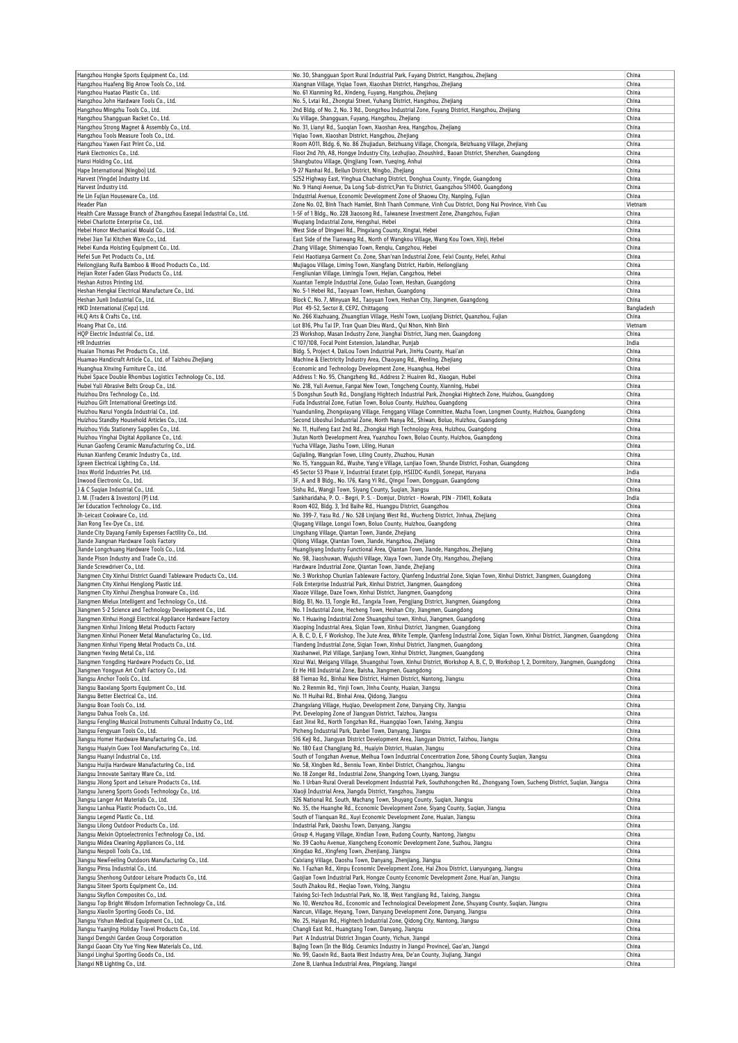| Hangzhou Hongke Sports Equipment Co., Ltd. | No. 30, Shangguan Sport Rural Industrial Park, Fuyang District, Hangzhou, Zhejiang | China |
|---|---|---|
| Hangzhou Huafeng Big Arrow Tools Co., Ltd. | Xiangnan Village, Yiqiao Town, Xiaoshan District, Hangzhou, Zhejiang | China |
| Hangzhou Huatao Plastic Co., Ltd. | No. 61 Xianming Rd., Xindeng, Fuyang, Hangzhou, Zhejiang | China |
| Hangzhou John Hardware Tools Co., Ltd. | No. 5, Lvtai Rd., Zhongtai Street, Yuhang District, Hangzhou, Zhejiang | China |
| Hangzhou Mingzhu Tools Co., Ltd. | 2nd Bldg. of No. 2, No. 3 Rd., Dongzhou Industrial Zone, Fuyang District, Hangzhou, Zhejiang | China |
| Hangzhou Shangguan Racket Co., Ltd. | Xu Village, Shangguan, Fuyang, Hangzhou, Zhejiang | China |
| Hangzhou Strong Magnet & Assembly Co., Ltd. | No. 31, Lianyi Rd., Suoqian Town, Xiaoshan Area, Hangzhou, Zhejiang | China |
| Hangzhou Tools Measure Tools Co., Ltd. | Yiqiao Town, Xiaoshan District, Hangzhou, Zhejiang | China |
| Hangzhou Yawen Fast Print Co., Ltd. | Room A011, Bldg. 6, No. 86 Zhujiadun, Beizhuang Village, Chongxia, Beizhuang Village, Zhejiang | China |
| Hank Electronics Co., Ltd. | Floor 2nd 7th, A8, Hongye Industry City, Lezhujiao, Zhoushird., Baoan District, Shenzhen, Guangdong | China |
| Hansi Holding Co., Ltd. | Shangbutou Village, Qingjiang Town, Yueqing, Anhui | China |
| Hape International (Ningbo) Ltd. | 9-27 Nanhai Rd., Beilun District, Ningbo, Zhejiang | China |
| Harvest (Yingde) Industry Ltd. | S252 Highway East, Yinghua Chachang District, Donghua County, Yingde, Guangdong | China |
| Harvest Industry Ltd. | No. 9 Hanqi Avenue, Da Long Sub-district,Pan Yu District, Guangzhou 511400, Guangdong | China |
| He Lin Fujian Houseware Co., Ltd. | Industrial Avenue, Economic Development Zone of Shaowu City, Nanping, Fujian | China |
| Header Plan | Zone No. 02, Binh Thach Hamlet, Binh Thanh Commune, Vinh Cuu District, Dong Nai Province, Vinh Cuu | Vietnam |
| Health Care Massage Branch of Zhangzhou Easepal Industrial Co., Ltd. | 1-5F of 1 Bldg., No. 228 Jiaosong Rd., Taiwanese Investment Zone, Zhangzhou, Fujian | China |
| Hebei Charlotte Enterprise Co., Ltd. | Wuqiang Industrial Zone, Hengshui, Hebei | China |
| Hebei Honor Mechanical Mould Co., Ltd. | West Side of Dingwei Rd., Pingxiang County, Xingtai, Hebei | China |
| Hebei Jian Tai Kitchen Ware Co., Ltd. | East Side of the Tianwang Rd., North of Wangkou Village, Wang Kou Town, Xinji, Hebei | China |
| Hebei Kunda Hoisting Equipment Co., Ltd. | Zhang Village, Shimenqiao Town, Renqiu, Cangzhou, Hebei | China |
| Hefei Sun Pet Products Co., Ltd. | Feixi Haotianya Garment Co. Zone, Shan'nan Industrial Zone, Feixi County, Hefei, Anhui | China |
| Heilongjiang Ruifa Bamboo & Wood Products Co., Ltd. | Mujiagou Village, Liming Town, Xiangfang District, Harbin, Heilongjiang | China |
| Hejian Roter Faden Glass Products Co., Ltd. | Fengliunian Village, Limingju Town, Hejian, Cangzhou, Hebei | China |
| Heshan Astros Printing Ltd. | Xuantan Temple Industrial Zone, Gulao Town, Heshan, Guangdong | China |
| Heshan Hengkai Electrical Manufacture Co., Ltd. | No. 5-1 Hebei Rd., Taoyuan Town, Heshan, Guangdong | China |
| Heshan Junli Industrial Co., Ltd. | Block C, No. 7, Minyuan Rd., Taoyuan Town, Heshan City, Jiangmen, Guangdong | China |
| HKD International (Cepz) Ltd. | Plot 49-52, Sector 8, CEPZ, Chittagong | Bangladesh |
| HLQ Arts & Crafts Co., Ltd. | No. 266 Xiazhuang, Zhuangtian Village, Heshi Town, Luojiang District, Quanzhou, Fujian | China |
| Hoang Phat Co., Ltd. | Lot B16, Phu Tai IP, Tran Quan Dieu Ward., Qui Nhon, Ninh Binh | Vietnam |
| HQP Electric Industrial Co., Ltd. | 23 Workshop, Masan Industry Zone, Jianghai District, Jiang men, Guangdong | China |
| HR Industries | C 107/108, Focal Point Extension, Jalandhar, Punjab | India |
| Huaian Thomas Pet Products Co., Ltd. | Bldg. 5, Project 4, DaiLou Town Industrial Park, JinHu County, Huai'an | China |
| Huamao Handicraft Article Co., Ltd. of Taizhou Zhejiang | Machine & Electricity Industry Area, Chaoyang Rd., Wenling, Zhejiang | China |
| Huanghua Xinxing Furniture Co., Ltd. | Economic and Technology Development Zone, Huanghua, Hebei | China |
| Hubei Space Double Rhombus Logistics Technology Co., Ltd. | Address 1: No. 95, Changzheng Rd., Address 2: Huairen Rd., Xiaogan, Hubei | China |
| Hubei Yuli Abrasive Belts Group Co., Ltd. | No. 218, Yuli Avenue, Fanpai New Town, Tongcheng County, Xianning, Hubei | China |
| Huizhou Dns Technology Co., Ltd. | 5 Dongshun South Rd., Dongjiang Hightech Industrial Park, Zhongkai Hightech Zone, Huizhou, Guangdong | China |
| Huizhou Gift International Greetings Ltd. | Fuda Industrial Zone, Futian Town, Boluo County, Huizhou, Guangdong | China |
| Huizhou Narui Yongda Industrial Co., Ltd. | Yuandunling, Zhongxiayang Village, Fenggang Village Committee, Mazha Town, Longmen County, Huizhou, Guangdong | China |
| Huizhou Standby Household Articles Co., Ltd. | Second Liboshui Industrial Zone, North Nanya Rd., Shiwan, Boluo, Huizhou, Guangdong | China |
| Huizhou Yidu Stationery Supplies Co., Ltd. | No. 11, Huifeng East 2nd Rd., Zhongkai High Technology Area, Huizhou, Guangdong | China |
| Huizhou Yinghai Digital Appliance Co., Ltd. | Jiutan North Development Area, Yuanzhou Town, Boluo County, Huizhou, Guangdong | China |
| Hunan Gaofeng Ceramic Manufacturing Co., Ltd. | Yucha Village, Jiashu Town, Liling, Hunan | China |
| Hunan Xianfeng Ceramic Industry Co., Ltd. | Gujialing, Wangxian Town, Liling County, Zhuzhou, Hunan | China |
| Igreen Electrical Lighting Co., Ltd. | No. 15, Yangguan Rd., Wushe, Yang'e Village, Lunjiao Town, Shunde District, Foshan, Guangdong | China |
| Inox World Industries Pvt. Ltd. | 45 Sector 53 Phase V, Industrial Estatet Epip, HSIIDC-Kundli, Sonepat, Haryana | India |
| Inwood Electronic Co., Ltd. | 3F, A and B Bldg., No. 176, Kang Yi Rd., Qingxi Town, Dongguan, Guangdong | China |
| J & C Suqian Industrial Co., Ltd. | Sishu Rd., Wangji Town, Siyang County, Suqian, Jiangsu | China |
| J. M. (Traders & Investors) (P) Ltd. | Sankharidaha, P. O. - Begri, P. S. - Domjur, District - Howrah, PIN - 711411, Kolkata | India |
| Jer Education Technology Co., Ltd. | Room 402, Bldg. 3, 3rd Baihe Rd., Huangpu District, Guangzhou | China |
| Jh-Leicast Cookware Co., Ltd. | No. 399-7, Yasu Rd. / No. 528 Linjiang West Rd., Wucheng District, Jinhua, Zhejiang | China |
| Jian Rong Tex-Dye Co., Ltd. | Qiugang Village, Longxi Town, Boluo County, Huizhou, Guangdong | China |
| Jiande City Dayang Family Expenses Factility Co., Ltd. | Lingshang Village, Qiantan Town, Jiande, Zhejiang | China |
| Jiande Jiangnan Hardware Tools Factory | Qilong Village, Qiantan Town, Jiande, Hangzhou, Zhejiang | China |
| Jiande Longchuang Hardware Tools Co., Ltd. | Huangliyang Industry Functional Area, Qiantan Town, Jiande, Hangzhou, Zhejiang | China |
| Jiande Pison Industry and Trade Co., Ltd. | No. 98, Jiaoshuwan, Wujushi Village, Xiaya Town, Jiande City, Hangzhou, Zhejiang | China |
| Jiande Screwdriver Co., Ltd. | Hardware Industrial Zone, Qiantan Town, Jiande, Zhejiang | China |
| Jiangmen City Xinhui District Guandi Tableware Products Co., Ltd. | No. 3 Workshop Chunlan Tableware Factory, Qianfeng Industrial Zone, Siqian Town, Xinhui District, Jiangmen, Guangdong | China |
| Jiangmen City Xinhui Henglong Plastic Ltd. | Folk Enterprise Industrial Park, Xinhui District, Jiangmen, Guangdong | China |
| Jiangmen City Xinhui Zhenghua Ironware Co., Ltd. | Xiaoze Village, Daze Town, Xinhui District, Jiangmen, Guangdong | China |
| Jiangmen Mielux Intelligent and Technology Co., Ltd. | Bldg. B1, No. 13, Tongle Rd., Tangxia Town, Pengjiang District, Jiangmen, Guangdong | China |
| Jiangmen S-2 Science and Technology Development Co., Ltd. | No. 1 Industrial Zone, Hecheng Town, Heshan City, Jiangmen, Guangdong | China |
| Jiangmen Xinhui Hongji Electrical Appliance Hardware Factory | No. 1 Huaxing Industrial Zone Shuangshui town, Xinhui, Jiangmen, Guangdong | China |
| Jiangmen Xinhui Jinlong Metal Products Factory | Xiaoping Industrial Area, Siqian Town, Xinhui District, Jiangmen, Guangdong | China |
| Jiangmen Xinhui Pioneer Metal Manufacturing Co., Ltd. | A, B, C, D, E, F Workshop, The Jute Area, White Temple, Qianfeng Industrial Zone, Siqian Town, Xinhui District, Jiangmen, Guangdong | China |
| Jiangmen Xinhui Yipeng Metal Products Co., Ltd. | Tiandeng Industrial Zone, Siqian Town, Xinhui District, Jiangmen, Guangdong | China |
| Jiangmen Yexing Metal Co., Ltd. | Xiashanwei, Pizi Village, Sanjiang Town, Xinhui District, Jiangmen, Guangdong | China |
| Jiangmen Yongding Hardware Products Co., Ltd. | Xizui Wai, Meigang Village, Shuangshui Town, Xinhui District, Workshop A, B, C, D, Workshop 1, 2, Dormitory, Jiangmen, Guangdong | China |
| Jiangmen Yongyun Art Craft Factory Co., Ltd. | Er He Hill Industrial Zone, Baisha, Jiangmen, Guangdong | China |
| Jiangsu Anchor Tools Co., Ltd. | 88 Tiemao Rd., Binhai New District, Haimen District, Nantong, Jiangsu | China |
| Jiangsu Baoxiang Sports Equipment Co., Ltd. | No. 2 Renmin Rd., Yinji Town, Jinhu County, Huaian, Jiangsu | China |
| Jiangsu Better Electrical Co., Ltd. | No. 11 Huihai Rd., Binhai Area, Qidong, Jiangsu | China |
| Jiangsu Boan Tools Co., Ltd. | Zhangxiang Village, Huqiao, Development Zone, Danyang City, Jiangsu | China |
| Jiangsu Dahua Tools Co., Ltd. | Pvt. Developing Zone of Jiangyan District, Taizhou, Jiangsu | China |
| Jiangsu Fengling Musical Instruments Cultural Industry Co., Ltd. | East Jinxi Rd., North Tongzhan Rd., Huangqiao Town, Taixing, Jiangsu | China |
| Jiangsu Fengyuan Tools Co., Ltd. | Picheng Industrial Park, Danbei Town, Danyang, Jiangsu | China |
| Jiangsu Homer Hardware Manufacturing Co., Ltd. | 516 Keji Rd., Jiangyan District Development Area, Jiangyan District, Taizhou, Jiangsu | China |
| Jiangsu Huaiyin Guex Tool Manufacturing Co., Ltd. | No. 180 East Changjiang Rd., Huaiyin District, Huaian, Jiangsu | China |
| Jiangsu Huanyi Industrial Co., Ltd. | South of Tongzhan Avenue, Meihua Town Industrial Concentration Zone, Sihong County Suqian, Jiangsu | China |
| Jiangsu Huijia Hardware Manufacturing Co., Ltd. | No. 58, Xingben Rd., Benniu Town, Xinbei District, Changzhou, Jiangsu | China |
| Jiangsu Innovate Sanitary Ware Co., Ltd. | No. 18 Zonger Rd., Industrial Zone, Shangxing Town, Liyang, Jiangsu | China |
| Jiangsu Jilong Sport and Leisure Products Co., Ltd. | No. 1 Urban-Rural Overall Development Industrial Park, Southzhongchen Rd., Zhongyang Town, Sucheng District, Suqian, Jiangsu | China |
| Jiangsu Juneng Sports Goods Technology Co., Ltd. | Xiaoji Industrial Area, Jiangdu District, Yangzhou, Jiangsu | China |
| Jiangsu Langer Art Materials Co., Ltd. | 326 National Rd. South, Machang Town, Shuyang County, Suqian, Jiangsu | China |
| Jiangsu Lanhua Plastic Products Co., Ltd. | No. 35, the Huanghe Rd., Economic Development Zone, Siyang County, Suqian, Jiangsu | China |
| Jiangsu Legend Plastic Co., Ltd. | South of Tianquan Rd., Xuyi Economic Development Zone, Huaian, Jiangsu | China |
| Jiangsu Lilong Outdoor Products Co., Ltd. | Industrial Park, Daoshu Town, Danyang, Jiangsu | China |
| Jiangsu Meixin Optoelectronics Technology Co., Ltd. | Group 4, Hugang Village, Xindian Town, Rudong County, Nantong, Jiangsu | China |
| Jiangsu Midea Cleaning Appliances Co., Ltd. | No. 39 Caohu Avenue, Xiangcheng Economic Development Zone, Suzhou, Jiangsu | China |
| Jiangsu Nespoli Tools Co., Ltd. | Xingdao Rd., Xingfeng Town, Zhenjiang, Jiangsu | China |
| Jiangsu NewFeeling Outdoors Manufacturing Co., Ltd. | Caixiang Village, Daoshu Town, Danyang, Zhenjiang, Jiangsu | China |
| Jiangsu Pinsu Industrial Co., Ltd. | No. 1 Fazhan Rd., Xinpu Economic Development Zone, Hai Zhou District, Lianyungang, Jiangsu | China |
| Jiangsu Shenhong Outdoor Leisure Products Co., Ltd. | Gaojian Town Industrial Park, Hongze County Economic Development Zone, Huai'an, Jiangsu | China |
| Jiangsu Siteer Sports Equipment Co., Ltd. | South Zhakou Rd., Heqiao Town, Yixing, Jiangsu | China |
| Jiangsu Skyflon Composites Co., Ltd. | Taixing Sci-Tech Industrial Park, No. 18, West Yangjiang Rd., Taixing, Jiangsu | China |
| Jiangsu Top Bright Wisdom Information Technology Co., Ltd. | No. 10, Wenzhou Rd., Economic and Technological Development Zone, Shuyang County, Suqian, Jiangsu | China |
| Jiangsu Xiaolin Sporting Goods Co., Ltd. | Nancun, Village, Heyang, Town, Danyang Development Zone, Danyang, Jiangsu | China |
| Jiangsu Yishun Medical Equipment Co., Ltd. | No. 25, Haiyan Rd., Hightech Industrial Zone, Qidong City, Nantong, Jiangsu | China |
| Jiangsu Yuanjing Holiday Travel Products Co., Ltd. | Changli East Rd., Huangtang Town, Danyang, Jiangsu | China |
| Jiangxi Dengshi Garden Group Corporation | Part A Industrial District Jingan County, Yichun, Jiangxi | China |
| Jiangxi Gaoan City Yue Ying New Materials Co., Ltd. | Bajing Town (In the Bldg. Ceramics Industry in Jiangxi Province), Gao'an, Jiangxi | China |
| Jiangxi Linghui Sporting Goods Co., Ltd. | No. 99, Gaoxin Rd., Baota West Industry Area, De'an County, Jiujiang, Jiangxi | China |
| Jiangxi NB Lighting Co., Ltd. | Zone B, Lianhua Industrial Area, Pingxiang, Jiangxi | China |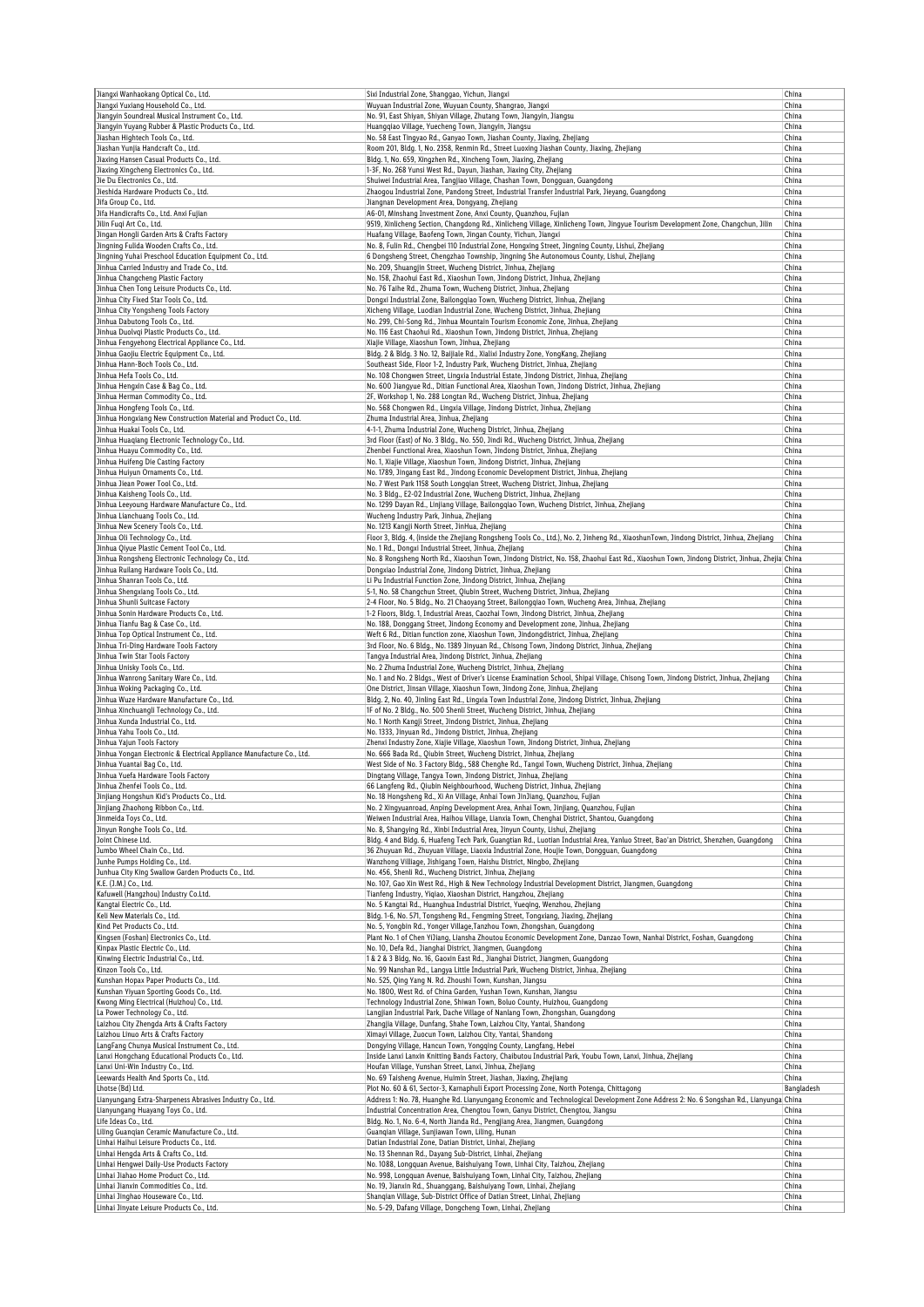| | | |
|---|---|---|
| Jiangxi Wanhaokang Optical Co., Ltd. | Sixi Industrial Zone, Shanggao, Yichun, Jiangxi | China |
| Jiangxi Yuxiang Household Co., Ltd. | Wuyuan Industrial Zone, Wuyuan County, Shangrao, Jiangxi | China |
| Jiangyin Soundreal Musical Instrument Co., Ltd. | No. 91, East Shiyan, Shiyan Village, Zhutang Town, Jiangyin, Jiangsu | China |
| Jiangyin Yuyang Rubber & Plastic Products Co., Ltd. | Huangqiao Village, Yuecheng Town, Jiangyin, Jiangsu | China |
| Jiashan Hightech Tools Co., Ltd. | No. 58 East Tingyao Rd., Ganyao Town, Jiashan County, Jiaxing, Zhejiang | China |
| Jiashan Yunjia Handcraft Co., Ltd. | Room 201, Bldg. 1, No. 2358, Renmin Rd., Street Luoxing Jiashan County, Jiaxing, Zhejiang | China |
| Jiaxing Hansen Casual Products Co., Ltd. | Bldg. 1, No. 659, Xingzhen Rd., Xincheng Town, Jiaxing, Zhejiang | China |
| Jiaxing Xingcheng Electronics Co., Ltd. | 1-3F, No. 268 Yunsi West Rd., Dayun, Jiashan, Jiaxing City, Zhejiang | China |
| Jie Du Electronics Co., Ltd. | Shuiwei Industrial Area, Tangjiao Village, Chashan Town, Dongguan, Guangdong | China |
| Jieshida Hardware Products Co., Ltd. | Zhaogou Industrial Zone, Pandong Street, Industrial Transfer Industrial Park, Jieyang, Guangdong | China |
| Jifa Group Co., Ltd. | Jiangnan Development Area, Dongyang, Zhejiang | China |
| Jifa Handicrafts Co., Ltd. Anxi Fujian | A6-01, Minshang Investment Zone, Anxi County, Quanzhou, Fujian | China |
| Jilin Fuqi Art Co., Ltd. | 9519, Xinlicheng Section, Changdong Rd., Xinlicheng Village, Xinlicheng Town, Jingyue Tourism Development Zone, Changchun, Jilin | China |
| Jingan Hongli Garden Arts & Crafts Factory | Huafang Village, Baofeng Town, Jingan County, Yichun, Jiangxi | China |
| Jingning Fulida Wooden Crafts Co., Ltd. | No. 8, Fulin Rd., Chengbei 110 Industrial Zone, Hongxing Street, Jingning County, Lishui, Zhejiang | China |
| Jingning Yuhai Preschool Education Equipment Co., Ltd. | 6 Dongsheng Street, Chengzhao Township, Jingning She Autonomous County, Lishui, Zhejiang | China |
| Jinhua Carried Industry and Trade Co., Ltd. | No. 209, Shuangjin Street, Wucheng District, Jinhua, Zhejiang | China |
| Jinhua Changcheng Plastic Factory | No. 158, Zhaohui East Rd., Xiaoshun Town, Jindong District, Jinhua, Zhejiang | China |
| Jinhua Chen Tong Leisure Products Co., Ltd. | No. 76 Taihe Rd., Zhuma Town, Wucheng District, Jinhua, Zhejiang | China |
| Jinhua City Fixed Star Tools Co., Ltd. | Dongxi Industrial Zone, Bailongqiao Town, Wucheng District, Jinhua, Zhejiang | China |
| Jinhua City Yongsheng Tools Factory | Xicheng Village, Luodian Industrial Zone, Wucheng District, Jinhua, Zhejiang | China |
| Jinhua Dabutong Tools Co., Ltd. | No. 299, Chi-Song Rd., Jinhua Mountain Tourism Economic Zone, Jinhua, Zhejiang | China |
| Jinhua Duolvqi Plastic Products Co., Ltd. | No. 116 East Chaohui Rd., Xiaoshun Town, Jindong District, Jinhua, Zhejiang | China |
| Jinhua Fengyehong Electrical Appliance Co., Ltd. | Xiajie Village, Xiaoshun Town, Jinhua, Zhejiang | China |
| Jinhua Gaojiu Electric Equipment Co., Ltd. | Bldg. 2 & Bldg. 3 No. 12, Baijiale Rd., Xialixi Industry Zone, YongKang, Zhejiang | China |
| Jinhua Hann-Boch Tools Co., Ltd. | Southeast Side, Floor 1-2, Industry Park, Wucheng District, Jinhua, Zhejiang | China |
| Jinhua Hefa Tools Co., Ltd. | No. 108 Chongwen Street, Lingxia Industrial Estate, Jindong District, Jinhua, Zhejiang | China |
| Jinhua Hengxin Case & Bag Co., Ltd. | No. 600 Jiangyue Rd., Ditian Functional Area, Xiaoshun Town, Jindong District, Jinhua, Zhejiang | China |
| Jinhua Herman Commodity Co., Ltd. | 2F, Workshop 1, No. 288 Longtan Rd., Wucheng District, Jinhua, Zhejiang | China |
| Jinhua Hongfeng Tools Co., Ltd. | No. 568 Chongwen Rd., Lingxia Village, Jindong District, Jinhua, Zhejiang | China |
| Jinhua Hongxiang New Construction Material and Product Co., Ltd. | Zhuma Industrial Area, Jinhua, Zhejiang | China |
| Jinhua Huakai Tools Co., Ltd. | 4-1-1, Zhuma Industrial Zone, Wucheng District, Jinhua, Zhejiang | China |
| Jinhua Huaqiang Electronic Technology Co., Ltd. | 3rd Floor (East) of No. 3 Bldg., No. 550, Jindi Rd., Wucheng District, Jinhua, Zhejiang | China |
| Jinhua Huayu Commodity Co., Ltd. | Zhenbei Functional Area, Xiaoshun Town, Jindong District, Jinhua, Zhejiang | China |
| Jinhua Huifeng Die Casting Factory | No. 1, Xiajie Village, Xiaoshun Town, Jindong District, Jinhua, Zhejiang | China |
| Jinhua Huiyun Ornaments Co., Ltd. | No. 1789, Jingang East Rd., Jindong Economic Development District, Jinhua, Zhejiang | China |
| Jinhua Jiean Power Tool Co., Ltd. | No. 7 West Park 1158 South Longqian Street, Wucheng District, Jinhua, Zhejiang | China |
| Jinhua Kaisheng Tools Co., Ltd. | No. 3 Bldg., E2-02 Industrial Zone, Wucheng District, Jinhua, Zhejiang | China |
| Jinhua Leeyoung Hardware Manufacture Co., Ltd. | No. 1299 Dayan Rd., Linjiang Village, Bailongqiao Town, Wucheng District, Jinhua, Zhejiang | China |
| Jinhua Lianchuang Tools Co., Ltd. | Wucheng Industry Park, Jinhua, Zhejiang | China |
| Jinhua New Scenery Tools Co., Ltd. | No. 1213 Kangji North Street, JinHua, Zhejiang | China |
| Jinhua Oli Technology Co., Ltd. | Floor 3, Bldg. 4, (Inside the Zhejiang Rongsheng Tools Co., Ltd.), No. 2, Jinheng Rd., XiaoshunTown, Jindong District, Jinhua, Zhejiang | China |
| Jinhua Qiyue Plastic Cement Tool Co., Ltd. | No. 1 Rd., Dongxi Industrial Street, Jinhua, Zhejiang | China |
| Jinhua Rongsheng Electronic Technology Co., Ltd. | No. 8 Rongsheng North Rd., Xiaoshun Town, Jindong District, No. 158, Zhaohui East Rd., Xiaoshun Town, Jindong District, Jinhua, Zhejia | China |
| Jinhua Ruilang Hardware Tools Co., Ltd. | Dongxiao Industrial Zone, Jindong District, Jinhua, Zhejiang | China |
| Jinhua Shanran Tools Co., Ltd. | Li Pu Industrial Function Zone, Jindong District, Jinhua, Zhejiang | China |
| Jinhua Shengxiang Tools Co., Ltd. | 5-1, No. 58 Changchun Street, Qiubin Street, Wucheng District, Jinhua, Zhejiang | China |
| Jinhua Shunli Suitcase Factory | 2-4 Floor, No. 5 Bldg., No. 21 Chaoyang Street, Bailongqiao Town, Wucheng Area, Jinhua, Zhejiang | China |
| Jinhua Sonin Hardware Products Co., Ltd. | 1-2 Floors, Bldg. 1, Industrial Areas, Caozhai Town, Jindong District, Jinhua, Zhejiang | China |
| Jinhua Tianfu Bag & Case Co., Ltd. | No. 188, Donggang Street, Jindong Economy and Development zone, Jinhua, Zhejiang | China |
| Jinhua Top Optical Instrument Co., Ltd. | Weft 6 Rd., Ditian function zone, Xiaoshun Town, Jindongdistrict, Jinhua, Zhejiang | China |
| Jinhua Tri-Ding Hardware Tools Factory | 3rd Floor, No. 6 Bldg., No. 1389 Jinyuan Rd., Chisong Town, Jindong District, Jinhua, Zhejiang | China |
| Jinhua Twin Star Tools Factory | Tangya Industrial Area, Jindong District, Jinhua, Zhejiang | China |
| Jinhua Unisky Tools Co., Ltd. | No. 2 Zhuma Industrial Zone, Wucheng District, Jinhua, Zhejiang | China |
| Jinhua Wanrong Sanitary Ware Co., Ltd. | No. 1 and No. 2 Bldgs., West of Driver's License Examination School, Shipai Village, Chisong Town, Jindong District, Jinhua, Zhejiang | China |
| Jinhua Woking Packaging Co., Ltd. | One District, Jinsan Village, Xiaoshun Town, Jindong Zone, Jinhua, Zhejiang | China |
| Jinhua Wuze Hardware Manufacture Co., Ltd. | Bldg. 2, No. 40, Jinling East Rd., Lingxia Town Industrial Zone, Jindong District, Jinhua, Zhejiang | China |
| Jinhua Xinchuangli Technology Co., Ltd. | 1F of No. 2 Bldg., No. 500 Shenli Street, Wucheng District, Jinhua, Zhejiang | China |
| Jinhua Xunda Industrial Co., Ltd. | No. 1 North Kangji Street, Jindong District, Jinhua, Zhejiang | China |
| Jinhua Yahu Tools Co., Ltd. | No. 1333, Jinyuan Rd., Jindong District, Jinhua, Zhejiang | China |
| Jinhua Yajun Tools Factory | Zhenxi Industry Zone, Xiajie Village, Xiaoshun Town, Jindong District, Jinhua, Zhejiang | China |
| Jinhua Yongan Electronic & Electrical Appliance Manufacture Co., Ltd. | No. 666 Bada Rd., Qiubin Street, Wucheng District, Jinhua, Zhejiang | China |
| Jinhua Yuantai Bag Co., Ltd. | West Side of No. 3 Factory Bldg., 588 Chenghe Rd., Tangxi Town, Wucheng District, Jinhua, Zhejiang | China |
| Jinhua Yuefa Hardware Tools Factory | Dingtang Village, Tangya Town, Jindong District, Jinhua, Zhejiang | China |
| Jinhua Zhenfei Tools Co., Ltd. | 66 Langfeng Rd., Qiubin Neighbourhood, Wucheng District, Jinhua, Zhejiang | China |
| Jinjiang Hongshun Kid's Products Co., Ltd. | No. 18 Hongsheng Rd., Xi An Village, Anhai Town JinJiang, Quanzhou, Fujian | China |
| Jinjiang Zhaohong Ribbon Co., Ltd. | No. 2 Xingyuanroad, Anping Development Area, Anhai Town, Jinjiang, Quanzhou, Fujian | China |
| Jinmeida Toys Co., Ltd. | Weiwen Industrial Area, Haihou Village, Lianxia Town, Chenghai District, Shantou, Guangdong | China |
| Jinyun Ronghe Tools Co., Ltd. | No. 8, Shangying Rd., Xinbi Industrial Area, Jinyun County, Lishui, Zhejiang | China |
| Joint Chinese Ltd. | Bldg. 4 and Bldg. 6, Huafeng Tech Park, Guangtian Rd., Luotian Industrial Area, Yanluo Street, Bao'an District, Shenzhen, Guangdong | China |
| Jumbo Wheel Chain Co., Ltd. | 36 Zhuyuan Rd., Zhuyuan Village, Liaoxia Industrial Zone, Houjie Town, Dongguan, Guangdong | China |
| Junhe Pumps Holding Co., Ltd. | Wanzhong Villiage, Jishigang Town, Haishu District, Ningbo, Zhejiang | China |
| Junhua City King Swallow Garden Products Co., Ltd. | No. 456, Shenli Rd., Wucheng District, Jinhua, Zhejiang | China |
| K.E. (J.M.) Co., Ltd. | No. 107, Gao Xin West Rd., High & New Technology Industrial Development District, Jiangmen, Guangdong | China |
| Kafuwell (Hangzhou) Industry Co.Ltd. | Tianfeng Industry, Yiqiao, Xiaoshan District, Hangzhou, Zhejiang | China |
| Kangtai Electric Co., Ltd. | No. 5 Kangtai Rd., Huanghua Industrial District, Yueqing, Wenzhou, Zhejiang | China |
| Keli New Materials Co., Ltd. | Bldg. 1-6, No. 571, Tongsheng Rd., Fengming Street, Tongxiang, Jiaxing, Zhejiang | China |
| Kind Pet Products Co., Ltd. | No. 5, Yongbin Rd., Yonger Village,Tanzhou Town, Zhongshan, Guangdong | China |
| Kingsen (Foshan) Electronics Co., Ltd. | Plant No. 1 of Chen YiJiang, Liansha Zhoutou Economic Development Zone, Danzao Town, Nanhai District, Foshan, Guangdong | China |
| Kinpax Plastic Electric Co., Ltd. | No. 10, Defa Rd., Jianghai District, Jiangmen, Guangdong | China |
| Kinwing Electric Industrial Co., Ltd. | 1 & 2 & 3 Bldg, No. 16, Gaoxin East Rd., Jianghai District, Jiangmen, Guangdong | China |
| Kinzon Tools Co., Ltd. | No. 99 Nanshan Rd., Langya Little Industrial Park, Wucheng District, Jinhua, Zhejiang | China |
| Kunshan Hopax Paper Products Co., Ltd. | No. 525, Qing Yang N. Rd. Zhoushi Town, Kunshan, Jiangsu | China |
| Kunshan Yiyuan Sporting Goods Co., Ltd. | No. 1800, West Rd. of China Garden, Yushan Town, Kunshan, Jiangsu | China |
| Kwong Ming Electrical (Huizhou) Co., Ltd. | Technology Industrial Zone, Shiwan Town, Boluo County, Huizhou, Guangdong | China |
| La Power Technology Co., Ltd. | Langjian Industrial Park, Dache Village of Nanlang Town, Zhongshan, Guangdong | China |
| Laizhou City Zhengda Arts & Crafts Factory | Zhangjia Village, Dunfang, Shahe Town, Laizhou City, Yantai, Shandong | China |
| Laizhou Linuo Arts & Crafts Factory | Ximayi Village, Zuocun Town, Laizhou City, Yantai, Shandong | China |
| LangFang Chunya Musical Instrument Co., Ltd. | Dongying Village, Hancun Town, Yongqing County, Langfang, Hebei | China |
| Lanxi Hongchang Educational Products Co., Ltd. | Inside Lanxi Lanxin Knitting Bands Factory, Chaibutou Industrial Park, Youbu Town, Lanxi, Jinhua, Zhejiang | China |
| Lanxi Uni-Win Industry Co., Ltd. | Houfan Village, Yunshan Street, Lanxi, Jinhua, Zhejiang | China |
| Leewards Health And Sports Co., Ltd. | No. 69 Taisheng Avenue, Huimin Street, Jiashan, Jiaxing, Zhejiang | China |
| Lhotse (Bd) Ltd. | Plot No. 60 & 61, Sector-3, Karnaphuli Export Processing Zone, North Potenga, Chittagong | Bangladesh |
| Lianyungang Extra-Sharpeness Abrasives Industry Co., Ltd. | Address 1: No. 78, Huanghe Rd. Lianyungang Economic and Technological Development Zone Address 2: No. 6 Songshan Rd., Lianyunga | China |
| Lianyungang Huayang Toys Co., Ltd. | Industrial Concentration Area, Chengtou Town, Ganyu District, Chengtou, Jiangsu | China |
| Life Ideas Co., Ltd. | Bldg. No. 1, No. 6-4, North Jianda Rd., Pengjiang Area, Jiangmen, Guangdong | China |
| Liling Guanqian Ceramic Manufacture Co., Ltd. | Guanqian Village, Sunjiawan Town, Liling, Hunan | China |
| Linhai Haihui Leisure Products Co., Ltd. | Datian Industrial Zone, Datian District, Linhai, Zhejiang | China |
| Linhai Hengda Arts & Crafts Co., Ltd. | No. 13 Shennan Rd., Dayang Sub-District, Linhai, Zhejiang | China |
| Linhai Hengwei Daily-Use Products Factory | No. 1088, Longquan Avenue, Baishuiyang Town, Linhai City, Taizhou, Zhejiang | China |
| Linhai Jiahao Home Product Co., Ltd. | No. 998, Longquan Avenue, Baishuiyang Town, Linhai City, Taizhou, Zhejiang | China |
| Linhai Jianxin Commodities Co., Ltd. | No. 19, Jianxin Rd., Shuanggang, Baishuiyang Town, Linhai, Zhejiang | China |
| Linhai Jinghao Houseware Co., Ltd. | Shangian Village, Sub-District Office of Datian Street, Linhai, Zhejiang | China |
| Linhai Jinyate Leisure Products Co., Ltd. | No. 5-29, Dafang Village, Dongcheng Town, Linhai, Zhejiang | China |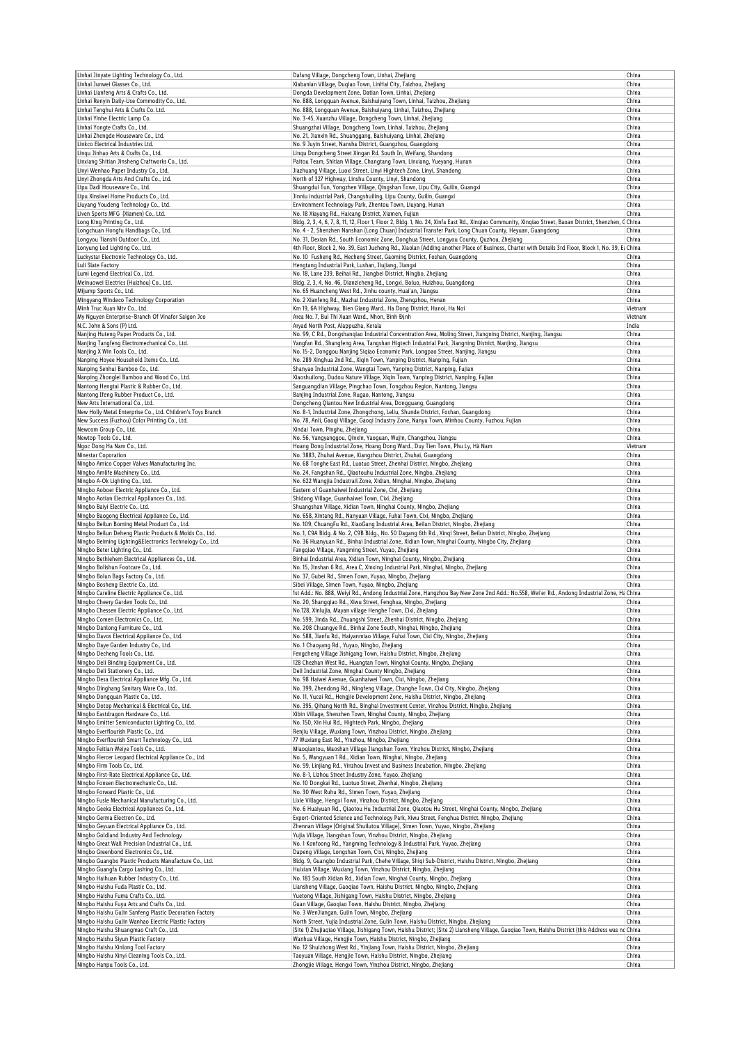| | | |
|---|---|---|
| Linhai Jinyate Lighting Technology Co., Ltd. | Dafang Village, Dongcheng Town, Linhai, Zhejiang | China |
| Linhai Junwei Glasses Co., Ltd. | Xiabanlan Village, Duqiao Town, LinHai City, Taizhou, Zhejiang | China |
| Linhai Lianfeng Arts & Crafts Co., Ltd. | Dongda Development Zone, Datian Town, Linhai, Zhejiang | China |
| Linhai Renyin Daily-Use Commodity Co., Ltd. | No. 888, Longquan Avenue, Baishuiyang Town, Linhai, Taizhou, Zhejiang | China |
| Linhai Tenghui Arts & Crafts Co. Ltd. | No. 888, Longquan Avenue, Baishuiyang, Linhai, Taizhou, Zhejiang | China |
| Linhai Yinhe Electric Lamp Co. | No. 3-45, Xuanzhu Village, Dongcheng Town, Linhai, Zhejiang | China |
| Linhai Yongte Crafts Co., Ltd. | Shuangzhai Village, Dongcheng Town, Linhai, Taizhou, Zhejiang | China |
| Linhai Zhengde Houseware Co., Ltd. | No. 21, Jianxin Rd., Shuanggang, Baishuiyang, Linhai, Zhejiang | China |
| Linkco Electrical Industries Ltd. | No. 9 Juyin Street, Nansha District, Guangzhou, Guangdong | China |
| Linqu Jinhao Arts & Crafts Co., Ltd. | Linqu Dongcheng Street Xingan Rd. South In, Weifang, Shandong | China |
| Linxiang Shitian Jinsheng Craftworks Co., Ltd. | Paitou Team, Shitian Village, Changtang Town, Linxiang, Yueyang, Hunan | China |
| Linyi Wenhao Paper Industry Co., Ltd. | Jiazhuang Village, Luoxi Street, Linyi Hightech Zone, Linyi, Shandong | China |
| Linyi Zhongda Arts And Crafts Co., Ltd. | North of 327 Highway, Linshu County, Linyi, Shandong | China |
| Lipu Dadi Houseware Co., Ltd. | Shuangdui Tun, Yongzhen Village, Qingshan Town, Lipu City, Guilin, Guangxi | China |
| Lipu Xinsiwei Home Products Co., Ltd. | Jinniu industrial Park, Changshuiling, Lipu County, Guilin, Guangxi | China |
| Liuyang Youdeng Technology Co., Ltd. | Environment Technology Park, Zhentou Town, Liuyang, Hunan | China |
| Liven Sports MFG (Xiamen) Co., Ltd. | No. 18 Xiayang Rd., Haicang District, Xiamen, Fujian | China |
| Long King Printing Co., Ltd. | Bldg. 2, 3, 4, 6, 7, 8, 11, 12, Floor 1, Floor 2, Bldg. 1, No. 24, Xinfa East Rd., Xinqiao Community, Xinqiao Street, Baoan District, Shenzhen, C | China |
| Longchuan Hongfu Handbags Co., Ltd. | No. 4 - 2, Shenzhen Nanshan (Long Chuan) Industrial Transfer Park, Long Chuan County, Heyuan, Guangdong | China |
| Longyou Tianshi Outdoor Co., Ltd. | No. 31, Dexian Rd., South Economic Zone, Donghua Street, Longyou County, Quzhou, Zhejiang | China |
| Lonyung Led Lighting Co., Ltd. | 4th Floor, Block 2, No. 39, East Jucheng Rd., Xiaolan (Adding another Place of Business, Charter with Details 3rd Floor, Block 1, No. 39, E | China |
| Luckystar Electronic Technology Co., Ltd. | No. 10 Fusheng Rd., Hecheng Street, Gaoming District, Foshan, Guangdong | China |
| Luli Slate Factory | Hengtang Industrial Park, Lushan, Jiujiang, Jiangxi | China |
| Lumi Legend Electrical Co., Ltd. | No. 18, Lane 239, Beihai Rd., Jiangbei District, Ningbo, Zhejiang | China |
| Meinuowei Electrics (Huizhou) Co., Ltd. | Bldg. 2, 3, 4, No. 46, Dianzicheng Rd., Longxi, Boluo, Huizhou, Guangdong | China |
| Mijump Sports Co., Ltd. | No. 65 Huancheng West Rd., Jinhu county, Huai'an, Jiangsu | China |
| Mingyang Windeco Technology Corporation | No. 2 Xianfeng Rd., Mazhai Industrial Zone, Zhengzhou, Henan | China |
| Minh Truc Xuan Mtv Co., Ltd. | Km 19, 6A Highway, Bien Giang Ward., Ha Dong District, Hanoi, Ha Noi | Vietnam |
| My Nguyen Enterprise-Branch Of Vinafor Saigon Jco | Area No. 7, Bui Thi Xuan Ward., Nhon, Bình Định | Vietnam |
| N.C. John & Sons (P) Ltd. | Aryad North Post, Alappuzha, Kerala | India |
| Nanjing Huteng Paper Products Co., Ltd. | No. 99, C Rd., Dongshanqiao Industrial Concentration Area, Moling Street, Jiangning District, Nanjing, Jiangsu | China |
| Nanjing Tangfeng Electromechanical Co., Ltd. | Yangfan Rd., Shangfeng Area, Tangshan Higtech Industrial Park, Jiangning District, Nanjing, Jiangsu | China |
| Nanjing X Win Tools Co., Ltd. | No. 15-2, Donggou Nanjing Siqiao Economic Park, Longpao Street, Nanjing, Jiangsu | China |
| Nanping Hoyee Household Items Co., Ltd. | No. 289 Xinghua 2nd Rd., Xiqin Town, Yanping District, Nanping, Fujian | China |
| Nanping Senhui Bamboo Co., Ltd. | Shanyao Industrial Zone, Wangtai Town, Yanping District, Nanping, Fujian | China |
| Nanping Zhonglei Bamboo and Wood Co., Ltd. | Xiaoshuilong, Dudou Nature Village, Xiqin Town, Yanping District, Nanping, Fujian | China |
| Nantong Hengtai Plastic & Rubber Co., Ltd. | Sanguangdian Village, Pingchao Town, Tongzhou Region, Nantong, Jiangsu | China |
| Nantong Ifeng Rubber Product Co., Ltd. | Banjing Industrial Zone, Rugao, Nantong, Jiangsu | China |
| New Arts International Co., Ltd. | Dongcheng Qiantou New Industrial Area, Dongguang, Guangdong | China |
| New Holly Metal Enterprise Co., Ltd. Children's Toys Branch | No. 8-1, Industrial Zone, Zhongchong, Leliu, Shunde District, Foshan, Guangdong | China |
| New Success (Fuzhou) Color Printing Co., Ltd. | No. 78, Anli, Gaoqi Village, Gaoqi Industry Zone, Nanyu Town, Minhou County, Fuzhou, Fujian | China |
| Newcom Group Co., Ltd. | Xindai Town, Pinghu, Zhejiang | China |
| Newtop Tools Co., Ltd. | No. 56, Yangyanggou, Qinxin, Yaoguan, Wujin, Changzhou, Jiangsu | China |
| Ngoc Dong Ha Nam Co., Ltd. | Hoang Dong Industrial Zone, Hoang Dong Ward., Duy Tien Town, Phu Ly, Hà Nam | Vietnam |
| Ninestar Coporation | No. 3883, Zhuhai Avenue, Xiangzhou District, Zhuhai, Guangdong | China |
| Ningbo Amico Copper Valves Manufacturing Inc. | No. 68 Tonghe East Rd., Luotuo Street, Zhenhai District, Ningbo, Zhejiang | China |
| Ningbo Amlife Machinery Co., Ltd. | No. 24, Fangshan Rd., Qiaotouhu Industrial Zone, Ningbo, Zhejiang | China |
| Ningbo A-Ok Lighting Co., Ltd. | No. 622 Wangjia Industrail Zone, Xidian, Ninghai, Ningbo, Zhejiang | China |
| Ningbo Aoboer Electric Appliance Co., Ltd. | Eastern of Guanhaiwei Industrial Zone, Cixi, Zhejiang | China |
| Ningbo Aotian Electrical Appliances Co., Ltd. | Shidong Village, Guanhaiwei Town, Cixi, Zhejiang | China |
| Ningbo Baiyi Electric Co., Ltd. | Shuangshan Village, Xidian Town, Ninghai County, Ningbo, Zhejiang | China |
| Ningbo Baogong Electrical Appliance Co., Ltd. | No. 658, Xintang Rd., Nanyuan Village, Fuhai Town, Cixi, Ningbo, Zhejiang | China |
| Ningbo Beilun Boming Metal Product Co., Ltd. | No. 109, ChuangFu Rd., XiaoGang Industrial Area, Beilun District, Ningbo, Zhejiang | China |
| Ningbo Beilun Deheng Plastic Products & Molds Co., Ltd. | No. 1, C9A Bldg. & No. 2, C9B Bldg., No. 50 Dagang 6th Rd., Xinqi Street, Beilun District, Ningbo, Zhejiang | China |
| Ningbo Beiming Lighting&Electronics Technology Co., Ltd. | No. 36 Huanyuan Rd., Binhai Industrial Zone, Xidian Town, Ninghai County, Ningbo City, Zhejiang | China |
| Ningbo Beter Lighting Co., Ltd. | Fangqiao Village, Yangming Street, Yuyao, Zhejiang | China |
| Ningbo Bethlehem Electrical Appliances Co., Ltd. | Binhai Industrial Area, Xidian Town, Ninghai County, Ningbo, Zhejiang | China |
| Ningbo Bolishun Footcare Co., Ltd. | No. 15, Jinshan 6 Rd., Area C, Xinxing Industrial Park, Ninghai, Ningbo, Zhejiang | China |
| Ningbo Bolun Bags Factory Co., Ltd. | No. 37, Gubei Rd., Simen Town, Yuyao, Ningbo, Zhejiang | China |
| Ningbo Bosheng Electric Co., Ltd. | Sibei Village, Simen Town, Yuyao, Ningbo, Zhejiang | China |
| Ningbo Careline Electric Appliance Co., Ltd. | 1st Add.: No. 888, Weiyi Rd., Andong Industrial Zone, Hangzhou Bay New Zone 2nd Add.: No.558, Wei'er Rd., Andong Industrial Zone, Ha | China |
| Ningbo Cheery Garden Tools Co., Ltd. | No. 20, Shangqiao Rd., Xiwu Street, Fenghua, Ningbo, Zhejiang | China |
| Ningbo Chessen Electric Appliance Co., Ltd. | No.128, Xinlujia, Mayan village Henghe Town, Cixi, Zhejiang | China |
| Ningbo Comen Electronics Co., Ltd. | No. 599, Jinda Rd., Zhuangshi Street, Zhenhai District, Ningbo, Zhejiang | China |
| Ningbo Danlong Furniture Co., Ltd. | No. 208 Chuangye Rd., Binhai Zone South, Ninghai, Ningbo, Zhejiang | China |
| Ningbo Davos Electrical Appliance Co., Ltd. | No. 588, Jianfu Rd., Haiyanmiao Village, Fuhai Town, Cixi City, Ningbo, Zhejiang | China |
| Ningbo Daye Garden Industry Co., Ltd. | No. 1 Chaoyang Rd., Yuyao, Ningbo, Zhejiang | China |
| Ningbo Decheng Tools Co., Ltd. | Fengcheng Village Jishigang Town, Haishu District, Ningbo, Zhejiang | China |
| Ningbo Deli Binding Equipment Co., Ltd. | 128 Chezhan West Rd., Huangtan Town, Ninghai County, Ningbo, Zhejiang | China |
| Ningbo Deli Stationery Co., Ltd. | Deli Industrial Zone, Ninghai County Ningbo, Zhejiang | China |
| Ningbo Desa Electrical Appliance Mfg. Co., Ltd. | No. 98 Haiwei Avenue, Guanhaiwei Town, Cixi, Ningbo, Zhejiang | China |
| Ningbo Dinghang Sanitary Ware Co., Ltd. | No. 399, Zhendong Rd., Ningfeng Village, Changhe Town, Cixi City, Ningbo, Zhejiang | China |
| Ningbo Dongquan Plastic Co., Ltd. | No. 11, Yucai Rd., Hengjie Development Zone, Haishu District, Ningbo, Zhejiang | China |
| Ningbo Dotop Mechanical & Electrical Co., Ltd. | No. 395, Qihang North Rd., Binghai Investment Center, Yinzhou District, Ningbo, Zhejiang | China |
| Ningbo Eastdragon Hardware Co., Ltd. | Xibin Village, Shenzhen Town, Ninghai County, Ningbo, Zhejiang | China |
| Ningbo Emitter Semiconductor Lighting Co., Ltd. | No. 150, Xin Hui Rd., Hightech Park, Ningbo, Zhejiang | China |
| Ningbo Everflourish Plastic Co., Ltd. | Renjiu Village, Wuxiang Town, Yinzhou District, Ningbo, Zhejiang | China |
| Ningbo Everflourish Smart Technology Co., Ltd. | 77 Wuxiang East Rd., Yinzhou, Ningbo, Zhejiang | China |
| Ningbo Feitian Weiye Tools Co., Ltd. | Miaoqiantou, Maoshan Village Jiangshan Town, Yinzhou District, Ningbo, Zhejiang | China |
| Ningbo Fiercer Leopard Electrical Appliance Co., Ltd. | No. 5, Wangyuan 1 Rd., Xidian Town, Ninghai, Ningbo, Zhejiang | China |
| Ningbo Firm Tools Co., Ltd. | No. 99, Linjiang Rd., Yinzhou Invest and Business Incubation, Ningbo, Zhejiang | China |
| Ningbo First-Rate Electrical Appliance Co., Ltd. | No. 8-1, Lizhou Street Industry Zone, Yuyao, Zhejiang | China |
| Ningbo Fonsen Electromechanic Co., Ltd. | No. 10 Dongkai Rd., Luotuo Street, Zhenhai, Ningbo, Zhejiang | China |
| Ningbo Forward Plastic Co., Ltd. | No. 30 West Ruhu Rd., Simen Town, Yuyao, Zhejiang | China |
| Ningbo Fusle Mechanical Manufacturing Co., Ltd. | Lixie Village, Hengxi Town, Yinzhou District, Ningbo, Zhejiang | China |
| Ningbo Geeka Electrical Appliances Co., Ltd. | No. 6 Huaiyuan Rd., Qiaotou Hu Industrial Zone, Qiaotou Hu Street, Ninghai County, Ningbo, Zhejiang | China |
| Ningbo Germa Electron Co., Ltd. | Export-Oriented Science and Technology Park, Xiwu Street, Fenghua District, Ningbo, Zhejiang | China |
| Ningbo Geyuan Electrical Appliance Co., Ltd. | Zhennan Village (Original Shuilutou Village), Simen Town, Yuyao, Ningbo, Zhejiang | China |
| Ningbo Goldland Industry And Technology | Yujia Village, Jiangshan Town, Yinzhou District, Ningbo, Zhejiang | China |
| Ningbo Great Wall Precision Industrial Co., Ltd. | No. 1 Konfoong Rd., Yangming Technology & Industrial Park, Yuyao, Zhejiang | China |
| Ningbo Greenbond Electronics Co., Ltd. | Dapeng Village, Longshan Town, Cixi, Ningbo, Zhejiang | China |
| Ningbo Guangbo Plastic Products Manufacture Co., Ltd. | Bldg. 9, Guangbo Industrial Park, Chehe Village, Shiqi Sub-District, Haishu District, Ningbo, Zhejiang | China |
| Ningbo Guangfa Cargo Lashing Co., Ltd. | Huixian Village, Wuxiang Town, Yinzhou District, Ningbo, Zhejiang | China |
| Ningbo Haihuan Rubber Industry Co., Ltd. | No. 183 South Xidian Rd., Xidian Town, Ninghai County, Ningbo, Zhejiang | China |
| Ningbo Haishu Fuda Plastic Co., Ltd. | Liansheng Village, Gaoqiao Town, Haishu District, Ningbo, Zhejiang | China |
| Ningbo Haishu Fuma Crafts Co., Ltd. | Yuetong Village, Jishigang Town, Haishu District, Ningbo, Zhejiang | China |
| Ningbo Haishu Fuyu Arts and Crafts Co., Ltd. | Guan Village, Gaoqiao Town, Haishu District, Ningbo, Zhejiang | China |
| Ningbo Haishu Gulin Sanfeng Plastic Decoration Factory | No. 3 WenJiangan, Gulin Town, Ningbo, Zhejiang | China |
| Ningbo Haishu Gulin Wanhao Electric Plastic Factory | North Street, Yujia Industrial Zone, Gulin Town, Haishu District, Ningbo, Zhejiang | China |
| Ningbo Haishu Shuangmao Craft Co., Ltd. | (Site 1) Zhujiaqiao Village, Jishigang Town, Haishu District; (Site 2) Liansheng Village, Gaoqiao Town, Haishu District (this Address was no | China |
| Ningbo Haishu Siyun Plastic Factory | Wanhua Village, Hengjie Town, Haishu District, Ningbo, Zhejiang | China |
| Ningbo Haishu Xinlong Tool Factory | No. 12 Shuizhong West Rd., Yinjiang Town, Haishu District, Ningbo, Zhejiang | China |
| Ningbo Haishu Xinyi Cleaning Tools Co., Ltd. | Taoyuan Village, Hengjie Town, Haishu District, Ningbo, Zhejiang | China |
| Ningbo Hanpu Tools Co., Ltd. | Zhongjie Village, Hengxi Town, Yinzhou District, Ningbo, Zhejiang | China |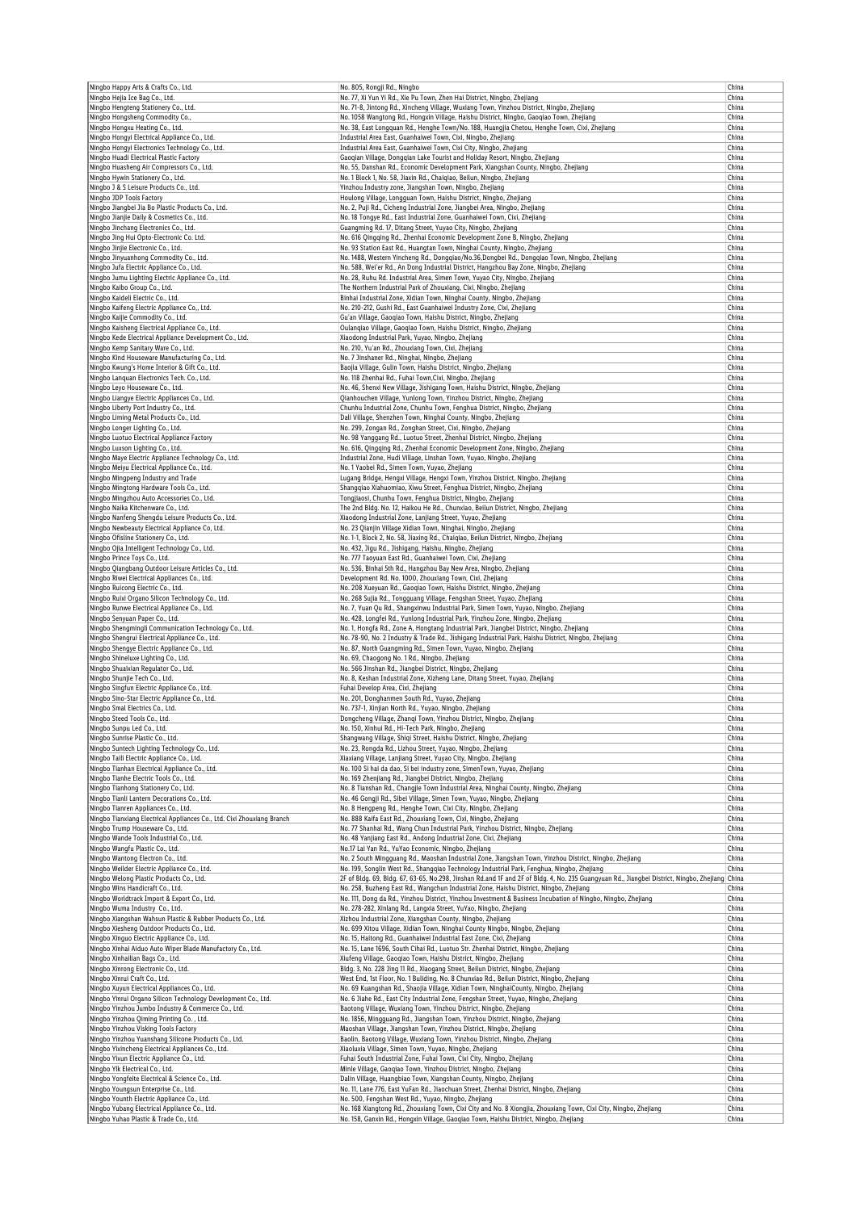| | | |
|---|---|---|
| Ningbo Happy Arts & Crafts Co., Ltd. | No. 805, Rongji Rd., Ningbo | China |
| Ningbo Hejia Ice Bag Co., Ltd. | No. 77, Xi Yun Yi Rd., Xie Pu Town, Zhen Hai District, Ningbo, Zhejiang | China |
| Ningbo Hengteng Stationery Co., Ltd. | No. 71-8, Jintong Rd., Xincheng Village, Wuxiang Town, Yinzhou District, Ningbo, Zhejiang | China |
| Ningbo Hongsheng Commodity Co., | No. 1058 Wangtong Rd., Hongxin Village, Haishu District, Ningbo, Gaoqiao Town, Zhejiang | China |
| Ningbo Hongxu Heating Co., Ltd. | No. 38, East Longquan Rd., Henghe Town/No. 188, Huangjia Chetou, Henghe Town, Cixi, Zhejiang | China |
| Ningbo Hongyi Electrical Appliance Co., Ltd. | Industrial Area East, Guanhaiwei Town, Cixi, Ningbo, Zhejiang | China |
| Ningbo Hongyi Electronics Technology Co., Ltd. | Industrial Area East, Guanhaiwei Town, Cixi City, Ningbo, Zhejiang | China |
| Ningbo Huadi Electrical Plastic Factory | Gaoqian Village, Dongqian Lake Tourist and Holiday Resort, Ningbo, Zhejiang | China |
| Ningbo Huasheng Air Compressors Co., Ltd. | No. 55, Danshan Rd., Economic Development Park, Xiangshan County, Ningbo, Zhejiang | China |
| Ningbo Hywin Stationery Co., Ltd. | No. 1 Block 1, No. 58, Jiaxin Rd., Chaiqiao, Beilun, Ningbo, Zhejiang | China |
| Ningbo J & S Leisure Products Co., Ltd. | Yinzhou Industry zone, Jiangshan Town, Ningbo, Zhejiang | China |
| Ningbo JDP Tools Factory | Houlong Village, Longguan Town, Haishu District, Ningbo, Zhejiang | China |
| Ningbo Jiangbei Jia Bo Plastic Products Co., Ltd. | No. 2, Puji Rd., Cicheng Industrial Zone, Jiangbei Area, Ningbo, Zhejiang | China |
| Ningbo Jianjie Daily & Cosmetics Co., Ltd. | No. 18 Tongye Rd., East Industrial Zone, Guanhaiwei Town, Cixi, Zhejiang | China |
| Ningbo Jinchang Electronics Co., Ltd. | Guangming Rd. 17, Ditang Street, Yuyao City, Ningbo, Zhejiang | China |
| Ningbo Jing Hui Opto-Electronic Co. Ltd. | No. 616 Qingqing Rd., Zhenhai Economic Development Zone B, Ningbo, Zhejiang | China |
| Ningbo Jinjie Electronic Co., Ltd. | No. 93 Station East Rd., Huangtan Town, Ninghai County, Ningbo, Zhejiang | China |
| Ningbo Jinyuanhong Commodity Co., Ltd. | No. 1488, Western Yincheng Rd., Dongqiao/No.36,Dongbei Rd., Dongqiao Town, Ningbo, Zhejiang | China |
| Ningbo Jufa Electric Appliance Co., Ltd. | No. 588, Wei'er Rd., An Dong Industrial District, Hangzhou Bay Zone, Ningbo, Zhejiang | China |
| Ningbo Jumu Lighting Electric Appliance Co., Ltd. | No. 28, Ruhu Rd. Industrial Area, Simen Town, Yuyao City, Ningbo, Zhejiang | China |
| Ningbo Kaibo Group Co., Ltd. | The Northern Industrial Park of Zhouxiang, Cixi, Ningbo, Zhejiang | China |
| Ningbo Kaideli Electric Co., Ltd. | Binhai Industrial Zone, Xidian Town, Ninghai County, Ningbo, Zhejiang | China |
| Ningbo Kaifeng Electric Appliance Co., Ltd. | No. 210-212, Gushi Rd., East Guanhaiwei Industry Zone, Cixi, Zhejiang | China |
| Ningbo Kaijie Commodity Co., Ltd. | Gu'an Village, Gaoqiao Town, Haishu District, Ningbo, Zhejiang | China |
| Ningbo Kaisheng Electrical Appliance Co., Ltd. | Oulangiao Village, Gaoqiao Town, Haishu District, Ningbo, Zhejiang | China |
| Ningbo Kede Electrical Appliance Development Co., Ltd. | Xiaodong Industrial Park, Yuyao, Ningbo, Zhejiang | China |
| Ningbo Kemp Sanitary Ware Co., Ltd. | No. 210, Yu'an Rd., Zhouxiang Town, Cixi, Zhejiang | China |
| Ningbo Kind Houseware Manufacturing Co., Ltd. | No. 7 Jinshaner Rd., Ninghai, Ningbo, Zhejiang | China |
| Ningbo Kwung's Home Interior & Gift Co., Ltd. | Baojia Village, Gulin Town, Haishu District, Ningbo, Zhejiang | China |
| Ningbo Lanquan Electronics Tech. Co., Ltd. | No. 118 Zhenhai Rd., Fuhai Town,Cixi, Ningbo, Zhejiang | China |
| Ningbo Leyo Houseware Co., Ltd. | No. 46, Shenxi New Village, Jishigang Town, Haishu District, Ningbo, Zhejiang | China |
| Ningbo Liangye Electric Appliances Co., Ltd. | Qianhouchen Village, Yunlong Town, Yinzhou District, Ningbo, Zhejiang | China |
| Ningbo Liberty Port Industry Co., Ltd. | Chunhu Industrial Zone, Chunhu Town, Fenghua District, Ningbo, Zhejiang | China |
| Ningbo Liming Metal Products Co., Ltd. | Dali Village, Shenzhen Town, Ninghai County, Ningbo, Zhejiang | China |
| Ningbo Longer Lighting Co., Ltd. | No. 299, Zongan Rd., Zonghan Street, Cixi, Ningbo, Zhejiang | China |
| Ningbo Luotuo Electrical Appliance Factory | No. 98 Yanggang Rd., Luotuo Street, Zhenhai District, Ningbo, Zhejiang | China |
| Ningbo Luxson Lighting Co., Ltd. | No. 616, Qingqing Rd., Zhenhai Economic Development Zone, Ningbo, Zhejiang | China |
| Ningbo Maye Electric Appliance Technology Co., Ltd. | Industrial Zone, Hudi Village, Linshan Town, Yuyao, Ningbo, Zhejiang | China |
| Ningbo Meiyu Electrical Appliance Co., Ltd. | No. 1 Yaobei Rd., Simen Town, Yuyao, Zhejiang | China |
| Ningbo Mingpeng Industry and Trade | Lugang Bridge, Hengxi Village, Hengxi Town, Yinzhou District, Ningbo, Zhejiang | China |
| Ningbo Mingtong Hardware Tools Co., Ltd. | Shangqiao Xiahuomiao, Xiwu Street, Fenghua District, Ningbo, Zhejiang | China |
| Ningbo Mingzhou Auto Accessories Co., Ltd. | Tongjiaosi, Chunhu Town, Fenghua District, Ningbo, Zhejiang | China |
| Ningbo Naika Kitchenware Co., Ltd. | The 2nd Bldg. No. 12, Haikou He Rd., Chunxiao, Beilun District, Ningbo, Zhejiang | China |
| Ningbo Nanfeng Shengdu Leisure Products Co., Ltd. | Xiaodong Industrial Zone, Lanjiang Street, Yuyao, Zhejiang | China |
| Ningbo Newbeauty Electrical Appliance Co, Ltd. | No. 23 Qianjin Village Xidian Town, Ninghai, Ningbo, Zhejiang | China |
| Ningbo Ofisline Stationery Co., Ltd. | No. 1-1, Block 2, No. 58, Jiaxing Rd., Chaiqiao, Beilun District, Ningbo, Zhejiang | China |
| Ningbo Ojia Intelligent Technology Co., Ltd. | No. 432, Jigu Rd., Jishigang, Haishu, Ningbo, Zhejiang | China |
| Ningbo Prince Toys Co., Ltd. | No. 777 Taoyuan East Rd., Guanhaiwei Town, Cixi, Zhejiang | China |
| Ningbo Qiangbang Outdoor Leisure Articles Co., Ltd. | No. 536, Binhai 5th Rd., Hangzhou Bay New Area, Ningbo, Zhejiang | China |
| Ningbo Riwei Electrical Appliances Co., Ltd. | Development Rd. No. 1000, Zhouxiang Town, Cixi, Zhejiang | China |
| Ningbo Ruicong Electric Co., Ltd. | No. 208 Xueyuan Rd., Gaoqiao Town, Haishu District, Ningbo, Zhejiang | China |
| Ningbo Ruixi Organo Silicon Technology Co., Ltd. | No. 268 Sujia Rd., Tongguang Village, Fengshan Street, Yuyao, Zhejiang | China |
| Ningbo Runwe Electrical Appliance Co., Ltd. | No. 7, Yuan Qu Rd., Shangxinwu Industrial Park, Simen Town, Yuyao, Ningbo, Zhejiang | China |
| Ningbo Senyuan Paper Co., Ltd. | No. 428, Longfei Rd., Yunlong Industrial Park, Yinzhou Zone, Ningbo, Zhejiang | China |
| Ningbo Shengmingli Communication Technology Co., Ltd. | No. 1, Hongfa Rd., Zone A, Hongtang Industrial Park, Jiangbei District, Ningbo, Zhejiang | China |
| Ningbo Shengrui Electrical Appliance Co., Ltd. | No. 78-90, No. 2 Industry & Trade Rd., Jishigang Industrial Park, Haishu District, Ningbo, Zhejiang | China |
| Ningbo Shengye Electric Appliance Co., Ltd. | No. 87, North Guangming Rd., Simen Town, Yuyao, Ningbo, Zhejiang | China |
| Ningbo Shineluxe Lighting Co., Ltd. | No. 69, Chaogong No. 1 Rd., Ningbo, Zhejiang | China |
| Ningbo Shuaixian Regulator Co., Ltd. | No. 566 Jinshan Rd., Jiangbei District, Ningbo, Zhejiang | China |
| Ningbo Shunjie Tech Co., Ltd. | No. 8, Keshan Industrial Zone, Xizheng Lane, Ditang Street, Yuyao, Zhejiang | China |
| Ningbo Singfun Electric Appliance Co., Ltd. | Fuhai Develop Area, Cixi, Zhejiang | China |
| Ningbo Sino-Star Electric Appliance Co., Ltd. | No. 201, Donghanmen South Rd., Yuyao, Zhejiang | China |
| Ningbo Smal Electrics Co., Ltd. | No. 737-1, Xinjian North Rd., Yuyao, Ningbo, Zhejiang | China |
| Ningbo Steed Tools Co., Ltd. | Dongcheng Village, Zhanqi Town, Yinzhou District, Ningbo, Zhejiang | China |
| Ningbo Sunpu Led Co., Ltd. | No. 150, Xinhui Rd., Hi-Tech Park, Ningbo, Zhejiang | China |
| Ningbo Sunrise Plastic Co., Ltd. | Shangwang Village, Shiqi Street, Haishu District, Ningbo, Zhejiang | China |
| Ningbo Suntech Lighting Technology Co., Ltd. | No. 23, Rongda Rd., Lizhou Street, Yuyao, Ningbo, Zhejiang | China |
| Ningbo Taili Electric Appliance Co., Ltd. | Xiaxiang Village, Lanjiang Street, Yuyao City, Ningbo, Zhejiang | China |
| Ningbo Tianhan Electrical Appliance Co., Ltd. | No. 100 Si hai da dao, Si bei industry zone, SimenTown, Yuyao, Zhejiang | China |
| Ningbo Tianhe Electric Tools Co., Ltd. | No. 169 Zhenjiang Rd., Jiangbei District, Ningbo, Zhejiang | China |
| Ningbo Tianhong Stationery Co., Ltd. | No. 8 Tianshan Rd., Changjie Town Industrial Area, Ninghai County, Ningbo, Zhejiang | China |
| Ningbo Tianli Lantern Decorations Co., Ltd. | No. 46 Gongji Rd., Sibei Village, Simen Town, Yuyao, Ningbo, Zhejiang | China |
| Ningbo Tianren Appliances Co., Ltd. | No. 8 Hengpeng Rd., Henghe Town, Cixi City, Ningbo, Zhejiang | China |
| Ningbo Tianxiang Electrical Appliances Co., Ltd. Cixi Zhouxiang Branch | No. 888 Kaifa East Rd., Zhouxiang Town, Cixi, Ningbo, Zhejiang | China |
| Ningbo Trump Houseware Co., Ltd. | No. 77 Shanhai Rd., Wang Chun Industrial Park, Yinzhou District, Ningbo, Zhejiang | China |
| Ningbo Wande Tools Industrial Co., Ltd. | No. 48 Yanjiang East Rd., Andong Industrial Zone, Cixi, Zhejiang | China |
| Ningbo Wangfu Plastic Co., Ltd. | No.17 Lai Yan Rd., YuYao Economic, Ningbo, Zhejiang | China |
| Ningbo Wantong Electron Co., Ltd. | No. 2 South Mingguang Rd., Maoshan Industrial Zone, Jiangshan Town, Yinzhou District, Ningbo, Zhejiang | China |
| Ningbo Weilder Electric Appliance Co., Ltd. | No. 199, Songlin West Rd., Shangqiao Technology Industrial Park, Fenghua, Ningbo, Zhejiang | China |
| Ningbo Welong Plastic Products Co., Ltd. | 2F of Bldg. 69, Bldg. 67, 63-65, No.298, Jinshan Rd.and 1F and 2F of Bldg. 4, No. 235 Guangyuan Rd., Jiangbei District, Ningbo, Zhejiang | China |
| Ningbo Wins Handicraft Co., Ltd. | No. 258, Buzheng East Rd., Wangchun Industrial Zone, Haishu District, Ningbo, Zhejiang | China |
| Ningbo Worldtrack Import & Export Co., Ltd. | No. 111, Dong da Rd., Yinzhou District, Yinzhou Investment & Business Incubation of Ningbo, Ningbo, Zhejiang | China |
| Ningbo Wuma Industry Co., Ltd. | No. 278-282, Xinlang Rd., Langxia Street, YuYao, Ningbo, Zhejiang | China |
| Ningbo Xiangshan Wahsun Plastic & Rubber Products Co., Ltd. | Xizhou Industrial Zone, Xiangshan County, Ningbo, Zhejiang | China |
| Ningbo Xiesheng Outdoor Products Co., Ltd. | No. 699 Xitou Village, Xidian Town, Ninghai County Ningbo, Ningbo, Zhejiang | China |
| Ningbo Xinguo Electric Appliance Co., Ltd. | No. 15, Haitong Rd., Guanhaiwei Industrial East Zone, Cixi, Zhejiang | China |
| Ningbo Xinhai Aiduo Auto Wiper Blade Manufactory Co., Ltd. | No. 15, Lane 1696, South Cihai Rd., Luotuo Str. Zhenhai District, Ningbo, Zhejiang | China |
| Ningbo Xinhailian Bags Co., Ltd. | Xiufeng Village, Gaoqiao Town, Haishu District, Ningbo, Zhejiang | China |
| Ningbo Xinrong Electronic Co., Ltd. | Bldg. 3, No. 228 Jing 11 Rd., Xiaogang Street, Beilun District, Ningbo, Zhejiang | China |
| Ningbo Xinrui Craft Co., Ltd. | West End, 1st Floor, No. 1 Building, No. 8 Chunxiao Rd., Beilun District, Ningbo, Zhejiang | China |
| Ningbo Xuyun Electrical Appliances Co., Ltd. | No. 69 Kuangshan Rd., Shaojia Village, Xidian Town, NinghaiCounty, Ningbo, Zhejiang | China |
| Ningbo Yinrui Organo Silicon Technology Development Co., Ltd. | No. 6 Jiahe Rd., East City Industrial Zone, Fengshan Street, Yuyao, Ningbo, Zhejiang | China |
| Ningbo Yinzhou Jumbo Industry & Commerce Co., Ltd. | Baotong Village, Wuxiang Town, Yinzhou District, Ningbo, Zhejiang | China |
| Ningbo Yinzhou Qiming Printing Co. , Ltd. | No. 1856, Mingguang Rd., Jiangshan Town, Yinzhou District, Ningbo, Zhejiang | China |
| Ningbo Yinzhou Visking Tools Factory | Maoshan Village, Jiangshan Town, Yinzhou District, Ningbo, Zhejiang | China |
| Ningbo Yinzhou Yuanshang Silicone Products Co., Ltd. | Baolin, Baotong Village, Wuxiang Town, Yinzhou District, Ningbo, Zhejiang | China |
| Ningbo Yixincheng Electrical Appliances Co., Ltd. | Xiaoluxia Village, Simen Town, Yuyao, Ningbo, Zhejiang | China |
| Ningbo Yixun Electric Appliance Co., Ltd. | Fuhai South Industrial Zone, Fuhai Town, Cixi City, Ningbo, Zhejiang | China |
| Ningbo Ylk Electrical Co., Ltd. | Minle Village, Gaoqiao Town, Yinzhou District, Ningbo, Zhejiang | China |
| Ningbo Yongfeite Electrical & Science Co., Ltd. | Dalin Village, Huangbiao Town, Xiangshan County, Ningbo, Zhejiang | China |
| Ningbo Youngsun Enterprise Co., Ltd. | No. 11, Lane 776, East YuFan Rd., Jiaochuan Street, Zhenhai District, Ningbo, Zhejiang | China |
| Ningbo Younth Electric Appliance Co., Ltd. | No. 500, Fengshan West Rd., Yuyao, Ningbo, Zhejiang | China |
| Ningbo Yubang Electrical Appliance Co., Ltd. | No. 168 Xiangtong Rd., Zhouxiang Town, Cixi City and No. 8 Xiongjia, Zhouxiang Town, Cixi City, Ningbo, Zhejiang | China |
| Ningbo Yuhao Plastic & Trade Co., Ltd. | No. 158, Ganxin Rd., Hongxin Village, Gaoqiao Town, Haishu District, Ningbo, Zhejiang | China |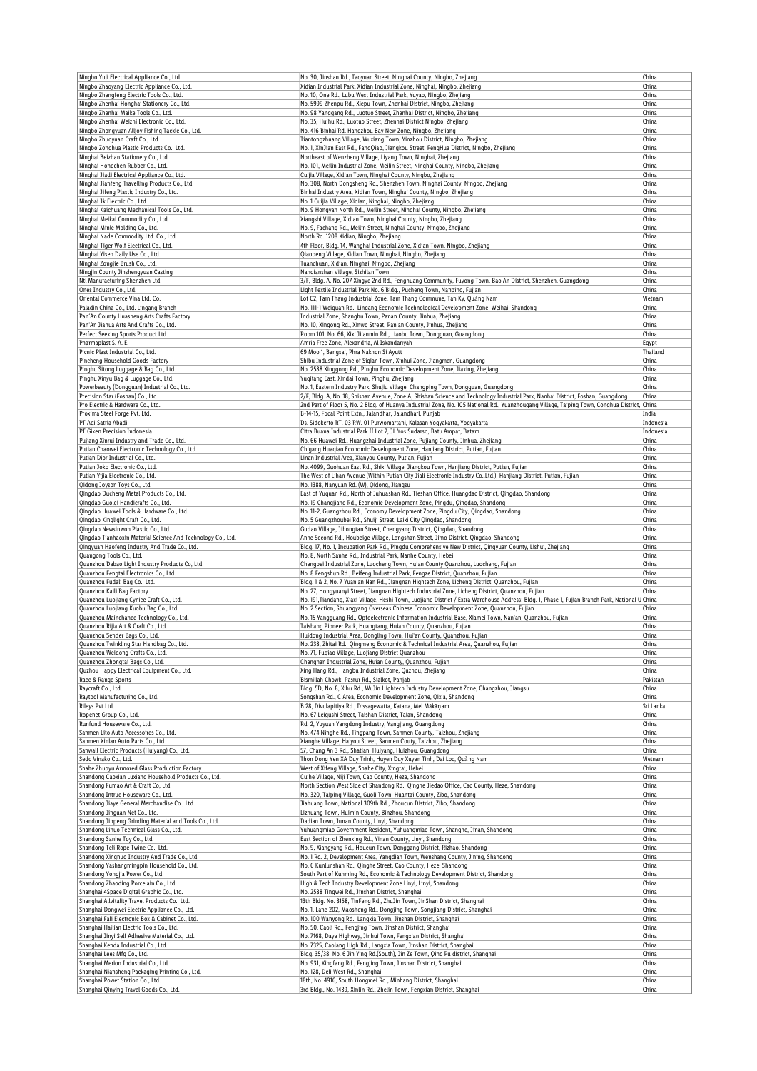| Ningbo Yuli Electrical Appliance Co., Ltd. | No. 30, Jinshan Rd., Taoyuan Street, Ninghai County, Ningbo, Zhejiang | China |
|---|---|---|
| Ningbo Zhaoyang Electric Appliance Co., Ltd. | Xidian Industrial Park, Xidian Industrial Zone, Ninghai, Ningbo, Zhejiang | China |
| Ningbo Zhengfeng Electric Tools Co., Ltd. | No. 10, One Rd., Lubu West Industrial Park, Yuyao, Ningbo, Zhejiang | China |
| Ningbo Zhenhai Honghai Stationery Co., Ltd. | No. 5999 Zhenpu Rd., Xiepu Town, Zhenhai District, Ningbo, Zhejiang | China |
| Ningbo Zhenhai Maike Tools Co., Ltd. | No. 98 Yanggang Rd., Luotuo Street, Zhenhai District, Ningbo, Zhejiang | China |
| Ningbo Zhenhai Weizhi Electronic Co., Ltd. | No. 35, Huihu Rd., Luotuo Street, Zhenhai District Ningbo, Zhejiang | China |
| Ningbo Zhongyuan Alljoy Fishing Tackle Co., Ltd. | No. 416 Binhai Rd. Hangzhou Bay New Zone, Ningbo, Zhejiang | China |
| Ningbo Zhuoyuan Craft Co., Ltd. | Tiantongzhuang Village, Wuxiang Town, Yinzhou District, Ningbo, Zhejiang | China |
| Ningbo Zonghua Plastic Products Co., Ltd. | No. 1, XinJian East Rd., FangQiao, Jiangkou Street, FengHua District, Ningbo, Zhejiang | China |
| Ninghai Beizhan Stationery Co., Ltd. | Northeast of Wenzheng Village, Liyang Town, Ninghai, Zhejiang | China |
| Ninghai Hongchen Rubber Co., Ltd. | No. 101, Meilin Industrial Zone, Meilin Street, Ninghai County, Ningbo, Zhejiang | China |
| Ninghai Jiadi Electrical Appliance Co., Ltd. | Cuijia Village, Xidian Town, Ninghai County, Ningbo, Zhejiang | China |
| Ninghai Jianfeng Travelling Products Co., Ltd. | No. 308, North Dongsheng Rd., Shenzhen Town, Ninghai County, Ningbo, Zhejiang | China |
| Ninghai Jifeng Plastic Industry Co., Ltd. | Binhai Industry Area, Xidian Town, Ninghai County, Ningbo, Zhejiang | China |
| Ninghai Jk Electric Co., Ltd. | No. 1 Cuijia Village, Xidian, Ninghai, Ningbo, Zhejiang | China |
| Ninghai Kaichuang Mechanical Tools Co., Ltd. | No. 9 Hongyan North Rd., Meilin Street, Ninghai County, Ningbo, Zhejiang | China |
| Ninghai Meikai Commodity Co., Ltd. | Xiangshi Village, Xidian Town, Ninghai County, Ningbo, Zhejiang | China |
| Ninghai Minle Molding Co., Ltd. | No. 9, Fachang Rd., Meilin Street, Ninghai County, Ningbo, Zhejiang | China |
| Ninghai Nade Commodity Ltd. Co., Ltd. | North Rd. 1208 Xidian, Ningbo, Zhejiang | China |
| Ninghai Tiger Wolf Electrical Co., Ltd. | 4th Floor, Bldg. 14, Wanghai Industrial Zone, Xidian Town, Ningbo, Zhejiang | China |
| Ninghai Yisen Daily Use Co., Ltd. | Qiaopeng Village, Xidian Town, Ninghai, Ningbo, Zhejiang | China |
| Ninghai Zongjie Brush Co., Ltd. | Tuanchuan, Xidian, Ninghai, Ningbo, Zhejiang | China |
| Ningjin County Jinshengyuan Casting | Nangianshan Village, Sizhilan Town | China |
| Ntl Manufacturing Shenzhen Ltd. | 3/F, Bldg. A, No. 207 Xingye 2nd Rd., Fenghuang Community, Fuyong Town, Bao An District, Shenzhen, Guangdong | China |
| Ones Industry Co., Ltd. | Light Textile Industrial Park No. 6 Bldg., Pucheng Town, Nanping, Fujian | China |
| Oriental Commerce Vina Ltd. Co. | Lot C2, Tam Thang Industrial Zone, Tam Thang Commune, Tan Ky, Quảng Nam | Vietnam |
| Paladin China Co., Ltd. Lingang Branch | No. 111-1 Weiquan Rd., Lingang Economic Technological Development Zone, Weihai, Shandong | China |
| Pan'An County Huasheng Arts Crafts Factory | Industrial Zone, Shanghu Town, Panan County, Jinhua, Zhejiang | China |
| Pan'An Jiahua Arts And Crafts Co., Ltd. | No. 10, Xingong Rd., Xinwo Street, Pan'an County, Jinhua, Zhejiang | China |
| Perfect Seeking Sports Product Ltd. | Room 101, No. 66, Xixi Jianmin Rd., Liaobu Town, Dongguan, Guangdong | China |
| Pharmaplast S. A. E. | Amria Free Zone, Alexandria, Al Iskandariyah | Egypt |
| Picnic Plast Industrial Co., Ltd. | 69 Moo 1, Bangsai, Phra Nakhon Si Ayutt | Thailand |
| Pincheng Household Goods Factory | Shibu Industrial Zone of Siqian Town, Xinhui Zone, Jiangmen, Guangdong | China |
| Pinghu Sitong Luggage & Bag Co., Ltd. | No. 2588 Xinggong Rd., Pinghu Economic Development Zone, Jiaxing, Zhejiang | China |
| Pinghu Xinyu Bag & Luggage Co., Ltd. | Yuqitang East, Xindai Town, Pinghu, Zhejiang | China |
| Powerbeauty (Dongguan) Industrial Co., Ltd. | No. 1, Eastern Industry Park, Shujiu Village, Changping Town, Dongguan, Guangdong | China |
| Precision Star (Foshan) Co., Ltd. | 2/F, Bldg. A, No. 18, Shishan Avenue, Zone A, Shishan Science and Technology Industrial Park, Nanhai District, Foshan, Guangdong | China |
| Pro Electric & Hardware Co., Ltd. | 2nd Part of Floor 5, No. 2 Bldg. of Huanya Industrial Zone, No. 105 National Rd., Yuanzhougang Village, Taiping Town, Conghua District, | China |
| Proxima Steel Forge Pvt. Ltd. | B-14-15, Focal Point Extn., Jalandhar, Jalandhari, Punjab | India |
| PT Adi Satria Abadi | Ds. Sidokerto RT. 03 RW. 01 Purwomartani, Kalasan Yogyakarta, Yogyakarta | Indonesia |
| PT Giken Precision Indonesia | Citra Buana Industrial Park II Lot 2, Jl. Yos Sudarso, Batu Ampar, Batam | Indonesia |
| Pujiang Xinrui Industry and Trade Co., Ltd. | No. 66 Huawei Rd., Huangzhai Industrial Zone, Pujiang County, Jinhua, Zhejiang | China |
| Putian Chaowei Electronic Technology Co., Ltd. | Chigang Huaqiao Economic Development Zone, Hanjiang District, Putian, Fujian | China |
| Putian Dior Industrial Co., Ltd. | Linan Industrial Area, Xianyou County, Putian, Fujian | China |
| Putian Joko Electronic Co., Ltd. | No. 4099, Guohuan East Rd., Shixi Village, Jiangkou Town, Hanjiang District, Putian, Fujian | China |
| Putian Yijia Electronic Co., Ltd. | The West of Lihan Avenue (Within Putian City Jiali Electronic Industry Co.,Ltd.), Hanjiang District, Putian, Fujian | China |
| Qidong Joyson Toys Co., Ltd. | No. 1388, Nanyuan Rd. (W), Qidong, Jiangsu | China |
| Qingdao Ducheng Metal Products Co., Ltd. | East of Yuquan Rd., North of Juhuashan Rd., Tieshan Office, Huangdao District, Qingdao, Shandong | China |
| Qingdao Guolei Handicrafts Co., Ltd. | No. 19 Changjiang Rd., Economic Development Zone, Pingdu, Qingdao, Shandong | China |
| Qingdao Huawei Tools & Hardware Co., Ltd. | No. 11-2, Guangzhou Rd., Economy Development Zone, Pingdu City, Qingdao, Shandong | China |
| Qingdao Kinglight Craft Co., Ltd. | No. 5 Guangzhoubei Rd., Shuiji Street, Laixi City Qingdao, Shandong | China |
| Qingdao Newsinwon Plastic Co., Ltd. | Gudao Village, Jihongtan Street, Chengyang District, Qingdao, Shandong | China |
| Qingdao Tianhaoxin Material Science And Technology Co., Ltd. | Anhe Second Rd., Houbeige Village, Longshan Street, Jimo District, Qingdao, Shandong | China |
| Qingyuan Haofeng Industry And Trade Co., Ltd. | Bldg. 17, No. 1, Incubation Park Rd., Pingdu Comprehensive New District, Qingyuan County, Lishui, Zhejiang | China |
| Quangong Tools Co., Ltd. | No. 8, North Sanhe Rd., Industrial Park, Nanhe County, Hebei | China |
| Quanzhou Dabao Light Industry Products Co, Ltd. | Chengbei Industrial Zone, Luocheng Town, Huian County Quanzhou, Luocheng, Fujian | China |
| Quanzhou Fengtai Electronics Co., Ltd. | No. 8 Fengshun Rd., Beifeng Industrial Park, Fengze District, Quanzhou, Fujian | China |
| Quanzhou Fudali Bag Co., Ltd. | Bldg. 1 & 2, No. 7 Yuan'an Nan Rd., Jiangnan Hightech Zone, Licheng District, Quanzhou, Fujian | China |
| Quanzhou Kaili Bag Factory | No. 27, Hongyuanyi Street, Jiangnan Hightech Industrial Zone, Licheng District, Quanzhou, Fujian | China |
| Quanzhou Luojiang Cynice Craft Co., Ltd. | No. 191,Tiandang, Xiaxi Village, Heshi Town, Luojiang District / Extra Warehouse Address: Bldg. 1, Phase 1, Fujian Branch Park, National U | China |
| Quanzhou Luojiang Kuobu Bag Co., Ltd. | No. 2 Section, Shuangyang Overseas Chinese Economic Development Zone, Quanzhou, Fujian | China |
| Quanzhou Mainchance Technology Co., Ltd. | No. 15 Yangguang Rd., Optoelectronic Information Industrial Base, Xiamei Town, Nan'an, Quanzhou, Fujian | China |
| Quanzhou Rijia Art & Craft Co., Ltd. | Taishang Pioneer Park, Huangtang, Huian County, Quanzhou, Fujian | China |
| Quanzhou Sender Bags Co., Ltd. | Huidong Industrial Area, Dongling Town, Hui'an County, Quanzhou, Fujian | China |
| Quanzhou Twinkling Star Handbag Co., Ltd. | No. 238, Zhitai Rd., Qingmeng Economic & Technical Industrial Area, Quanzhou, Fujian | China |
| Quanzhou Weidong Crafts Co., Ltd. | No. 71, Fuqiao Village, Luojiang District Quanzhou | China |
| Quanzhou Zhongtai Bags Co., Ltd. | Chengnan Industrial Zone, Huian County, Quanzhou, Fujian | China |
| Quzhou Happy Electrical Equipment Co., Ltd. | Xing Hang Rd., Hangbu Industrial Zone, Quzhou, Zhejiang | China |
| Race & Range Sports | Bismillah Chowk, Pasrur Rd., Sialkot, Panjāb | Pakistan |
| Raycraft Co., Ltd. | Bldg. 5D, No. 8, Xihu Rd., WuJin Hightech Industry Development Zone, Changzhou, Jiangsu | China |
| Raytool Manufacturing Co., Ltd. | Songshan Rd., C Area, Economic Development Zone, Qixia, Shandong | China |
| Rileys Pvt Ltd. | B 28, Divulapitiya Rd., Dissagewatta, Katana, Mel Mākāṇam | Sri Lanka |
| Ropenet Group Co., Ltd. | No. 67 Leigushi Street, Taishan District, Taian, Shandong | China |
| Runfund Houseware Co., Ltd. | Rd. 2, Yuyuan Yangdong Industry, Yangjiang, Guangdong | China |
| Sanmen Lito Auto Accessoires Co., Ltd. | No. 474 Ninghe Rd., Tingpang Town, Sanmen County, Taizhou, Zhejiang | China |
| Sanmen Xinlan Auto Parts Co., Ltd. | Xianghe Village, Haiyou Street, Sanmen County, Taizhou, Zhejiang | China |
| Sanwall Electric Products (Huiyang) Co., Ltd. | 57, Chang An 3 Rd., Shatian, Huiyang, Huizhou, Guangdong | China |
| Sedo Vinako Co., Ltd. | Thon Dong Yen XA Duy Trinh, Huyen Duy Xuyen Tinh, Dai Loc, Quảng Nam | Vietnam |
| Shahe Zhuoyu Armored Glass Production Factory | West of Xifeng Village, Shahe City, Xingtai, Hebei | China |
| Shandong Caoxian Luxiang Household Products Co., Ltd. | Cuihe Village, Niji Town, Cao County, Heze, Shandong | China |
| Shandong Fumao Art & Craft Co, Ltd. | North Section West Side of Shandong Rd., Qinghe Jiedao Office, Cao County, Heze, Shandong | China |
| Shandong Intrue Houseware Co., Ltd. | No. 320, Taiping Village, Guoli Town, Huantai County, Zibo, Shandong | China |
| Shandong Jiaye General Merchandise Co., Ltd. | Jiahuang Town, National 309th Rd., Zhoucun District, Zibo, Shandong | China |
| Shandong Jinguan Net Co., Ltd. | Lizhuang Town, Huimin County, Binzhou, Shandong | China |
| Shandong Jinpeng Grinding Material and Tools Co., Ltd. | Dadian Town, Junan County, Linyi, Shandong | China |
| Shandong Linuo Technical Glass Co., Ltd. | Yuhuangmiao Government Resident, Yuhuangmiao Town, Shanghe, Jinan, Shandong | China |
| Shandong Sanhe Toy Co., Ltd. | East Section of Zhenxing Rd., Yinan County, Linyi, Shandong | China |
| Shandong Teli Rope Twine Co., Ltd. | No. 9, Xiangyang Rd., Houcun Town, Donggang District, Rizhao, Shandong | China |
| Shandong Xingnuo Industry And Trade Co., Ltd. | No. 1 Rd. 2, Development Area, Yangdian Town, Wenshang County, Jining, Shandong | China |
| Shandong Yashangmingpin Household Co., Ltd. | No. 6 Kunlunshan Rd., Qinghe Street, Cao County, Heze, Shandong | China |
| Shandong Yongjia Power Co., Ltd. | South Part of Kunming Rd., Economic & Technology Development District, Shandong | China |
| Shandong Zhaoding Porcelain Co., Ltd. | High & Tech Industry Development Zone Linyi, Linyi, Shandong | China |
| Shanghai 4Space Digital Graphic Co., Ltd. | No. 2588 Tingwei Rd., Jinshan District, Shanghai | China |
| Shanghai Allvitality Travel Products Co., Ltd. | 13th Bldg. No. 3158, TinFeng Rd., ZhuJin Town, JinShan District, Shanghai | China |
| Shanghai Dongwei Electric Appliance Co., Ltd. | No. 1, Lane 202, Maosheng Rd., Dongjing Town, Songjiang District, Shanghai | China |
| Shanghai Fali Electronic Box & Cabinet Co., Ltd. | No. 100 Wanyong Rd., Langxia Town, Jinshan District, Shanghai | China |
| Shanghai Hailian Electric Tools Co., Ltd. | No. 50, Caoli Rd., Fengjing Town, Jinshan District, Shanghai | China |
| Shanghai Jinyi Self Adhesive Material Co., Ltd. | No. 7168, Daye Highway, Jinhui Town, Fengxian District, Shanghai | China |
| Shanghai Kenda Industrial Co., Ltd. | No. 7325, Caolang High Rd., Langxia Town, Jinshan District, Shanghai | China |
| Shanghai Lees Mfg Co., Ltd. | Bldg. 35/38, No. 6 Jin Ying Rd.(South), Jin Ze Town, Qing Pu district, Shanghai | China |
| Shanghai Merion Industrial Co., Ltd. | No. 931, Xingfang Rd., Fengjing Town, Jinshan District, Shanghai | China |
| Shanghai Niansheng Packaging Printing Co., Ltd. | No. 128, Deli West Rd., Shanghai | China |
| Shanghai Power Station Co., Ltd. | 18th, No. 4916, South Hongmei Rd., Minhang District, Shanghai | China |
| Shanghai Qinying Travel Goods Co., Ltd. | 3rd Bldg., No. 1439, Xinlin Rd., Zhelin Town, Fengxian District, Shanghai | China |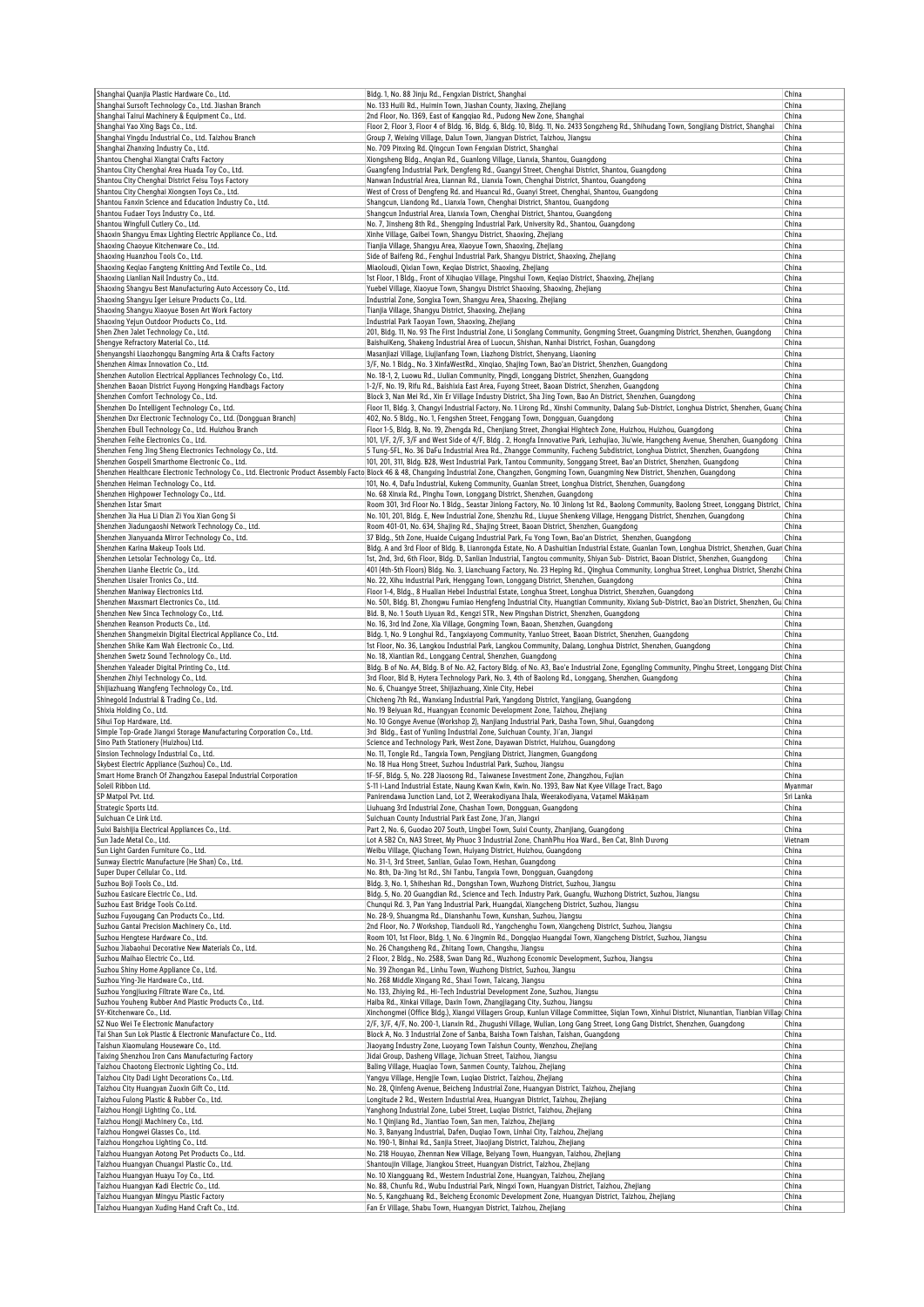| | | |
|---|---|---|
| Shanghai Quanjia Plastic Hardware Co., Ltd. | Bldg. 1, No. 88 Jinju Rd., Fengxian District, Shanghai | China |
| Shanghai Sursoft Technology Co., Ltd. Jiashan Branch | No. 133 Huili Rd., Huimin Town, Jiashan County, Jiaxing, Zhejiang | China |
| Shanghai Tairui Machinery & Equipment Co., Ltd. | 2nd Floor, No. 1369, East of Kangqiao Rd., Pudong New Zone, Shanghai | China |
| Shanghai Yao Xing Bags Co., Ltd. | Floor 2, Floor 3, Floor 4 of Bldg. 16, Bldg. 6, Bldg. 10, Bldg. 11, No. 2433 Songzheng Rd., Shihudang Town, Songjiang District, Shanghai | China |
| Shanghai Yingdu Industrial Co., Ltd. Taizhou Branch | Group 7, Weixing Village, Dalun Town, Jiangyan District, Taizhou, Jiangsu | China |
| Shanghai Zhanxing Industry Co., Ltd. | No. 709 Pinxing Rd. Qingcun Town Fengxian District, Shanghai | China |
| Shantou Chenghai Xiangtai Crafts Factory | Xiongsheng Bldg., Anqian Rd., Guanlong Village, Lianxia, Shantou, Guangdong | China |
| Shantou City Chenghai Area Huada Toy Co., Ltd. | Guangfeng Industrial Park, Dengfeng Rd., Guangyi Street, Chenghai District, Shantou, Guangdong | China |
| Shantou City Chenghai District Feisu Toys Factory | Nanwan Industrial Area, Liannan Rd., Lianxia Town, Chenghai District, Shantou, Guangdong | China |
| Shantou City Chenghai Xiongsen Toys Co., Ltd. | West of Cross of Dengfeng Rd. and Huancui Rd., Guanyi Street, Chenghai, Shantou, Guangdong | China |
| Shantou Fanxin Science and Education Industry Co., Ltd. | Shangcun, Liandong Rd., Lianxia Town, Chenghai District, Shantou, Guangdong | China |
| Shantou Fudaer Toys Industry Co., Ltd. | Shangcun Industrial Area, Lianxia Town, Chenghai District, Shantou, Guangdong | China |
| Shantou Wingfull Cutlery Co., Ltd. | No. 7, Jinsheng 8th Rd., Shengping Industrial Park, University Rd., Shantou, Guangdong | China |
| Shaoxin Shangyu Emax Lighting Electric Appliance Co., Ltd. | Xinhe Village, Gaibei Town, Shangyu District, Shaoxing, Zhejiang | China |
| Shaoxing Chaoyue Kitchenware Co., Ltd. | Tianjia Village, Shangyu Area, Xiaoyue Town, Shaoxing, Zhejiang | China |
| Shaoxing Huanzhou Tools Co., Ltd. | Side of Baifeng Rd., Fenghui Industrial Park, Shangyu District, Shaoxing, Zhejiang | China |
| Shaoxing Keqiao Fangteng Knitting And Textile Co., Ltd. | Miaoloudi, Qixian Town, Keqiao District, Shaoxing, Zhejiang | China |
| Shaoxing Lianlian Nail Industry Co., Ltd. | 1st Floor, 1 Bldg., Front of Xihuqiao Village, Pingshui Town, Keqiao District, Shaoxing, Zhejiang | China |
| Shaoxing Shangyu Best Manufacturing Auto Accessory Co., Ltd. | Yuebei Village, Xiaoyue Town, Shangyu District Shaoxing, Shaoxing, Zhejiang | China |
| Shaoxing Shangyu Iger Leisure Products Co., Ltd. | Industrial Zone, Songxia Town, Shangyu Area, Shaoxing, Zhejiang | China |
| Shaoxing Shangyu Xiaoyue Bosen Art Work Factory | Tianjia Village, Shangyu District, Shaoxing, Zhejiang | China |
| Shaoxing Yejun Outdoor Products Co., Ltd. | Industrial Park Taoyan Town, Shaoxing, Zhejiang | China |
| Shen Zhen Jalet Technology Co., Ltd. | 201, Bldg. 11, No. 93 The First Industrial Zone, Li Songlang Community, Gongming Street, Guangming District, Shenzhen, Guangdong | China |
| Shengye Refractory Material Co., Ltd. | BaishuiKeng, Shakeng Industrial Area of Luocun, Shishan, Nanhai District, Foshan, Guangdong | China |
| Shenyangshi Liaozhongqu Bangming Arts & Crafts Factory | Masanjiazi Village, Liujianfang Town, Liazhong District, Shenyang, Liaoning | China |
| Shenzhen Aimax Innovation Co., Ltd. | 3/F, No. 1 Bldg., No. 3 XinfaWestRd., Xinqiao, Shajing Town, Bao'an District, Shenzhen, Guangdong | China |
| Shenzhen Autolion Electrical Appliances Technology Co., Ltd. | No. 18-1, 2, Luowu Rd., Liulian Community, Pingdi, Longgang District, Shenzhen, Guangdong | China |
| Shenzhen Baoan District Fuyong Hongxing Handbags Factory | 1-2/F, No. 19, Rifu Rd., Baishixia East Area, Fuyong Street, Baoan District, Shenzhen, Guangdong | China |
| Shenzhen Comfort Technology Co., Ltd. | Block 3, Nan Mei Rd., Xin Er Village Industry District, Sha Jing Town, Bao An District, Shenzhen, Guangdong | China |
| Shenzhen Do Intelligent Technology Co., Ltd. | Floor 11, Bldg. 3, Changyi Industrial Factory, No. 1 Lirong Rd., Xinshi Community, Dalang Sub-District, Longhua District, Shenzhen, Guangdong | China |
| Shenzhen Dxr Electronic Technology Co., Ltd. (Dongguan Branch) | 402, No. 5 Bldg., No. 1, Fengshen Street, Fenggang Town, Dongguan, Guangdong | China |
| Shenzhen Ebull Technology Co., Ltd. Huizhou Branch | Floor 1-5, Bldg. B, No. 19, Zhengda Rd., Chenjiang Street, Zhongkai Hightech Zone, Huizhou, Huizhou, Guangdong | China |
| Shenzhen Feihe Electronics Co., Ltd. | 101, 1/F, 2/F, 3/F and West Side of 4/F, Bldg. 2, Hongfa Innovative Park, Lezhujiao, Jiu'wie, Hangcheng Avenue, Shenzhen, Guangdong | China |
| Shenzhen Feng Jing Sheng Electronics Technology Co., Ltd. | 5 Tung-5FL, No. 36 DaFu Industrial Area Rd., Zhangge Community, Fucheng Subdistrict, Longhua District, Shenzhen, Guangdong | China |
| Shenzhen Gospell Smarthome Electronic Co., Ltd. | 101, 201, 311, Bldg. B28, West Industrial Park, Tantou Community, Songgang Street, Bao'an District, Shenzhen, Guangdong | China |
| Shenzhen Healthcare Electronic Technology Co., Ltd. Electronic Product Assembly Factory | Block 46 & 48, Changxing Industrial Zone, Changzhen, Gongming Town, Guangming New District, Shenzhen, Guangdong | China |
| Shenzhen Heiman Technology Co., Ltd. | 101, No. 4, Dafu Industrial, Kukeng Community, Guanlan Street, Longhua District, Shenzhen, Guangdong | China |
| Shenzhen Highpower Technology Co., Ltd. | No. 68 Xinxia Rd., Pinghu Town, Longgang District, Shenzhen, Guangdong | China |
| Shenzhen Istar Smart | Room 301, 3rd Floor No. 1 Bldg., Seastar Jinlong Factory, No. 10 Jinlong 1st Rd., Baolong Community, Baolong Street, Longgang District, Shenzhen, Guangdong | China |
| Shenzhen Jia Hua Li Dian Zi You Xian Gong Si | No. 101, 201, Bldg. E, New Industrial Zone, Shenzhu Rd., Liuyue Shenkeng Village, Henggang District, Shenzhen, Guangdong | China |
| Shenzhen Jiadungaoshi Network Technology Co., Ltd. | Room 401-01, No. 634, Shajing Rd., Shajing Street, Baoan District, Shenzhen, Guangdong | China |
| Shenzhen Jianyuanda Mirror Technology Co., Ltd. | 37 Bldg., 5th Zone, Hualde Cuigang Industrial Park, Fu Yong Town, Bao'an District, Shenzhen, Guangdong | China |
| Shenzhen Karina Makeup Tools Ltd. | Bldg. A and 3rd Floor of Bldg. B, Lianrongda Estate, No. A Dashuitian Industrial Estate, Guanlan Town, Longhua District, Shenzhen, Guangdong | China |
| Shenzhen Letsolar Technology Co,. Ltd. | 1st, 2nd, 3rd, 6th Floor, Bldg. D, Sanlian Industrial, Tangtou community, Shiyan Sub- District, Baoan District, Shenzhen, Guangdong | China |
| Shenzhen Lianhe Electric Co., Ltd. | 401 (4th-5th Floors) Bldg. No. 3, Lianchuang Factory, No. 23 Heping Rd., Qinghua Community, Longhua Street, Longhua District, Shenzhen, Guangdong | China |
| Shenzhen Lisaier Tronics Co., Ltd. | No. 22, Xihu Industrial Park, Henggang Town, Longgang District, Shenzhen, Guangdong | China |
| Shenzhen Maniway Electronics Ltd. | Floor 1-4, Bldg., 8 Hualian Hebei Industrial Estate, Longhua Street, Longhua District, Shenzhen, Guangdong | China |
| Shenzhen Maxsmart Electronics Co., Ltd. | No. 501, Bldg. B1, Zhongwu Fumiao Hengfeng Industrial City, Huangtian Community, Xixiang Sub-District, Bao'an District, Shenzhen, Guangdong | China |
| Shenzhen New Sinca Technology Co., Ltd. | Bld. B, No. 1 South Liyuan Rd., Kengzi STR., New Pingshan District, Shenzhen, Guangdong | China |
| Shenzhen Reanson Products Co., Ltd. | No. 16, 3rd Ind Zone, Xia Village, Gongming Town, Baoan, Shenzhen, Guangdong | China |
| Shenzhen Shangmeixin Digital Electrical Appliance Co., Ltd. | Bldg. 1, No. 9 Longhui Rd., Tangxiayong Community, Yanluo Street, Baoan District, Shenzhen, Guangdong | China |
| Shenzhen Shike Kam Wah Electronic Co., Ltd. | 1st Floor, No. 36, Langkou Industrial Park, Langkou Community, Dalang, Longhua District, Shenzhen, Guangdong | China |
| Shenzhen Swetz Sound Technology Co., Ltd. | No. 18, Xiantian Rd., Longgang Central, Shenzhen, Guangdong | China |
| Shenzhen Yaleader Digital Printing Co., Ltd. | Bldg. B of No. A4, Bldg. B of No. A2, Factory Bldg. of No. A3, Bao'e Industrial Zone, Egongling Community, Pinghu Street, Longgang District, Shenzhen, Guangdong | China |
| Shenzhen Zhiyi Technology Co., Ltd. | 3rd Floor, Bld B, Hytera Technology Park, No. 3, 4th of Baolong Rd., Longgang, Shenzhen, Guangdong | China |
| Shijiazhuang Wangfeng Technology Co., Ltd. | No. 6, Chuangye Street, Shijiazhuang, Xinle City, Hebei | China |
| Shinegold Industrial & Trading Co., Ltd. | Chicheng 7th Rd., Wanxiang Industrial Park, Yangdong District, Yangjiang, Guangdong | China |
| Shixia Holding Co., Ltd. | No. 19 Beiyuan Rd., Huangyan Economic Development Zone, Taizhou, Zhejiang | China |
| Sihui Top Hardware, Ltd. | No. 10 Gongye Avenue (Workshop 2), Nanjiang Industrial Park, Dasha Town, Sihui, Guangdong | China |
| Simple Top-Grade Jiangxi Storage Manufacturing Corporation Co., Ltd. | 3rd Bldg., East of Yunling Industrial Zone, Suichuan County, Ji'an, Jiangxi | China |
| Sino Path Stationery (Huizhou) Ltd. | Science and Technology Park, West Zone, Dayawan District, Huizhou, Guangdong | China |
| Sinsion Technology Industrial Co., Ltd. | No. 11, Tongle Rd., Tangxia Town, Pengjiang District, Jiangmen, Guangdong | China |
| Skybest Electric Appliance (Suzhou) Co., Ltd. | No. 18 Hua Hong Street, Suzhou Industrial Park, Suzhou, Jiangsu | China |
| Smart Home Branch Of Zhangzhou Easepal Industrial Corporation | 1F-5F, Bldg. 5, No. 228 Jiaosong Rd., Taiwanese Investment Zone, Zhangzhou, Fujian | China |
| Soleil Ribbon Ltd. | S-11 i-Land Industrial Estate, Naung Kwan Kwin, Kwin. No. 1393, Baw Nat Kyee Village Tract, Bago | Myanmar |
| SP Matpol Pvt. Ltd. | Panirendawa Junction Land, Lot 2, Weerakodiyana Ihala, Weerakodiyana, Vaṭamel Mākāṇam | Sri Lanka |
| Strategic Sports Ltd. | Liuhuang 3rd Industrial Zone, Chashan Town, Dongguan, Guangdong | China |
| Suichuan Ce Link Ltd. | Suichuan County Industrial Park East Zone, Ji'an, Jiangxi | China |
| Suixi Baishijia Electrical Appliances Co., Ltd. | Part 2, No. 6, Guodao 207 South, Lingbei Town, Suixi County, Zhanjiang, Guangdong | China |
| Sun Jade Metal Co., Ltd. | Lot A 5B2 Cn, NA3 Street, My Phuoc 3 Industrial Zone, ChanhPhu Hoa Ward., Ben Cat, Bình Dương | Vietnam |
| Sun Light Garden Furniture Co., Ltd. | Weibu Village, Qiuchang Town, Huiyang District, Huizhou, Guangdong | China |
| Sunway Electric Manufacture (He Shan) Co., Ltd. | No. 31-1, 3rd Street, Sanlian, Gulao Town, Heshan, Guangdong | China |
| Super Duper Cellular Co., Ltd. | No. 8th, Da-Jing 1st Rd., Shi Tanbu, Tangxia Town, Dongguan, Guangdong | China |
| Suzhou Boji Tools Co., Ltd. | Bldg. 3, No. 1, Shiheshan Rd., Dongshan Town, Wuzhong District, Suzhou, Jiangsu | China |
| Suzhou Easicare Electric Co., Ltd. | Bldg. 5, No. 20 Guangdian Rd., Science and Tech. Industry Park, Guangfu, Wuzhong District, Suzhou, Jiangsu | China |
| Suzhou East Bridge Tools Co.Ltd. | Chunqui Rd. 3, Pan Yang Industrial Park, Huangdai, Xiangcheng District, Suzhou, Jiangsu | China |
| Suzhou Fuyougang Can Products Co., Ltd. | No. 28-9, Shuangma Rd., Dianshanhu Town, Kunshan, Suzhou, Jiangsu | China |
| Suzhou Gantai Precision Machinery Co., Ltd. | 2nd Floor, No. 7 Workshop, Tianduoli Rd., Yangchenghu Town, Xiangcheng District, Suzhou, Jiangsu | China |
| Suzhou Hengtese Hardware Co., Ltd. | Room 101, 1st Floor, Bldg. 1, No. 6 Jingmin Rd., Dongqiao Huangdai Town, Xiangcheng District, Suzhou, Jiangsu | China |
| Suzhou Jiabaohui Decorative New Materials Co., Ltd. | No. 26 Changsheng Rd., Zhitang Town, Changshu, Jiangsu | China |
| Suzhou Maihao Electric Co., Ltd. | 2 Floor, 2 Bldg., No. 2588, Swan Dang Rd., Wuzhong Economic Development, Suzhou, Jiangsu | China |
| Suzhou Shiny Home Appliance Co., Ltd. | No. 39 Zhongan Rd., Linhu Town, Wuzhong District, Suzhou, Jiangsu | China |
| Suzhou Ying-Jie Hardware Co., Ltd. | No. 268 Middle Xingang Rd., Shaxi Town, Taicang, Jiangsu | China |
| Suzhou Yongjiuxing Filtrate Ware Co., Ltd. | No. 133, Zhiying Rd., Hi-Tech Industrial Development Zone, Suzhou, Jiangsu | China |
| Suzhou Youheng Rubber And Plastic Products Co., Ltd. | Haiba Rd., Xinkai Village, Daxin Town, Zhangjiagang City, Suzhou, Jiangsu | China |
| SY-Kitchenware Co., Ltd. | Xinchongmei (Office Bldg.), Xiangxi Villagers Group, Kunlun Village Committee, Siqian Town, Xinhui District, Niunantian, Tianbian Village | China |
| SZ Nuo Wei Te Electronic Manufactory | 2/F, 3/F, 4/F, No. 200-1, Lianxin Rd., Zhugushi Village, Wulian, Long Gang Street, Long Gang District, Shenzhen, Guangdong | China |
| Tai Shan Sun Lok Plastic & Electronic Manufacture Co., Ltd. | Block A, No. 3 Industrial Zone of Sanba, Baisha Town Taishan, Taishan, Guangdong | China |
| Taishun Xiaomulang Houseware Co., Ltd. | Jiaoyang Industry Zone, Luoyang Town Taishun County, Wenzhou, Zhejiang | China |
| Taixing Shenzhou Iron Cans Manufacturing Factory | Jidai Group, Dasheng Village, Jichuan Street, Taizhou, Jiangsu | China |
| Taizhou Chaotong Electronic Lighting Co., Ltd. | Baling Village, Huaqiao Town, Sanmen County, Taizhou, Zhejiang | China |
| Taizhou City Dadi Light Decorations Co., Ltd. | Yangyu Village, Hengjie Town, Luqiao District, Taizhou, Zhejiang | China |
| Taizhou City Huangyan Zuoxin Gift Co., Ltd. | No. 28, Qinfeng Avenue, Beicheng Industrial Zone, Huangyan District, Taizhou, Zhejiang | China |
| Taizhou Fulong Plastic & Rubber Co., Ltd. | Longitude 2 Rd., Western Industrial Area, Huangyan District, Taizhou, Zhejiang | China |
| Taizhou Hongji Lighting Co., Ltd. | Yanghong Industrial Zone, Lubei Street, Luqiao District, Taizhou, Zhejiang | China |
| Taizhou Hongji Machinery Co., Ltd. | No. 1 Qinjiang Rd., Jiantiao Town, San men, Taizhou, Zhejiang | China |
| Taizhou Hongwei Glasses Co., Ltd. | No. 3, Banyang Industrial, Dafen, Duqiao Town, Linhai City, Taizhou, Zhejiang | China |
| Taizhou Hongzhou Lighting Co., Ltd. | No. 190-1, Binhai Rd., Sanjia Street, Jiaojiang District, Taizhou, Zhejiang | China |
| Taizhou Huangyan Aotong Pet Products Co., Ltd. | No. 218 Houyao, Zhennan New Village, Beiyang Town, Huangyan, Taizhou, Zhejiang | China |
| Taizhou Huangyan Chuangxi Plastic Co., Ltd. | Shantoujin Village, Jiangkou Street, Huangyan District, Taizhou, Zhejiang | China |
| Taizhou Huangyan Huayu Toy Co., Ltd. | No. 10 Xiangguang Rd., Western Industrial Zone, Huangyan, Taizhou, Zhejiang | China |
| Taizhou Huangyan Kadi Electric Co., Ltd. | No. 88, Chunfu Rd., Wubu Industrial Park, Ningxi Town, Huangyan District, Taizhou, Zhejiang | China |
| Taizhou Huangyan Mingyu Plastic Factory | No. 5, Kangzhuang Rd., Beicheng Economic Development Zone, Huangyan District, Taizhou, Zhejiang | China |
| Taizhou Huangyan Xuding Hand Craft Co., Ltd. | Fan Er Village, Shabu Town, Huangyan District, Taizhou, Zhejiang | China |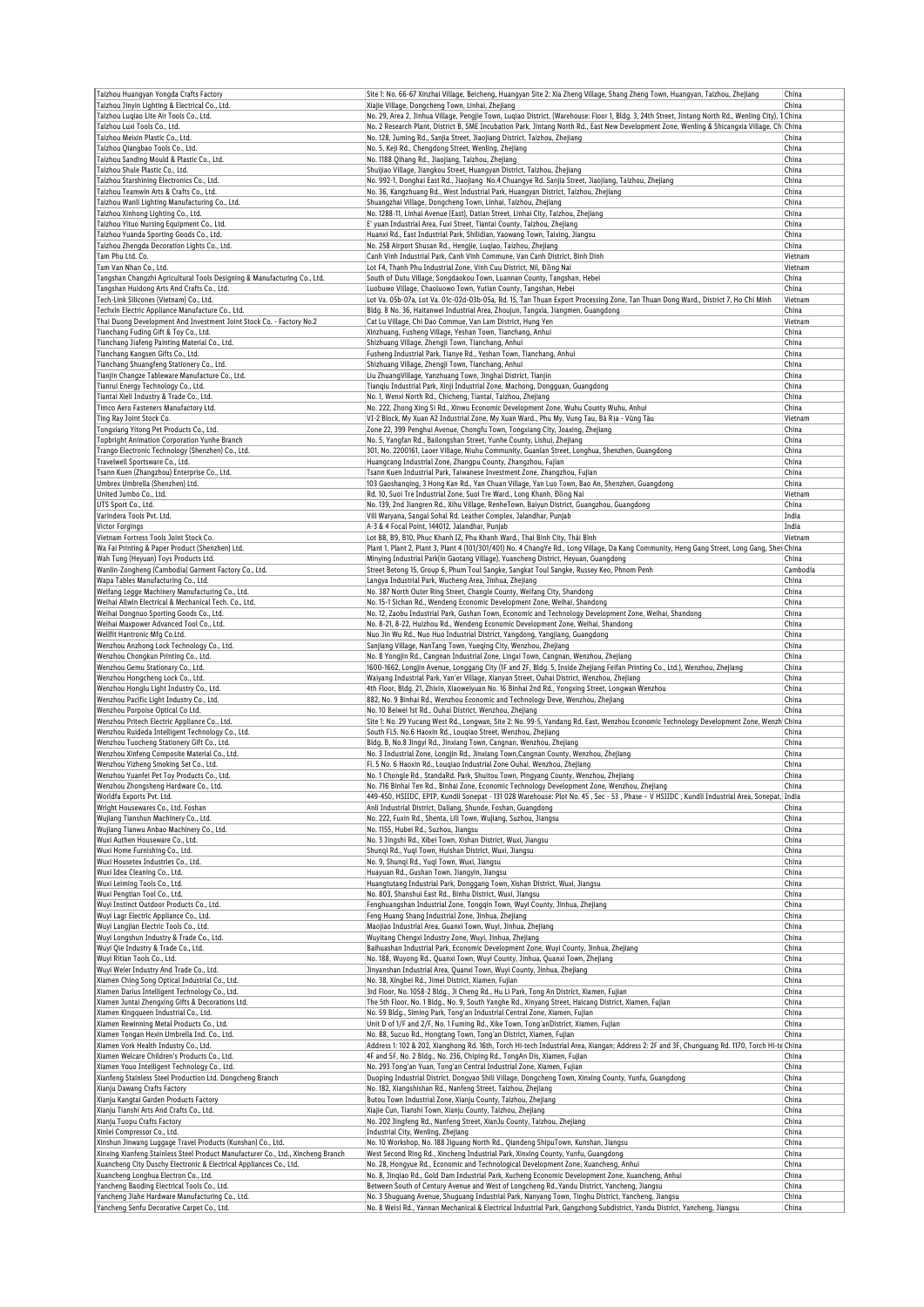| Taizhou Huangyan Yongda Crafts Factory | Site 1: No. 66-67 Xinzhai Village, Beicheng, Huangyan Site 2: Xia Zheng Village, Shang Zheng Town, Huangyan, Taizhou, Zhejiang | China |
|---|---|---|
| Taizhou Jinyin Lighting & Electrical Co., Ltd. | Xiajie Village, Dongcheng Town, Linhai, Zhejiang | China |
| Taizhou Luqiao Lite Air Tools Co., Ltd. | No. 29, Area 2, Jinhua Village, Pengjie Town, Luqiao District, (Warehouse: Floor 1, Bldg. 3, 24th Street, Jintang North Rd., Wenling City), T | China |
| Taizhou Luxi Tools Co., Ltd. | No. 2 Research Plant, District B, SME Incubation Park, Jintang North Rd., East New Development Zone, Wenling & Shicangxia Village, Ch | China |
| Taizhou Meixin Plastic Co., Ltd. | No. 128, Juming Rd., Sanjia Street, Jiaojiang District, Taizhou, Zhejiang | China |
| Taizhou Qiangbao Tools Co., Ltd. | No. 5, Keji Rd., Chengdong Street, Wenling, Zhejiang | China |
| Taizhou Sanding Mould & Plastic Co., Ltd. | No. 1188 Qihang Rd., Jiaojiang, Taizhou, Zhejiang | China |
| Taizhou Shule Plastic Co., Ltd. | Shuijiao Village, Jiangkou Street, Huangyan District, Taizhou, Zhejiang | China |
| Taizhou Starshining Electronics Co., Ltd. | No. 992-1, Donghai East Rd., Jiaojiang No.4 Chuangye Rd. Sanjia Street, Jiaojiang, Taizhou, Zhejiang | China |
| Taizhou Teamwin Arts & Crafts Co., Ltd. | No. 36, Kangzhuang Rd., West Industrial Park, Huangyan District, Taizhou, Zhejiang | China |
| Taizhou Wanli Lighting Manufacturing Co., Ltd. | Shuangzhai Village, Dongcheng Town, Linhai, Taizhou, Zhejiang | China |
| Taizhou Xinhong Lighting Co., Ltd. | No. 1288-11, Linhai Avenue (East), Datian Street, Linhai City, Taizhou, Zhejiang | China |
| Taizhou Yituo Nursing Equipment Co., Ltd. | E' yuan Industrial Area, Fuxi Street, Tiantai County, Taizhou, Zhejiang | China |
| Taizhou Yuanda Sporting Goods Co., Ltd. | Huanxi Rd., East Industrial Park, Shilidian, Yaowang Town, Taixing, Jiangsu | China |
| Taizhou Zhengda Decoration Lights Co., Ltd. | No. 258 Airport Shusan Rd., Hengjie, Luqiao, Taizhou, Zhejiang | China |
| Tam Phu Ltd. Co. | Canh Vinh Industrial Park, Canh Vinh Commune, Van Canh District, Binh Dinh | Vietnam |
| Tam Van Nhan Co., Ltd. | Lot F4, Thanh Phu Industrial Zone, Vinh Cuu District, Nil, Đồng Nai | Vietnam |
| Tangshan Changzhi Agricultural Tools Designing & Manufacturing Co., Ltd. | South of Dutu Village, Songdaokou Town, Luannan County, Tangshan, Hebei | China |
| Tangshan Huidong Arts And Crafts Co., Ltd. | Luobuwo Village, Chaoluowo Town, Yutian County, Tangshan, Hebei | China |
| Tech-Link Silicones (Vietnam) Co., Ltd. | Lot Va. 05b-07a, Lot Va. 01c-02d-03b-05a, Rd. 15, Tan Thuan Export Processing Zone, Tan Thuan Dong Ward., District 7, Ho Chi Minh | Vietnam |
| Techxin Electric Appliance Manufacture Co., Ltd. | Bldg. 8 No. 36, Haitanwei Industrial Area, Zhoujun, Tangxia, Jiangmen, Guangdong | China |
| Thai Duong Development And Investment Joint Stock Co. - Factory No.2 | Cat Lu Village, Chi Dao Commue, Van Lam District, Hung Yen | Vietnam |
| Tianchang Fuding Gift & Toy Co., Ltd. | Xinzhuang, Fusheng Village, Yeshan Town, Tianchang, Anhui | China |
| Tianchang Jiafeng Painting Material Co., Ltd. | Shizhuang Village, Zhengji Town, Tianchang, Anhui | China |
| Tianchang Kangsen Gifts Co., Ltd. | Fusheng Industrial Park, Tianye Rd., Yeshan Town, Tianchang, Anhui | China |
| Tianchang Shuangfeng Stationery Co., Ltd. | Shizhuang Village, Zhengji Town, Tianchang, Anhui | China |
| Tianjin Chengze Tableware Manufacture Co., Ltd. | Liu ZhuangVillage, Yanzhuang Town, Jinghai District, Tianjin | China |
| Tianrui Energy Technology Co., Ltd. | Tianqiu Industrial Park, Xinji Industrial Zone, Machong, Dongguan, Guangdong | China |
| Tiantai Xieli Industry & Trade Co., Ltd. | No. 1, Wenxi North Rd., Chicheng, Tiantai, Taizhou, Zhejiang | China |
| Timco Aero Fasteners Manufactory Ltd. | No. 222, Zhong Xing Si Rd., Xinwu Economic Development Zone, Wuhu County Wuhu, Anhui | China |
| Ting Ray Joint Stock Co. | VI-2 Block, My Xuan A2 Industrial Zone, My Xuan Ward., Phu My, Vung Tau, Bà Rịa - Vũng Tàu | Vietnam |
| Tongxiang Yitong Pet Products Co., Ltd. | Zone 22, 399 Penghui Avenue, Chongfu Town, Tongxiang City, Joaxing, Zhejiang | China |
| Topbright Animation Corporation Yunhe Branch | No. 5, Yangfan Rd., Baitongshan Street, Yunhe County, Lishui, Zhejiang | China |
| Trango Electronic Technology (Shenzhen) Co., Ltd. | 301, No. 2200161, Laoer Village, Niuhu Community, Guanlan Street, Longhua, Shenzhen, Guangdong | China |
| Travelwell Sportsware Co., Ltd. | Huangcang Industrial Zone, Zhangpu County, Zhangzhou, Fujian | China |
| Tsann Kuen (Zhangzhou) Enterprise Co., Ltd. | Tsann Kuen Industrial Park, Taiwanese Investment Zone, Zhangzhou, Fujian | China |
| Umbrex Umbrella (Shenzhen) Ltd. | 103 Gaoshanqing, 3 Hong Kan Rd., Yan Chuan Village, Yan Luo Town, Bao An, Shenzhen, Guangdong | China |
| United Jumbo Co., Ltd. | Rd. 10, Suoi Tre Industrial Zone, Suoi Tre Ward., Long Khanh, Đồng Nai | Vietnam |
| UTS Sport Co., Ltd. | No. 139, 2nd Jiangren Rd., Xihu Village, RenheTown, Baiyun District, Guangzhou, Guangdong | China |
| Varindera Tools Pvt. Ltd. | Vill Waryana, Sangal Sohal Rd. Leather Complex, Jalandhar, Punjab | India |
| Victor Forgings | A-3 & 4 Focal Point, 144012, Jalandhar, Punjab | India |
| Vietnam Fortress Tools Joint Stock Co. | Lot B8, B9, B10, Phuc Khanh IZ, Phu Khanh Ward., Thai Binh City, Thái Bình | Vietnam |
| Wa Fai Printing & Paper Product (Shenzhen) Ltd. | Plant 1, Plant 2, Plant 3, Plant 4 (101/301/401) No. 4 ChangYe Rd., Long Village, Da Kang Community, Heng Gang Street, Long Gang, Shen | China |
| Wah Tung (Heyuan) Toys Products Ltd. | Minying Industrial Park(in Gaotang Village), Yuancheng District, Heyuan, Guangdong | China |
| Wanlin-Zongheng (Cambodia) Garment Factory Co., Ltd. | Street Betong 15, Group 6, Phum Toul Sangke, Sangkat Toul Sangke, Russey Keo, Phnom Penh | Cambodia |
| Wapa Tables Manufacturing Co., Ltd. | Langya Industrial Park, Wucheng Area, Jinhua, Zhejiang | China |
| Weifang Legge Machinery Manufacturing Co., Ltd. | No. 387 North Outer Ring Street, Changle County, Weifang City, Shandong | China |
| Weihai Allwin Electrical & Mechanical Tech. Co., Ltd. | No. 15-1 Sichan Rd., Wendeng Economic Development Zone, Weihai, Shandong | China |
| Weihai Dongnuo Sporting Goods Co., Ltd. | No. 12, Zaobu Industrial Park, Gushan Town, Economic and Technology Development Zone, Weihai, Shandong | China |
| Weihai Maxpower Advanced Tool Co., Ltd. | No. 8-21, 8-22, Huizhou Rd., Wendeng Economic Development Zone, Weihai, Shandong | China |
| Wellfit Hantronic Mfg Co.Ltd. | Nuo Jin Wu Rd., Nuo Huo Industrial District, Yangdong, Yangjiang, Guangdong | China |
| Wenzhou Anzhong Lock Technology Co., Ltd. | Sanjiang Village, NanTang Town, Yueqing City, Wenzhou, Zhejiang | China |
| Wenzhou Chongkun Printing Co., Ltd. | No. 8 Yongjin Rd., Cangnan Industrial Zone, Lingxi Town, Cangnan, Wenzhou, Zhejiang | China |
| Wenzhou Gemu Stationary Co., Ltd. | 1600-1662, Longjin Avenue, Longgang City (1F and 2F, Bldg. 5, Inside Zhejiang Feifan Printing Co., Ltd.), Wenzhou, Zhejiang | China |
| Wenzhou Hongcheng Lock Co., Ltd. | Waiyang Industrial Park, Yan'er Village, Xianyan Street, Ouhai District, Wenzhou, Zhejiang | China |
| Wenzhou Honglu Light Industry Co., Ltd. | 4th Floor, Bldg. 21, Zhixin, Xiaoweiyuan No. 16 Binhai 2nd Rd., Yongxing Street, Longwan Wenzhou | China |
| Wenzhou Pacific Light Industry Co., Ltd. | 882, No. 9 Binhai Rd., Wenzhou Economic and Technology Deve, Wenzhou, Zhejiang | China |
| Wenzhou Porpoise Optical Co Ltd. | No. 10 Beiwei 1st Rd., Ouhai District, Wenzhou, Zhejiang | China |
| Wenzhou Pritech Electric Appliance Co., Ltd. | Site 1: No. 29 Yucang West Rd., Longwan, Site 2: No. 99-5, Yandang Rd. East, Wenzhou Economic Technology Development Zone, Wenzh | China |
| Wenzhou Ruideda Intelligent Technology Co., Ltd. | South FL5. No.6 Haoxin Rd., Louqiao Street, Wenzhou, Zhejiang | China |
| Wenzhou Tuocheng Stationery Gift Co., Ltd. | Bldg. B, No.8 Jingyi Rd., Jinxiang Town, Cangnan, Wenzhou, Zhejiang | China |
| Wenzhou Xinfeng Composite Material Co., Ltd. | No. 3 Industrial Zone, Longjin Rd., Jinxiang Town,Cangnan County, Wenzhou, Zhejiang | China |
| Wenzhou Yizheng Smoking Set Co., Ltd. | Fl. 5 No. 6 Haoxin Rd., Louqiao Industrial Zone Ouhai, Wenzhou, Zhejiang | China |
| Wenzhou Yuanfei Pet Toy Products Co., Ltd. | No. 1 Chongle Rd., StandaRd. Park, Shuitou Town, Pingyang County, Wenzhou, Zhejiang | China |
| Wenzhou Zhongsheng Hardware Co., Ltd. | No. 716 Binhai Ten Rd., Binhai Zone, Economic Technology Development Zone, Wenzhou, Zhejiang | China |
| Worldfa Exports Pvt. Ltd. | 449-450, HSIIDC, EPIP, Kundli Sonepat - 131 028 Warehouse: Plot No. 45 , Sec - 53 , Phase – V HSIIDC , Kundli Industrial Area, Sonepat, | India |
| Wright Housewares Co., Ltd. Foshan | Anli Industrial District, Daliang, Shunde, Foshan, Guangdong | China |
| Wujiang Tianshun Machinery Co., Ltd. | No. 222, Fuxin Rd., Shenta, Lili Town, Wujiang, Suzhou, Jiangsu | China |
| Wujiang Tianwu Anbao Machinery Co., Ltd. | No. 1155, Hubei Rd., Suzhou, Jiangsu | China |
| Wuxi Authen Houseware Co., Ltd. | No. 3 Jingshi Rd., Xibei Town, Xishan District, Wuxi, Jiangsu | China |
| Wuxi Home Furnishing Co., Ltd. | Shunqi Rd., Yuqi Town, Huishan District, Wuxi, Jiangsu | China |
| Wuxi Housetex Industries Co., Ltd. | No. 9, Shunqi Rd., Yuqi Town, Wuxi, Jiangsu | China |
| Wuxi Idea Cleaning Co., Ltd. | Huayuan Rd., Gushan Town, Jiangyin, Jiangsu | China |
| Wuxi Leiming Tools Co., Ltd. | Huangtutang Industrial Park, Donggang Town, Xishan District, Wuxi, Jiangsu | China |
| Wuxi Pengtian Tool Co., Ltd. | No. 803, Shanshui East Rd., Binhu District, Wuxi, Jiangsu | China |
| Wuyi Instinct Outdoor Products Co., Ltd. | Fenghuangshan Industrial Zone, Tongqin Town, Wuyi County, Jinhua, Zhejiang | China |
| Wuyi Lagr Electric Appliance Co., Ltd. | Feng Huang Shang Industrial Zone, Jinhua, Zhejiang | China |
| Wuyi Langjian Electric Tools Co., Ltd. | Maojiao Industrial Area, Guanxi Town, Wuyi, Jinhua, Zhejiang | China |
| Wuyi Longshun Industry & Trade Co., Ltd. | Wuyitang Chengxi Industry Zone, Wuyi, Jinhua, Zhejiang | China |
| Wuyi Qie Industry & Trade Co., Ltd. | Baihuashan Industrial Park, Economic Development Zone, Wuyi County, Jinhua, Zhejiang | China |
| Wuyi Ritian Tools Co., Ltd. | No. 188, Wuyong Rd., Quanxi Town, Wuyi County, Jinhua, Quanxi Town, Zhejiang | China |
| Wuyi Weier Industry And Trade Co., Ltd. | Jinyanshan Industrial Area, Quanxi Town, Wuyi County, Jinhua, Zhejiang | China |
| Xiamen Ching Song Optical Industrial Co., Ltd. | No. 38, Xingbei Rd., Jimei District, Xiamen, Fujian | China |
| Xiamen Darius Intelligent Technology Co., Ltd. | 3rd Floor, No. 1058-2 Bldg., Ji Cheng Rd., Hu Li Park, Tong An District, Xiamen, Fujian | China |
| Xiamen Juntai Zhengxing Gifts & Decorations Ltd. | The 5th Floor, No. 1 Bldg., No. 9, South Yanghe Rd., Xinyang Street, Haicang District, Xiamen, Fujian | China |
| Xiamen Kingqueen Industrial Co., Ltd. | No. 59 Bldg., Siming Park, Tong'an Industrial Central Zone, Xiamen, Fujian | China |
| Xiamen Rewinning Metal Products Co., Ltd. | Unit D of 1/F and 2/F, No. 1 Fuming Rd., Xike Town, Tong'anDistrict, Xiamen, Fujian | China |
| Xiamen Tongan Hexin Umbrella Ind. Co., Ltd. | No. 88, Sucuo Rd., Hongtang Town, Tong'an District, Xiamen, Fujian | China |
| Xiamen Vork Health Industry Co., Ltd. | Address 1: 102 & 202, Xianghong Rd. 16th, Torch Hi-tech Industrial Area, Xiangan; Address 2: 2F and 3F, Chunguang Rd. 1170, Torch Hi-te | China |
| Xiamen Welcare Children's Products Co., Ltd. | 4F and 5F, No. 2 Bldg., No. 236, Chiping Rd., TongAn Dis, Xiamen, Fujian | China |
| Xiamen Youo Intelligent Technology Co., Ltd. | No. 293 Tong'an Yuan, Tong'an Central Industrial Zone, Xiamen, Fujian | China |
| Xianfeng Stainless Steel Production Ltd. Dongcheng Branch | Duoping Industrial District, Dongyao Shili Village, Dongcheng Town, Xinxing County, Yunfu, Guangdong | China |
| Xianju Dawang Crafts Factory | No. 182, Xiangshishan Rd., Nanfeng Street, Taizhou, Zhejiang | China |
| Xianju Kangtai Garden Products Factory | Butou Town Industrial Zone, Xianju County, Taizhou, Zhejiang | China |
| Xianju Tianshi Arts And Crafts Co., Ltd. | Xiajie Cun, Tianshi Town, Xianju County, Taizhou, Zhejiang | China |
| Xianju Tuopu Crafts Factory | No. 202 Jingfeng Rd., Nanfeng Street, XianJu County, Taizhou, Zhejiang | China |
| Xinlei Compressor Co., Ltd. | Industrial City, Wenling, Zhejiang | China |
| Xinshun Jinwang Luggage Travel Products (Kunshan) Co., Ltd. | No. 10 Workshop, No. 188 Jiguang North Rd., Qiandeng ShipuTown, Kunshan, Jiangsu | China |
| Xinxing Xianfeng Stainless Steel Product Manufacturer Co., Ltd., Xincheng Branch | West Second Ring Rd., Xincheng Industrial Park, Xinxing County, Yunfu, Guangdong | China |
| Xuancheng City Duschy Electronic & Electrical Appliances Co., Ltd. | No. 28, Hongyue Rd., Economic and Technological Development Zone, Xuancheng, Anhui | China |
| Xuancheng Longhua Electron Co., Ltd. | No. 8, Jinqiao Rd., Gold Dam Industrial Park, Xucheng Economic Development Zone, Xuancheng, Anhui | China |
| Yancheng Baoding Electrical Tools Co., Ltd. | Between South of Century Avenue and West of Longcheng Rd.,Yandu District, Yancheng, Jiangsu | China |
| Yancheng Jiahe Hardware Manufacturing Co., Ltd. | No. 3 Shuguang Avenue, Shuguang Industrial Park, Nanyang Town, Tinghu District, Yancheng, Jiangsu | China |
| Yancheng Senfu Decorative Carpet Co., Ltd. | No. 8 Weisi Rd., Yannan Mechanical & Electrical Industrial Park, Gangzhong Subdistrict, Yandu District, Yancheng, Jiangsu | China |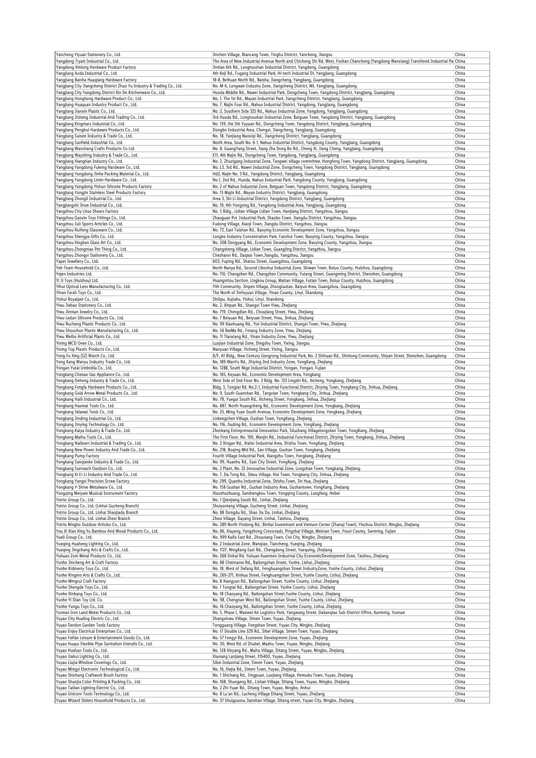| | | |
|---|---|---|
| Yancheng Yiyuan Stationery Co., Ltd. | Jinchen Village, Biancang Town, Tinghu District, Yancheng, Jiangsu | China |
| Yangdong Tryatt Industrial Co., Ltd. | The Area of New Industrial Avenue North and Chicheng Shi Rd. West, Foshan Chancheng (Yangdong Wanxiang) Transfered Industrial Pa | China |
| Yangdong Xinlong Hardware Product Factory | Jintian 6th Rd., Longtoushan Industrial District, Yangdong, Guangdong | China |
| Yangjiang Aoda Industrial Co., Ltd. | 4th Keji Rd., Fugang Industrial Park, Hi-tech Industrial Di, Yangjiang, Guangdong | China |
| Yangjiang Baisha Huaqiang Hardware Factory | 18-8, Beihuan North Rd., Baisha, Jiangcheng, Yangjiang, Guangdong | China |
| Yangjiang City Jiangcheng District Zhuo Yu Industry & Trading Co., Ltd. | No. M-6, Longwan Industry Zone, Jiangcheng District, Nil, Yangjiang, Guangdong | China |
| Yangjiang City Yangdong District Xin De Kitchenware Co., Ltd. | Huoda Middle Rd., Nawei Industrial Park, Dongcheng Town, Yangdong District, Yangjiang, Guangdong | China |
| Yangjiang Honghong Hardware Product Co., Ltd. | No. 1, The 1st Rd., Mayan Industrial Park, Jiangcheng District, Yangjiang, Guangdong | China |
| Yangjiang Huaquan Industry Product Co., Ltd. | No. 7, Najin Four Rd., Nahuo Industrial District, Yangdong, Yangjiang, Guangdong | China |
| Yangjiang Jianxin Plastic Co., Ltd. | No. 2, Southern Side 325 Rd., Nahuo Industrial Zone, Yangdong, Yangjiang, Guangdong | China |
| Yangjiang Jisheng Industrial And Trading Co., Ltd. | 3rd Huoda Rd., Longtoushan Industrial Zone, Beiguan Town, Yangdong District, Yangjiang, Guangdong | China |
| Yangjiang Kingmars Industrial Co., Ltd. | No. 139, the 5th Yuyuan Rd., Dongcheng Town, Yangdong District, Yangjiang, Guangdong | China |
| Yangjiang Penghui Hardware Products Co., Ltd. | Dongbo Industrial Area, Chengxi, Jiangcheng, Yangjiang, Guangdong | China |
| Yangjiang Suisen Industry & Trade Co., Ltd. | No. 18, Yanjiang Nanxiqi Rd., Jiangcheng District, Yangjiang, Guangdong | China |
| Yangjiang Sunfield Industrial Co., Ltd. | North Area, South No. 6-1, Nahuo Industrial District, Yangdong County, Yangjiang, Guangdong | China |
| Yangjiang Wanchang Crafts Products Co Ltd. | No. 8, GuangYang Street, Jiang Zha Dong Bo Rd., Cheng Xi, Jiang Cheng, Yangjiang, Guangdong | China |
| Yangjiang Wayshing Industry & Trade Co., Ltd. | E11, 4th Najin Rd., Dongcheng Town, Yangdong, Yangjiang, Guangdong | China |
| Yangjiang Xiangtian Industry Co., Ltd. | No. 2, Zhuzigang Industrial Zone, Tangwei village committee, Hongfeng Town, Yangdong District, Yangjiang, Guangdong | China |
| Yangjiang Yangdong Fukeng Hardware Co., Ltd. | No. L3, 3rd Rd., Nawei Industrial Zone, Dongcheng Town, Yangdong District, Yangjiang, Guangdong | China |
| Yangjiang Yangdong Jinhe Packing Material Co., Ltd. | Hd2, Najin No. 3 Rd., Yangdong District, Yangjiang, Guangdong | China |
| Yangjiang Yangdong Limin Hardware Co., Ltd. | No.1, 2nd Rd., Huoda, Nahuo Industrial Park, Yangdong County, Yangjiang, Guangdong | China |
| Yangjiang Yangdong Yishun Silicone Products Factory | No. 2 of Nahuo Industrial Zone, Beiguan Town, Yangdong District, Yangjiang, Guangdong | China |
| Yangjiang Yongjin Stainless Steel Products Factory | No. 13 Majin Rd., Mayan Industry District, Yangjiang, Guangdong | China |
| Yangjiang Zhongli Industrial Co., Ltd. | Area 3, Shi Li Industrial District, Yangdong District, Yangjiang, Guangdong | China |
| Yangjiangshi Jinze Industrial Co., Ltd. | No. 19, 4th Yongxing Rd., Yangdong Industrial Area, Yangjiang, Guangdong | China |
| Yangzhou City Lituo Shears Factory | No. 5 Bldg., Lidian Village Lidian Town, Hanjiang District, Yangzhou, Jiangsu | China |
| Yangzhou Gaoxin Toys Fittings Co., Ltd. | Zhaoguan Pvt. Industrial Park, Shaobo Town, Jiangdu District, Yangzhou, Jiangsu | China |
| Yangzhou Juli Sports Articles Co., Ltd. | Fudong Village, Xiaoji Town, Jiangdu District, Yangzhou, Jiangsu | China |
| Yangzhou Ruifeng Glassware Co., Ltd. | No. 72, East Taishan Rd., Baoying Economic Development Zone, Yangzhou, Jiangsu | China |
| Yangzhou Shengya Gifts Co., Ltd. | Longhe Industry Concentration Park, Fanshui Town, Baoying County, Yangzhou, Jiangsu | China |
| Yangzhou Xinghan Glass Art Co., Ltd. | No. 208 Dongyang Rd., Economic Development Zone, Baoying County, Yangzhou, Jiangsu | China |
| Yangzhou Zhongmao Pet Thing Co., Ltd. | Changsheng Village, Lidian Town, Guangling District, Yangzhou, Jiangsu | China |
| Yangzhou Zhongyi Stationery Co., Ltd. | Chezhanxi Rd., Daqiao Town,Jiangdu, Yangzhou, Jiangsu | China |
| Yapei Jewellery Co., Ltd. | 603, Fuping Rd., Shatou Street, Guangzhou, Guangdong | China |
| Yeh Team Household Co., Ltd. | North Nanya Rd., Second Liboshui Industrial Zone, Shiwan Town, Boluo County, Huizhou, Guangdong | China |
| Yejen Industries Ltd. | No. 110, Changzhen Rd., Changzhen Community, Yutang Street, Guangming District, Shenzhen, Guangdong | China |
| Yi Ji Toys (Huizhou) Ltd. | Huangnitou Section, Lingkou Group, Matian Village, Futian Town, Boluo County, Huizhou, Guangdong | China |
| Yihui Optical Lens Manufacturing Co., Ltd. | 11th Community, Jinpen Village, Zhongluotan, Baiyun Area, Guangzhou, Guangdong | China |
| Yinan Farah Toys Co., Ltd. | The North of Jinfoyuan Village, Yinan County, Linyi, Shandong | China |
| Yishui Royalpet Co., Ltd. | Shilipu, Xujiahu, Yishui, Linyi, Shandong | China |
| Yiwu Jiebao Stationery Co., Ltd. | No. 2, Xinpan Rd., Shangxi Town Yiwu, Zhejiang | China |
| Yiwu Jinman Jewelry Co., Ltd. | No. 719, Chengdian Rd., Choujiang Street, Yiwu, Zhejiang | China |
| Yiwu Ledun Silicone Products Co., Ltd. | No. 7 Beiyuan Rd., Beiyuan Street, Yiwu, Jinhua, Zhejiang | China |
| Yiwu Rucheng Plastic Products Co., Ltd. | No. 99 Xiaohuang Rd., Yixi Industrial District, Shangxi Town, Yiwu, Zhejiang | China |
| Yiwu Shouchun Plastic Manufacturing Co., Ltd. | No. 56 BaiMa Rd., Fotang Industry Zone, Yiwu, Zhejiang | China |
| Yiwu Weibo Artificial Plants Co., Ltd. | No. 11 Tianxiang Rd., Yinan Industry Zone, Yiwu, Zhejiang | China |
| Yixing MCD Oven Co., Ltd. | Luojian Industrial Zone, Dingshu Town, Yixing, Jiangsu | China |
| Yixing Top Plastic Products Co., Ltd. | Nanyuan Village, Yicheng Street, Yixing, Jiangsu | China |
| Yong Fu Xing (SZ) Watch Co., Ltd. | 8/F, A1 Bldg., New Century Gongrong Industrial Park, No. 2 Shihuan Rd., Shinlong Community, Shiyan Street, Shenzhen, Guangdong | China |
| Yong Kang Wanyu Industry Trade Co., Ltd. | No. 189 WanYu Rd., Zhiying 2nd Industry Zone, YongKang, Zhejiang | China |
| Yongan Yutai Umbrella Co., Ltd. | No. 1288, South Nige Industrial District, Yongan, Yongan, Fujian | China |
| Yongkang Chenao Gas Appliance Co., Ltd. | No. 165, Keyuan Rd., Economic Development Area, Yongkang | China |
| Yongkang Deheng Industry & Trade Co., Ltd. | West Side of 2nd Floor No. 2 Bldg. No. 123 Lingshi Rd., Xicheng, Yongkang, Zhejiang | China |
| Yongkang Fengfa Hardware Products Co., Ltd. | Bldg. 3, Tongtai Rd. No.2-1, Industrial Functional District, Zhiying Town, Yongkang City, Jinhua, Zhejiang | China |
| Yongkang Gold Arrow Metal Products Co., Ltd. | No. 9, South Guanshan Rd., Tangxian Town, Yongkang City, Jinhua, Zhejiang | China |
| Yongkang Haili Industrial Co., Ltd. | No. 78, Yuegui South Rd., Xicheng Street, Yongkang, Jinhua, Zhejiang | China |
| Yongkang Haomai Tools Co., Ltd. | No. 887, North Huangcheng Rd., Economic Development Zone, Yongkang, Zhejiang | China |
| Yongkang Jelawat Tools Co., Ltd. | No. 25, Ming Yuan South Avenue, Economic Development Zone, Yongkang, Zhejiang | China |
| Yongkang Jinding Industrial Co., Ltd. | Linkengchen Village, Gushan Town, YongKang, Zhejiang | China |
| Yongkang Jinying Technology Co., Ltd. | No. 116, Jiuding Rd., Economic Development Zone, YongKang, Zhejiang | China |
| Yongkang Kaiya Industry & Trade Co., Ltd. | Zheshang Entrepreneurial Innovation Park, Silushang Villagelongshan Town, YongKang, Zhejiang | China |
| Yongkang Maihu Tools Co., Ltd. | The First Floor, No. 190, Wanjin Rd., Industrial Functional District, Zhiying Town, Yongkang, Jinhua, Zhejiang | China |
| Yongkang Naiboen Industrial & Trading Co., Ltd. | No. 2 Xingan Rd., Xialixi Industrial Area, Shizhu Town, YongKang, Zhejiang | China |
| Yongkang New Power Industry And Trade Co., Ltd. | No. 218, Boqing Mid Rd., San Village, Gushan Town, Yongkang, Zhejiang | China |
| Yongkang Pump Factory | Fourth Village Industrial Park, Xiangzhu Town, Yongkang, Zhejiang | China |
| Yongkang Sanqianke Industry & Trade Co., Ltd. | No. 99, Huanhu Rd., East City Street, YongKang, Zhejiang | China |
| Yongkang Sunreach Outdoor Co., Ltd. | No. 2 Plant, No. 25 Innovative Industrial Zone, Longshan Town, Yongkang, Zhejiang | China |
| Yongkang Xi Er Li Industry And Trade Co., Ltd. | No. 7, Da Tong Rd., Sikou Village, Xixi Town, Yongkang City, Jinhua, Zhejiang | China |
| Yongkang Yankai Precision Screw Factory | No. 299, Quanhu Industrial Zone, Shizhu Town, Jin Hua, Zhejiang | China |
| Yongkang Y-Shine Metalware Co., Ltd. | No. 158 Gushan Rd., Gushan Industry Area, Gushantown, YongKang, Zhejiang | China |
| Yongqing Meiyate Musical Instrument Factory | Xiaozhuzhuang, Sanshengkou Town, Yongqing County, Langfang, Hebei | China |
| Yotrio Group Co., Ltd. | No. 1 Qianjiang South Rd., Linhai, Zhejiang | China |
| Yotrio Group Co., Ltd. (Linhai Gucheng Branch) | Shuiyuntang Village, Gucheng Street, Linhai, Zhejiang | China |
| Yotrio Group Co., Ltd. Linhai Shaojiadu Branch | No. 88 Dongdu Rd., Shao Jia Du, Linhai, Zhejiang | China |
| Yotrio Group Co., Ltd. Linhai Zhexi Branch | Zhexi Village, Dayang Street, Linhai, Taizhou, Zhejiang | China |
| Yotrio Ningbo Outdoor Articles Co., Ltd. | No. 289 North Yindong Rd., Binhai Investment and Venture Center (Zhangi Town), Yinzhou District, Ningbo, Zhejiang | China |
| You Xi Xian Xing Yu Bamboo And Wood Products Co., Ltd. | No. 86, Xiayang, Yangzhong Crossroads, Pingzhai Village, Meixian Town, Youxi County, Sanming, Fujian | China |
| Yueli Group Co., Ltd. | No. 999 Kaifa East Rd., Zhouxiang Town, Cixi City, Ningbo, Zhejiang | China |
| Yueqing Huaheng Lighting Co., Ltd. | No. 2 Industrial Zone, Wanqiao, Tiancheng, Yueqing, Zhejiang | China |
| Yueqing Jingchang Arts & Crafts Co., Ltd. | No. 1127, NingKang East Rd., Chengdong Street, Yueqing, Zhejiang | China |
| Yuhuan Zoni Metal Products Co., Ltd. | No. 268 Jinhai Rd. Yuhuan Xuanmen Industrial City EconomicDevelopment Zone, Taizhou, Zhejiang | China |
| Yunhe Jincheng Art & Craft Factory | No. 88 Chennanxi Rd., Bailongshan Street, Yunhe, Lishui, Zhejiang | China |
| Yunhe Kidmerry Toys Co., Ltd. | No. 18, West of Jiefang Rd., Fenghuangshan Street IndustryZone, Yunhe County, Lishui, Zhejiang | China |
| Yunhe Kingmo Arts & Crafts Co., Ltd. | No. 269-271, Xinhua Street, Fenghuangshan Street, Yunhe County, Lishui, Zhejiang | China |
| Yunhe Mingrui Craft Factory | No. 8 Xiangyun Rd., Bailongshan Street, Yunhe County, Lishui, Zhejiang | China |
| Yunhe Shengde Toys Co., Ltd. | No. 1 Tongtai Rd., Bailongshan Street, Yunhe County, Lishui, Zhejiang | China |
| Yunhe Xinbang Toys Co., Ltd. | No. 18 Chaoyang Rd., Bailongshan Street,Yunhe County, Lishui, Zhejiang | China |
| Yunhe Yi Dian Toy Ltd. Co. | No. 98, Chengnan West Rd., Bailongshan Street, Yunhe County, Lishui, Zhejiang | China |
| Yunhe Yungu Toys Co., Ltd. | No. 16 Chaoyang Rd., Bailongshan Street, Yunhe County, Lishui, Zhejiang | China |
| Yunnan Iron Land Metal Products Co., Ltd. | No. 5, Phase I, Wanwei Air Logistics Park, Yangwang Street, Dabanqiao Sub-District Office, Kunming, Yunnan | China |
| Yuyao City Hualing Electric Co., Ltd. | Shangxinwu Village, Simen Town, Yuyao, Zhejiang | China |
| Yuyao Dardon Garden Tools Factory | Tongguang Village, Fengshan Street, Yuyao City, Ningbo, Zhejiang | China |
| Yuyao Enjoy Electrical Enterprises Co., Ltd. | No. 17 Double Line 329 Rd., Sibei Village, Simen Town, Yuyao, Zhejiang | China |
| Yuyao Feifan Leisure & Entertainment Goods Co., Ltd. | No. 57 Fengyi Rd., Economic Development Zone, Yuyao, Zhejiang | China |
| Yuyao Huayu Flexible Pipe Sanitation Utensils Co., Ltd. | No. 30, West Rd. of Zhubei, Mazhu Town, Yuyao, Ningbo, Zhejiang | China |
| Yuyao Hushun Tools Co., Ltd. | No. 128 Xinyang Rd., Muhu Village, Ditang Street, Yuyao, Ningbo, Zhejiang | China |
| Yuyao Jiahui Lighting Co., Ltd. | Xiaxiang Lanjiang Street, 315400, Yuyao, Zhejiang | China |
| Yuyao Liujia Window Coverings Co., Ltd. | Sibei Industrial Zone, Simen Town, Yuyao, Zhejiang | China |
| Yuyao Mingyi Electronic Technological Co., Ltd. | No. 16, Xiejia Rd., Simen Town, Yuyao, Zhejiang | China |
| Yuyao Shichang Craftwork Brush Factory | No. 1 Shichang Rd., Jingpuan, Luojiang Village, Hemudu Town, Yuyao, Zhejiang | China |
| Yuyao Shunjia Color Printing & Packing Co., Ltd. | No. 168, Shungeng Rd., Lishan Village, Ditang Town, Yuyao, Ningbo, Zhejiang | China |
| Yuyao Tailian Lighting Electric Co., Ltd. | No. 2 Zhi Yuan Rd., Ditang Town, Yuyao, Ningbo, Anhui | China |
| Yuyao Unicorn Tools Technology Co., Ltd. | No. 8 Lu'an Rd., Lucheng Village Ditang Street, Yuyao, Zhejiang | China |
| Yuyao Wizard Sliders Household Products Co., Ltd. | No. 37 Shuigoutou Jianshan Village, Ditang street, Yuyao City, Ningbo, Zhejiang | China |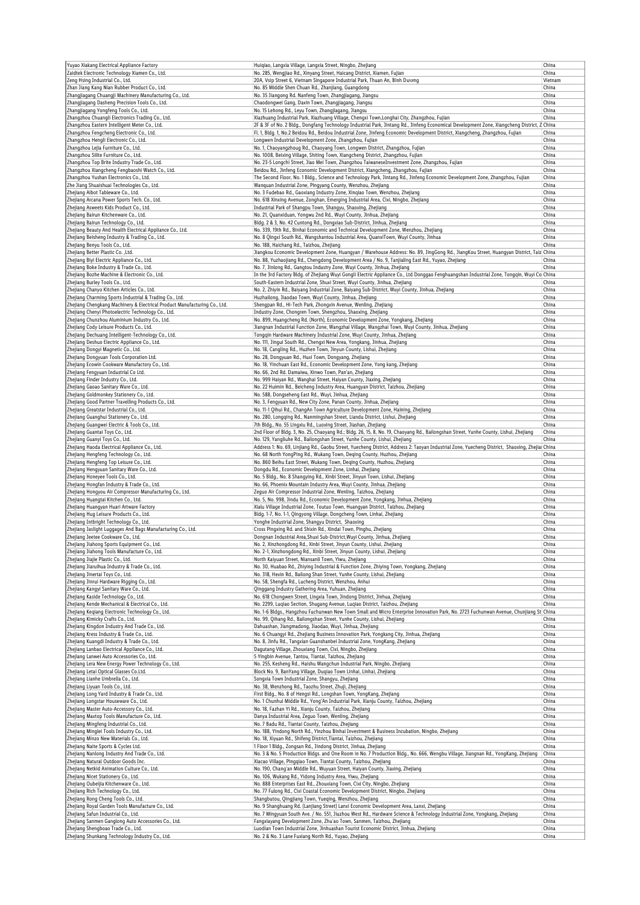| | | |
|---|---|---|
| Yuyao Xiakang Electrical Appliance Factory | Huiqiao, Langxia Village, Langxia Street, Ningbo, Zhejiang | China |
| Zaidtek Electronic Technology Xiamen Co., Ltd. | No. 285, Wengjiao Rd., Xinyang Street, Haicang District, Xiamen, Fujian | China |
| Zeng Hsing Industrial Co., Ltd. | 20A, Vsip Street 6, Vietnam Singapore Industrial Park, Thuan An, Binh Duong | Vietnam |
| Zhan Jiang Kang Nian Rubber Product Co., Ltd. | No. 85 Middle Shen Chuan Rd., Zhanjiang, Guangdong | China |
| Zhangjiagang Chuangji Machinery Manufacturing Co., Ltd. | No. 35 Jiangong Rd. Nanfeng Town, Zhangjiagang, Jiangsu | China |
| Zhangjiagang Dasheng Precision Tools Co., Ltd. | Chaodongwei Gang, Daxin Town, Zhangjiagang, Jiangsu | China |
| Zhangjiagang Yongfeng Tools Co., Ltd. | No. 15 Lehong Rd., Leyu Town, Zhangjiagang, Jiangsu | China |
| Zhangzhou Chuangli Electronics Trading Co., Ltd. | Xiazhuang Industrial Park, Xiazhuang Village, Chengxi Town,Longhai City, Zhangzhou, Fujian | China |
| Zhangzhou Eastern Intelligent Meter Co., Ltd. | 2F & 3F of No. 2 Bldg., Dongfang Technology Industrial Park, Jintang Rd., Jinfeng Economical Development Zone, Xiangcheng District, Z | China |
| Zhangzhou Fengcheng Electronic Co., Ltd. | Fl. 1, Bldg. 1, No.2 Beidou Rd., Beidou Industrial Zone, Jinfeng Economic Development District, Xiangcheng, Zhangzhou, Fujian | China |
| Zhangzhou Hengli Electronic Co., Ltd. | Longwen Industrial Development Zone, Zhangzhou, Fujian | China |
| Zhangzhou Lejia Furniture Co., Ltd. | No. 1, Chaoyangzhoug Rd., Chaoyang Town, Longwen District, Zhangzhou, Fujian | China |
| Zhangzhou Silite Furniture Co., Ltd. | No. 1008, Beixing Village, Shiting Town, Xiangcheng District, Zhangzhou, Fujian | China |
| Zhangzhou Top Brite Industry Trade Co., Ltd. | No. 23-5 Longchi Street, Jiao Mei Town, Zhangzhou TaiwaneseInvestment Zone, Zhangzhou, Fujian | China |
| Zhangzhou Xiangcheng Fengbaoshi Watch Co., Ltd. | Beidou Rd., Jinfeng Economic Development District, Xiangcheng, Zhangzhou, Fujian | China |
| Zhangzhou Yushan Electronics Co., Ltd. | The Second Floor, No. 1 Bldg., Science and Technology Park, Jintang Rd., Jinfeng Economic Development Zone, Zhangzhou, Fujian | China |
| Zhe Jiang Shuaishuai Technologies Co., Ltd. | Wanquan Industrial Zone, Pingyang County, Wenzhou, Zhejiang | China |
| Zhejiang Aibot Tableware Co., Ltd. | No. 3 Fudebao Rd., Gaoxiang Industry Zone, Xinqiao Town, Wenzhou, Zhejiang | China |
| Zhejiang Arcana Power Sports Tech. Co., Ltd. | No. 618 Xinxing Avenue, Zonghan, Emerging Industrial Area, Cixi, Ningbo, Zhejiang | China |
| Zhejiang Asweets Kids Product Co., Ltd. | Industrial Park of Shangpu Town, Shangyu, Shaoxing, Zhejiang | China |
| Zhejiang Bairun Kitchenware Co., Ltd. | No. 21, Quanxiduan, Yongwu 2nd Rd., Wuyi County, Jinhua, Zhejiang | China |
| Zhejiang Bairun Technology Co., Ltd. | Bldg. 2 & 3, No. 42 Cuntong Rd., Dongxiao Sub-District, Jinhua, Zhejiang | China |
| Zhejiang Beauty And Health Electrical Appliance Co., Ltd. | No. 339, 19th Rd., Binhai Economic and Technical Development Zone, Wenzhou, Zhejiang | China |
| Zhejiang Beisheng Industry & Trading Co., Ltd. | No. 8 Qingxi South Rd., Wangshantou Industrial Area, QuanxiTown, Wuyi County, Jinhua | China |
| Zhejiang Benyu Tools Co., Ltd. | No. 188, Haichang Rd., Taizhou, Zhejiang | China |
| Zhejiang Better Plastic Co. Ltd. | Jiangkou Economic Development Zone, Huangyan / Warehouse Address: No. 89, JingGong Rd., JiangKou Street, Huangyan District, Taiz | China |
| Zhejiang Biyi Electric Appliance Co., Ltd. | No. 88, Yuzhaojiang Rd., Chengdong Development Area / No. 9, Tanjialing East Rd., Yuyao, Zhejiang | China |
| Zhejiang Boke Industry & Trade Co., Ltd. | No. 7, Jinlong Rd., Gangtou Industry Zone, Wuyi County, Jinhua, Zhejiang | China |
| Zhejiang Bozhe Machine & Electronic Co., Ltd. | In the 3rd Factory Bldg. of Zhejiang Wuyi Gongli Electric Appliance Co., Ltd Donggao Fenghuangshan Industrial Zone, Tongqin, Wuyi Co | China |
| Zhejiang Burley Tools Co., Ltd. | South-Eastern Industrial Zone, Shuxi Street, Wuyi County, Jinhua, Zhejiang | China |
| Zhejiang Chanyo Kitchen Articles Co., Ltd. | No. 2, Zhiyin Rd., Baiyang Industrial Zone, Baiyang Sub-District, Wuyi County, Jinhua, Zhejiang | China |
| Zhejiang Charming Sports Industrial & Trading Co., Ltd. | Huzhailong, Jiaodao Town, Wuyi County, Jinhua, Zhejiang | China |
| Zhejiang Chengkang Machinery & Electrical Product Manufacturing Co., Ltd. | Shengpan Rd., Hi-Tech Park, Zhongxin Avenue, Wenling, Zhejiang | China |
| Zhejiang Chenyi Photoelectric Technology Co., Ltd. | Industry Zone, Chongren Town, Shengzhou, Shaoxing, Zhejiang | China |
| Zhejiang Chunzhou Aluminium Industry Co., Ltd. | No. 899, Huangcheng Rd. (North), Economic Development Zone, Yongkang, Zhejiang | China |
| Zhejiang Cody Leisure Products Co., Ltd. | Jiangnan Industrial Function Zone, Wangzhai Village, Wangzhai Town, Wuyi County, Jinhua, Zhejiang | China |
| Zhejiang Dechuang Intelligent-Technology Co., Ltd. | Tongqin Hardware Machinery Industrial Zone, Wuyi County, Jinhua, Zhejiang | China |
| Zhejiang Deshuo Electric Appliance Co., Ltd. | No. 111, Jingui South Rd., Chengxi New Area, Yongkang, Jinhua, Zhejiang | China |
| Zhejiang Dongyi Magnetic Co., Ltd. | No. 18, Cangling Rd., Huzhen Town, Jinyun County, Lishui, Zhejiang | China |
| Zhejiang Dongyuan Tools Corporation Ltd. | No. 28, Dongyuan Rd., Huxi Town, Dongyang, Zhejiang | China |
| Zhejiang Ecowin Cookware Manufactory Co., Ltd. | No. 18, Yinchuan East Rd., Economic Development Zone, Yong kang, Zhejiang | China |
| Zhejiang Fengyuan Industrial Co Ltd. | No. 66, 2nd Rd. Damaiwu, Xinwo Town, Pan'an, Zhejiang | China |
| Zhejiang Finder Industry Co., Ltd. | No. 999 Haiyan Rd., Wanghai Street, Haiyan County, Jiaxing, Zhejiang | China |
| Zhejiang Gaoao Sanitary Ware Co., Ltd. | No. 22 Huimin Rd., Beicheng Industry Area, Huangyan District, Taizhou, Zhejiang | China |
| Zhejiang Goldmonkey Stationery Co., Ltd. | No. 588, Dongseheng East Rd., Wuyi, Jinhua, Zhejiang | China |
| Zhejiang Good Partner Travelling Products Co., Ltd. | No. 3, Fengyuan Rd., New City Zone, Panan County, Jinhua, Zhejiang | China |
| Zhejiang Greatstar Industrial Co., Ltd. | No. 11-1 Qihui Rd., ChangAn Town Agriculture Development Zone, Haining, Zhejiang | China |
| Zhejiang Guanghui Stationery Co., Ltd. | No. 280, Longqing Rd., Nanmingshan Street, Liandu District, Lishui, Zhejiang | China |
| Zhejiang Guangwei Electric & Tools Co., Ltd. | 7th Bldg., No. 55 Lingxiu Rd., Luoxing Street, Jiashan, Zhejiang | China |
| Zhejiang Guantai Toys Co., Ltd. | 2nd Floor of Bldg. 3, No. 25, Chaoyang Rd.; Bldg. 26, 15, 8, No. 19, Chaoyang Rd., Bailongshan Street, Yunhe County, Lishui, Zhejiang | China |
| Zhejiang Guanyi Toys Co., Ltd. | No. 129, Yangliuhe Rd., Bailongshan Street, Yunhe County, Lishui, Zhejiang | China |
| Zhejiang Haoda Electrical Appliance Co., Ltd. | Address 1: No. 69, Linjiang Rd., Gaobu Street, Yuecheng District, Address 2: Taoyan Industrial Zone, Yuecheng District, Shaoxing, Zhejia | China |
| Zhejiang Hengfeng Technology Co., Ltd. | No. 68 North YongPing Rd., Wukang Town, Deqing County, Huzhou, Zhejiang | China |
| Zhejiang Hengfeng Top Leisure Co., Ltd. | No. 860 Beihu East Street, Wukang Town, Deqing County, Huzhou, Zhejiang | China |
| Zhejiang Hengyuan Sanitary Ware Co., Ltd. | Dongdu Rd., Economic Development Zone, Linhai, Zhejiang | China |
| Zhejiang Honeyee Tools Co., Ltd. | No. 5 Bldg., No. 8 Shangying Rd., Xinbi Street, Jinyun Town, Lishui, Zhejiang | China |
| Zhejiang Hongfan Industry & Trade Co., Ltd. | No. 66, Phoenix Mountain Industry Area, Wuyi County, Jinhua, Zhejiang | China |
| Zhejiang Hongyou Air Compressor Manufacturing Co., Ltd. | Zeguo Air Compressor Industrial Zone, Wenling, Taizhou, Zhejiang | China |
| Zhejiang Huangtai Kitchen Co., Ltd. | No. 5, No. 998, Jindu Rd., Economic Development Zone, Yongkang, Jinhua, Zhejiang | China |
| Zhejiang Huangyan Huari Artware Factory | Xialu Village Industrial Zone, Toutuo Town, Huangyan District, Taizhou, Zhejiang | China |
| Zhejiang Hug Leisure Products Co., Ltd. | Bldg. 1-7, No. 1-1, Qingyong Village, Dongcheng Town, Linhai, Zhejiang | China |
| Zhejiang Intbright Technology Co., Ltd. | Yonghe Industrial Zone, Shangyu District, Shaoxing | China |
| Zhejiang Jaslight Luggages And Bags Manufacturing Co., Ltd. | Cross Pingxing Rd. and Shixin Rd., Xindai Town, Pinghu, Zhejiang | China |
| Zhejiang Jeetee Cookware Co., Ltd. | Dongnan Industrial Area,Shuxi Sub-District,Wuyi County, Jinhua, Zhejiang | China |
| Zhejiang Jiahong Sports Equipment Co., Ltd. | No. 2, Xinzhongdong Rd., Xinbi Street, Jinyun County, Lishui, Zhejiang | China |
| Zhejiang Jiahong Tools Manufacture Co., Ltd. | No. 2-1, Xinzhongdong Rd., Xinbi Street, Jinyun County, Lishui, Zhejiang | China |
| Zhejiang Jiajie Plastic Co., Ltd. | North Kaiyuan Street, Niansanli Town, Yiwu, Zhejiang | China |
| Zhejiang Jiaruihua Industry & Trade Co., Ltd. | No. 30, Huabao Rd., Zhiying Industrial & Function Zone, Zhiying Town, Yongkang, Zhejiang | China |
| Zhejiang Jinertai Toys Co., Ltd. | No. 318, Hexin Rd., Bailong Shan Street, Yunhe County, Lishui, Zhejiang | China |
| Zhejiang Jinrui Hardware Rigging Co., Ltd. | No. 58, Shengfa Rd., Lucheng District, Wenzhou, Anhui | China |
| Zhejiang Kangyi Sanitary Ware Co., Ltd. | Qinggang Industry Gathering Area, Yuhuan, Zhejiang | China |
| Zhejiang Kaside Technology Co., Ltd. | No. 618 Chongwen Street, Lingxia Town, Jindong District, Jinhua, Zhejiang | China |
| Zhejiang Kende Mechanical & Electrical Co., Ltd. | No. 2299, Luqiao Section, Shugang Avenue, Luqiao District, Taizhou, Zhejiang | China |
| Zhejiang Keqiang Electronic Technology Co., Ltd. | No. 1-6 Bldgs., Hangzhou Fuchunwan New Town Small and Micro Enterprise Innovation Park, No. 2723 Fuchunwan Avenue, Chunjiang St | China |
| Zhejiang Kimicky Crafts Co., Ltd. | No. 99, Qihang Rd., Bailongshan Street, Yunhe County, Lishui, Zhejiang | China |
| Zhejiang Kingdon Industry And Trade Co., Ltd. | Dahuashan, Jiangmadong, Jiaodao, Wuyi, Jinhua, Zhejiang | China |
| Zhejiang Kress Industry & Trade Co., Ltd. | No. 6 Chuangyi Rd., Zhejiang Business Innovation Park, Yongkang City, Jinhua, Zhejiang | China |
| Zhejiang Kuangdi Industry & Trade Co., Ltd. | No. 8, Jinfu Rd., Tangxian Guanshanbei Industrial Zone, YongKang, Zhejiang | China |
| Zhejiang Lanbao Electrical Appliance Co., Ltd. | Dagutang Village, Zhouxiang Town, Cixi, Ningbo, Zhejiang | China |
| Zhejiang Lanwei Auto Accessories Co., Ltd. | 5 Yingbin Avenue, Tantou, Tiantai, Taizhou, Zhejiang | China |
| Zhejiang Lera New Energy Power Technology Co., Ltd. | No. 255, Kesheng Rd., Haishu Wangchun Industrial Park, Ningbo, Zhejiang | China |
| Zhejiang Letai Optical Glasses Co.Ltd. | Block No. 9, BanYang Village, Duqiao Town Linhai, Linhai, Zhejiang | China |
| Zhejiang Lianhe Umbrella Co., Ltd. | Songxia Town Industrial Zone, Shangyu, Zhejiang | China |
| Zhejiang Liyuan Tools Co., Ltd. | No. 38, Wenzhong Rd., Taozhu Street, Zhuji, Zhejiang | China |
| Zhejiang Long Yard Industry & Trade Co., Ltd. | First Bldg., No. 8 of Hengsi Rd., Longshan Town, YongKang, Zhejiang | China |
| Zhejiang Longstar Houseware Co., Ltd. | No. 1 Chunhui Middle Rd., Yong'An Industrial Park, Xianju County, Taizhou, Zhejiang | China |
| Zhejiang Master Auto-Accessory Co., Ltd. | No. 18, Fazhan Yi Rd., Xianju County, Taizhou, Zhejiang | China |
| Zhejiang Maxtop Tools Manufacture Co., Ltd. | Danya Industrial Area, Zeguo Town, Wenling, Zhejiang | China |
| Zhejiang Mingfeng Industrial Co., Ltd. | No. 7 Badu Rd., Tiantai County, Taizhou, Zhejiang | China |
| Zhejiang Minglei Tools Industry Co., Ltd. | No. 188, Yindong North Rd., Yinzhou Binhai Investment & Business Incubation, Ningbo, Zhejiang | China |
| Zhejiang Minzo New Materials Co., Ltd. | No. 18, Xiyuan Rd., Shifeng District,Tiantai, Taizhou, Zhejiang | China |
| Zhejiang Naite Sports & Cycles Ltd. | 1 Floor 1 Bldg., Zongsan Rd., Jindong District, Jinhua, Zhejiang | China |
| Zhejiang Nanlong Industry And Trade Co., Ltd. | No. 3 & No. 5 Production Bldgs. and One Room in No. 7 Production Bldg., No. 666, Wengbu Village, Jiangnan Rd., YongKang, Zhejiang | China |
| Zhejiang Natural Outdoor Goods Inc. | Xiacao Village, Pingqiao Town, Tiantai County, Taizhou, Zhejiang | China |
| Zhejiang Netkid Animation Culture Co., Ltd. | No. 190, Chang'an Middle Rd., Wuyuan Street, Haiyan County, Jiaxing, Zhejiang | China |
| Zhejiang Nicet Stationery Co., Ltd. | No. 106, Wukang Rd., Yidong Industry Area, Yiwu, Zhejiang | China |
| Zhejiang Oubeijia Kitchenware Co., Ltd. | No. 888 Enterprises East Rd., Zhouxiang Town, Cixi City, Ningbo, Zhejiang | China |
| Zhejiang Rich Technology Co., Ltd. | No. 77 Fulong Rd., Cixi Coastal Economic Development District, Ningbo, Zhejiang | China |
| Zhejiang Rong Cheng Tools Co., Ltd. | Shangbutou, Qingjiang Town, Yueqing, Wenzhou, Zhejiang | China |
| Zhejiang Royal Garden Tools Manufacture Co., Ltd. | No. 9 Shanghuang Rd. (Lanjiang Street) Lanxi Economic Development Area, Lanxi, Zhejiang | China |
| Zhejiang Safun Industrial Co., Ltd. | No. 7 Mingyuan South Ave. / No. 551, Jiuzhou West Rd., Hardware Science & Technology Industrial Zone, Yongkang, Zhejiang | China |
| Zhejiang Sanmen Ganglong Auto Accessories Co., Ltd. | Fangxiayang Development Zone, Zhu'ao Town, Sanmen, Taizhou, Zhejiang | China |
| Zhejiang Shengboao Trade Co., Ltd. | Luodian Town Industrial Zone, Jinhuashan Tourist Economic District, Jinhua, Zhejiang | China |
| Zhejiang Shunkang Technology Industry Co., Ltd. | No. 2 & No. 3 Lane Fuxiang North Rd., Yuyao, Zhejiang | China |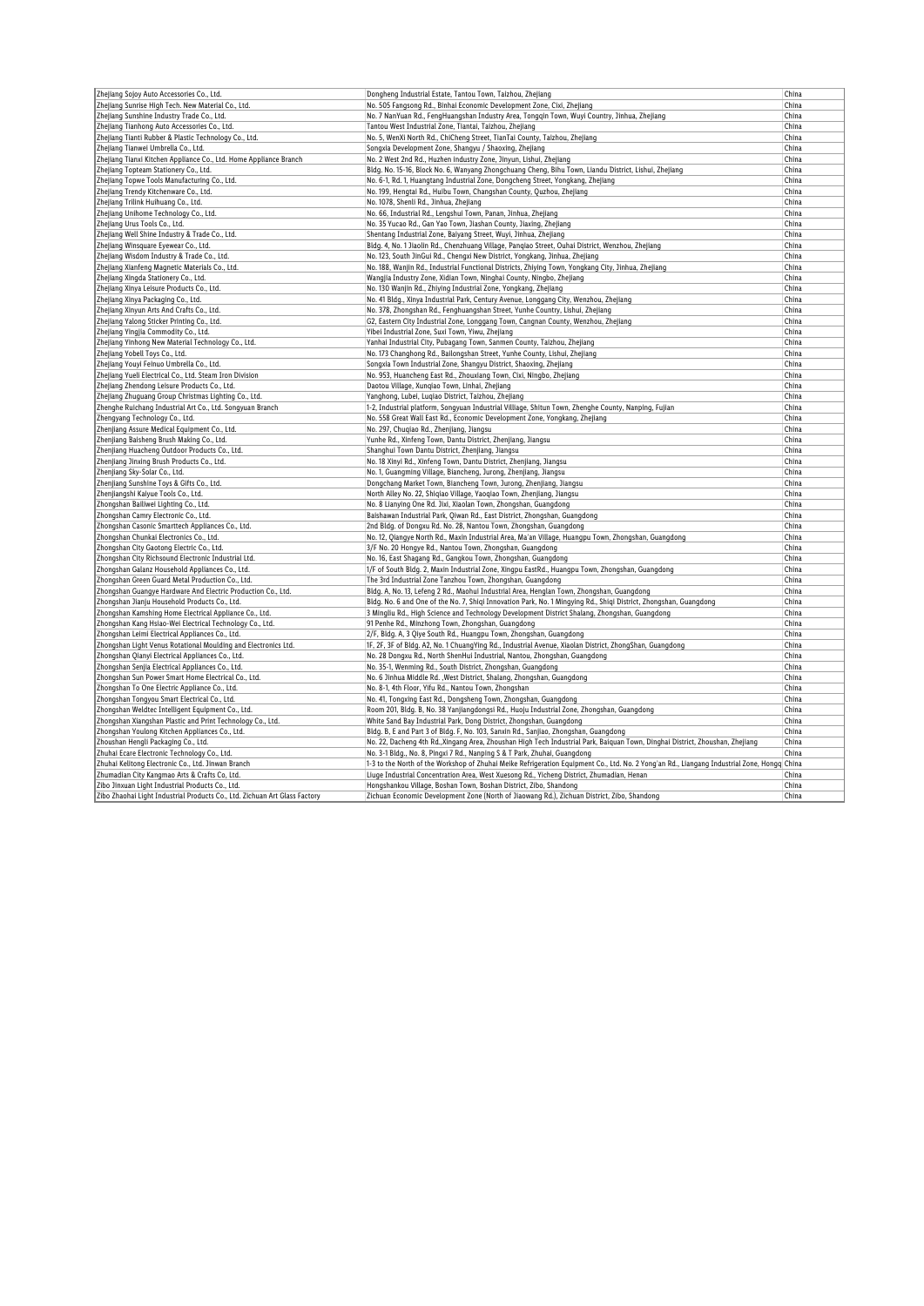| | | |
|---|---|---|
| Zhejiang Sojoy Auto Accessories Co., Ltd. | Dongheng Industrial Estate, Tantou Town, Taizhou, Zhejiang | China |
| Zhejiang Sunrise High Tech. New Material Co., Ltd. | No. 505 Fangsong Rd., Binhai Economic Development Zone, Cixi, Zhejiang | China |
| Zhejiang Sunshine Industry Trade Co., Ltd. | No. 7 NanYuan Rd., FengHuangshan Industry Area, Tongqin Town, Wuyi Country, Jinhua, Zhejiang | China |
| Zhejiang Tianhong Auto Accessories Co., Ltd. | Tantou West Industrial Zone, Tiantai, Taizhou, Zhejiang | China |
| Zhejiang Tianti Rubber & Plastic Technology Co., Ltd. | No. 5, WenXi North Rd., ChiCheng Street, TianTai County, Taizhou, Zhejiang | China |
| Zhejiang Tianwei Umbrella Co., Ltd. | Songxia Development Zone, Shangyu / Shaoxing, Zhejiang | China |
| Zhejiang Tianxi Kitchen Appliance Co., Ltd. Home Appliance Branch | No. 2 West 2nd Rd., Huzhen Industry Zone, Jinyun, Lishui, Zhejiang | China |
| Zhejiang Topteam Stationery Co., Ltd. | Bldg. No. 15-16, Block No. 6, Wanyang Zhongchuang Cheng, Bihu Town, Liandu District, Lishui, Zhejiang | China |
| Zhejiang Topwe Tools Manufacturing Co., Ltd. | No. 6-1, Rd. 1, Huangtang Industrial Zone, Dongcheng Street, Yongkang, Zhejiang | China |
| Zhejiang Trendy Kitchenware Co., Ltd. | No. 199, Hengtai Rd., Huibu Town, Changshan County, Quzhou, Zhejiang | China |
| Zhejiang Trilink Huihuang Co., Ltd. | No. 1078, Shenli Rd., Jinhua, Zhejiang | China |
| Zhejiang Unihome Technology Co., Ltd. | No. 66, Industrial Rd., Lengshui Town, Panan, Jinhua, Zhejiang | China |
| Zhejiang Urus Tools Co., Ltd. | No. 35 Yucao Rd., Gan Yao Town, Jiashan County, Jiaxing, Zhejiang | China |
| Zhejiang Well Shine Industry & Trade Co., Ltd. | Shentang Industrial Zone, Baiyang Street, Wuyi, Jinhua, Zhejiang | China |
| Zhejiang Winsquare Eyewear Co., Ltd. | Bldg. 4, No. 1 Jiaolin Rd., Chenzhuang Village, Panqiao Street, Ouhai District, Wenzhou, Zhejiang | China |
| Zhejiang Wisdom Industry & Trade Co., Ltd. | No. 123, South JinGui Rd., Chengxi New District, Yongkang, Jinhua, Zhejiang | China |
| Zhejiang Xianfeng Magnetic Materials Co., Ltd. | No. 188, Wanjin Rd., Industrial Functional Districts, Zhiying Town, Yongkang City, Jinhua, Zhejiang | China |
| Zhejiang Xingda Stationery Co., Ltd. | Wangjia Industry Zone, Xidian Town, Ninghai County, Ningbo, Zhejiang | China |
| Zhejiang Xinya Leisure Products Co., Ltd. | No. 130 Wanjin Rd., Zhiying Industrial Zone, Yongkang, Zhejiang | China |
| Zhejiang Xinya Packaging Co., Ltd. | No. 41 Bldg., Xinya Industrial Park, Century Avenue, Longgang City, Wenzhou, Zhejiang | China |
| Zhejiang Xinyun Arts And Crafts Co., Ltd. | No. 378, Zhongshan Rd., Fenghuangshan Street, Yunhe Country, Lishui, Zhejiang | China |
| Zhejiang Yalong Sticker Printing Co., Ltd. | G2, Eastern City Industrial Zone, Longgang Town, Cangnan County, Wenzhou, Zhejiang | China |
| Zhejiang Yingjia Commodity Co., Ltd. | Yibei Industrial Zone, Suxi Town, Yiwu, Zhejiang | China |
| Zhejiang Yinhong New Material Technology Co., Ltd. | Yanhai Industrial City, Pubagang Town, Sanmen County, Taizhou, Zhejiang | China |
| Zhejiang Yobell Toys Co., Ltd. | No. 173 Changhong Rd., Bailongshan Street, Yunhe County, Lishui, Zhejiang | China |
| Zhejiang Youyi Feinuo Umbrella Co., Ltd. | Songxia Town Industrial Zone, Shangyu District, Shaoxing, Zhejiang | China |
| Zhejiang Yueli Electrical Co., Ltd. Steam Iron Division | No. 953, Huancheng East Rd., Zhouxiang Town, Cixi, Ningbo, Zhejiang | China |
| Zhejiang Zhendong Leisure Products Co., Ltd. | Daotou Village, Xunqiao Town, Linhai, Zhejiang | China |
| Zhejiang Zhuguang Group Christmas Lighting Co., Ltd. | Yanghong, Lubei, Luqiao District, Taizhou, Zhejiang | China |
| Zhenghe Ruichang Industrial Art Co., Ltd. Songyuan Branch | 1-2, Industrial platform, Songyuan Industrial Villiage, Shitun Town, Zhenghe County, Nanping, Fujian | China |
| Zhengyang Technology Co., Ltd. | No. 558 Great Wall East Rd., Economic Development Zone, Yongkang, Zhejiang | China |
| Zhenjiang Assure Medical Equipment Co., Ltd. | No. 297, Chuqiao Rd., Zhenjiang, Jiangsu | China |
| Zhenjiang Baisheng Brush Making Co., Ltd. | Yunhe Rd., Xinfeng Town, Dantu District, Zhenjiang, Jiangsu | China |
| Zhenjiang Huacheng Outdoor Products Co., Ltd. | Shanghui Town Dantu District, Zhenjiang, Jiangsu | China |
| Zhenjiang Jinxing Brush Products Co., Ltd. | No. 18 Xinyi Rd., Xinfeng Town, Dantu District, Zhenjiang, Jiangsu | China |
| Zhenjiang Sky-Solar Co., Ltd. | No. 1, Guangming Village, Biancheng, Jurong, Zhenjiang, Jiangsu | China |
| Zhenjiang Sunshine Toys & Gifts Co., Ltd. | Dongchang Market Town, Biancheng Town, Jurong, Zhenjiang, Jiangsu | China |
| Zhenjiangshi Kaiyue Tools Co., Ltd. | North Alley No. 22, Shiqiao Village, Yaoqiao Town, Zhenjiang, Jiangsu | China |
| Zhongshan Bailiwei Lighting Co., Ltd. | No. 8 Lianying One Rd. Jixi, Xiaolan Town, Zhongshan, Guangdong | China |
| Zhongshan Camry Electronic Co., Ltd. | Baishawan Industrial Park, Qiwan Rd., East District, Zhongshan, Guangdong | China |
| Zhongshan Casonic Smarttech Appliances Co., Ltd. | 2nd Bldg. of Dongxu Rd. No. 28, Nantou Town, Zhongshan, Guangdong | China |
| Zhongshan Chunkai Electronics Co., Ltd. | No. 12, Qiangye North Rd., Maxin Industrial Area, Ma'an Village, Huangpu Town, Zhongshan, Guangdong | China |
| Zhongshan City Gaotong Electric Co., Ltd. | 3/F No. 20 Hongye Rd., Nantou Town, Zhongshan, Guangdong | China |
| Zhongshan City Richsound Electronic Industrial Ltd. | No. 16, East Shagang Rd., Gangkou Town, Zhongshan, Guangdong | China |
| Zhongshan Galanz Household Appliances Co., Ltd. | 1/F of South Bldg. 2, Maxin Industrial Zone, Xingpu EastRd., Huangpu Town, Zhongshan, Guangdong | China |
| Zhongshan Green Guard Metal Production Co., Ltd. | The 3rd Industrial Zone Tanzhou Town, Zhongshan, Guangdong | China |
| Zhongshan Guangye Hardware And Electric Production Co., Ltd. | Bldg. A, No. 13, Lefeng 2 Rd., Maohui Industrial Area, Henglan Town, Zhongshan, Guangdong | China |
| Zhongshan Jianju Household Products Co., Ltd. | Bldg. No. 6 and One of the No. 7, Shiqi Innovation Park, No. 1 Mingying Rd., Shiqi District, Zhongshan, Guangdong | China |
| Zhongshan Kamshing Home Electrical Appliance Co., Ltd. | 3 Mingliu Rd., High Science and Technology Development District Shalang, Zhongshan, Guangdong | China |
| Zhongshan Kang Hsiao-Wei Electrical Technology Co., Ltd. | 91 Penhe Rd., Minzhong Town, Zhongshan, Guangdong | China |
| Zhongshan Leimi Electrical Appliances Co., Ltd. | 2/F, Bldg. A, 3 Qiye South Rd., Huangpu Town, Zhongshan, Guangdong | China |
| Zhongshan Light Venus Rotational Moulding and Electronics Ltd. | 1F, 2F, 3F of Bldg. A2, No. 1 ChuangYing Rd., Industrial Avenue, Xiaolan District, ZhongShan, Guangdong | China |
| Zhongshan Qianyi Electrical Appliances Co., Ltd. | No. 28 Dongxu Rd., North ShenHui Industrial, Nantou, Zhongshan, Guangdong | China |
| Zhongshan Senjia Electrical Appliances Co., Ltd. | No. 35-1, Wenming Rd., South District, Zhongshan, Guangdong | China |
| Zhongshan Sun Power Smart Home Electrical Co., Ltd. | No. 6 Jinhua Middle Rd. ,West District, Shalang, Zhongshan, Guangdong | China |
| Zhongshan To One Electric Appliance Co., Ltd. | No. 8-1, 4th Floor, Yifu Rd., Nantou Town, Zhongshan | China |
| Zhongshan Tongyou Smart Electrical Co., Ltd. | No. 41, Tongxing East Rd., Dongsheng Town, Zhongshan, Guangdong | China |
| Zhongshan Weldtec Intelligent Equipment Co., Ltd. | Room 201, Bldg. B, No. 38 Yanjiangdongsi Rd., Huoju Industrial Zone, Zhongshan, Guangdong | China |
| Zhongshan Xiangshan Plastic and Print Technology Co., Ltd. | White Sand Bay Industrial Park, Dong District, Zhongshan, Guangdong | China |
| Zhongshan Youlong Kitchen Appliances Co., Ltd. | Bldg. B, E and Part 3 of Bldg. F, No. 103, Sanxin Rd., Sanjiao, Zhongshan, Guangdong | China |
| Zhoushan Hengli Packaging Co., Ltd. | No. 22, Dacheng 4th Rd.,Xingang Area, Zhoushan High Tech Industrial Park, Baiquan Town, Dinghai District, Zhoushan, Zhejiang | China |
| Zhuhai Ecare Electronic Technology Co., Ltd. | No. 3-1 Bldg., No. 8, Pingxi 7 Rd., Nanping S & T Park, Zhuhai, Guangdong | China |
| Zhuhai Kelitong Electronic Co., Ltd. Jinwan Branch | 1-3 to the North of the Workshop of Zhuhai Meike Refrigeration Equipment Co., Ltd. No. 2 Yong'an Rd., Liangang Industrial Zone, Hongq | China |
| Zhumadian City Kangmao Arts & Crafts Co, Ltd. | Liuge Industrial Concentration Area, West Xuesong Rd., Yicheng District, Zhumadian, Henan | China |
| Zibo Jinxuan Light Industrial Products Co., Ltd. | Hongshankou Village, Boshan Town, Boshan District, Zibo, Shandong | China |
| Zibo Zhaohai Light Industrial Products Co., Ltd. Zichuan Art Glass Factory | Zichuan Economic Development Zone (North of Jiaowang Rd.), Zichuan District, Zibo, Shandong | China |